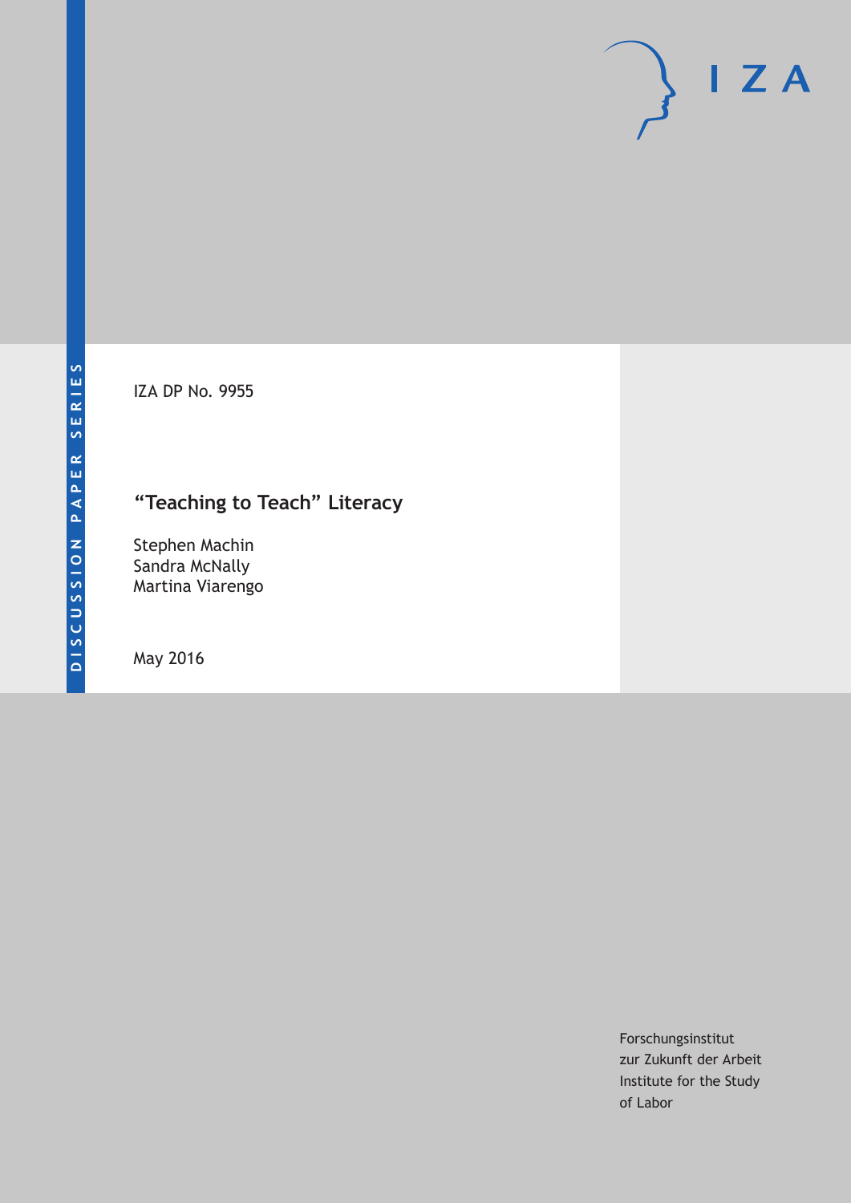DISCUSSION PAPER SERIES

IZA

IZA DP No. 9955

# "Teaching to Teach" Literacy

Stephen Machin
Sandra McNally
Martina Viarengo

May 2016

Forschungsinstitut
zur Zukunft der Arbeit
Institute for the Study
of Labor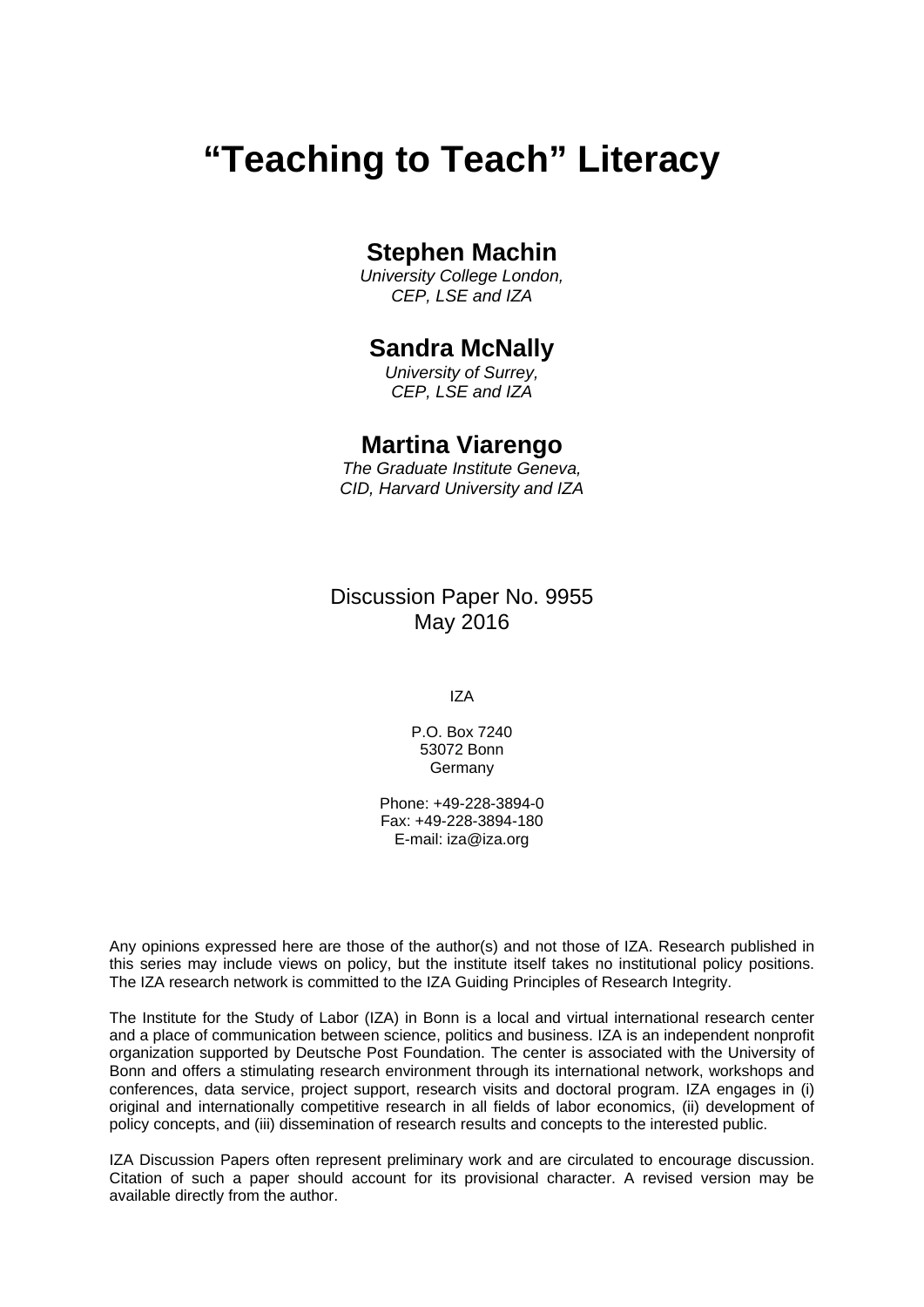# “Teaching to Teach” Literacy

**Stephen Machin**
*University College London, CEP, LSE and IZA*

**Sandra McNally**
*University of Surrey, CEP, LSE and IZA*

**Martina Viarengo**
*The Graduate Institute Geneva, CID, Harvard University and IZA*

Discussion Paper No. 9955
May 2016

IZA

P.O. Box 7240
53072 Bonn
Germany

Phone: +49-228-3894-0
Fax: +49-228-3894-180
E-mail: iza@iza.org

Any opinions expressed here are those of the author(s) and not those of IZA. Research published in this series may include views on policy, but the institute itself takes no institutional policy positions. The IZA research network is committed to the IZA Guiding Principles of Research Integrity.

The Institute for the Study of Labor (IZA) in Bonn is a local and virtual international research center and a place of communication between science, politics and business. IZA is an independent nonprofit organization supported by Deutsche Post Foundation. The center is associated with the University of Bonn and offers a stimulating research environment through its international network, workshops and conferences, data service, project support, research visits and doctoral program. IZA engages in (i) original and internationally competitive research in all fields of labor economics, (ii) development of policy concepts, and (iii) dissemination of research results and concepts to the interested public.

IZA Discussion Papers often represent preliminary work and are circulated to encourage discussion. Citation of such a paper should account for its provisional character. A revised version may be available directly from the author.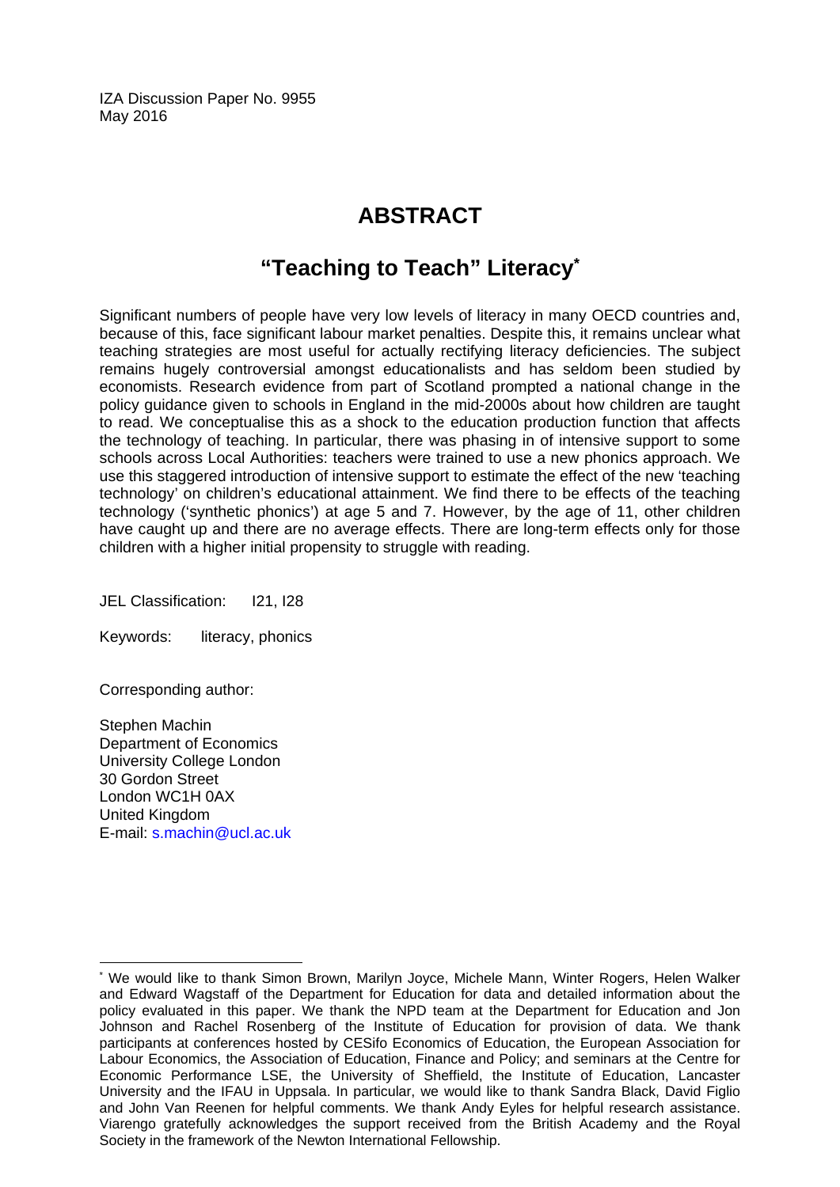IZA Discussion Paper No. 9955
May 2016

# ABSTRACT

## "Teaching to Teach" Literacy*

Significant numbers of people have very low levels of literacy in many OECD countries and, because of this, face significant labour market penalties. Despite this, it remains unclear what teaching strategies are most useful for actually rectifying literacy deficiencies. The subject remains hugely controversial amongst educationalists and has seldom been studied by economists. Research evidence from part of Scotland prompted a national change in the policy guidance given to schools in England in the mid-2000s about how children are taught to read. We conceptualise this as a shock to the education production function that affects the technology of teaching. In particular, there was phasing in of intensive support to some schools across Local Authorities: teachers were trained to use a new phonics approach. We use this staggered introduction of intensive support to estimate the effect of the new 'teaching technology' on children's educational attainment. We find there to be effects of the teaching technology ('synthetic phonics') at age 5 and 7. However, by the age of 11, other children have caught up and there are no average effects. There are long-term effects only for those children with a higher initial propensity to struggle with reading.

JEL Classification: I21, I28

Keywords: literacy, phonics

Corresponding author:

Stephen Machin
Department of Economics
University College London
30 Gordon Street
London WC1H 0AX
United Kingdom
E-mail: s.machin@ucl.ac.uk

---

* We would like to thank Simon Brown, Marilyn Joyce, Michele Mann, Winter Rogers, Helen Walker and Edward Wagstaff of the Department for Education for data and detailed information about the policy evaluated in this paper. We thank the NPD team at the Department for Education and Jon Johnson and Rachel Rosenberg of the Institute of Education for provision of data. We thank participants at conferences hosted by CESifo Economics of Education, the European Association for Labour Economics, the Association of Education, Finance and Policy; and seminars at the Centre for Economic Performance LSE, the University of Sheffield, the Institute of Education, Lancaster University and the IFAU in Uppsala. In particular, we would like to thank Sandra Black, David Figlio and John Van Reenen for helpful comments. We thank Andy Eyles for helpful research assistance. Viarengo gratefully acknowledges the support received from the British Academy and the Royal Society in the framework of the Newton International Fellowship.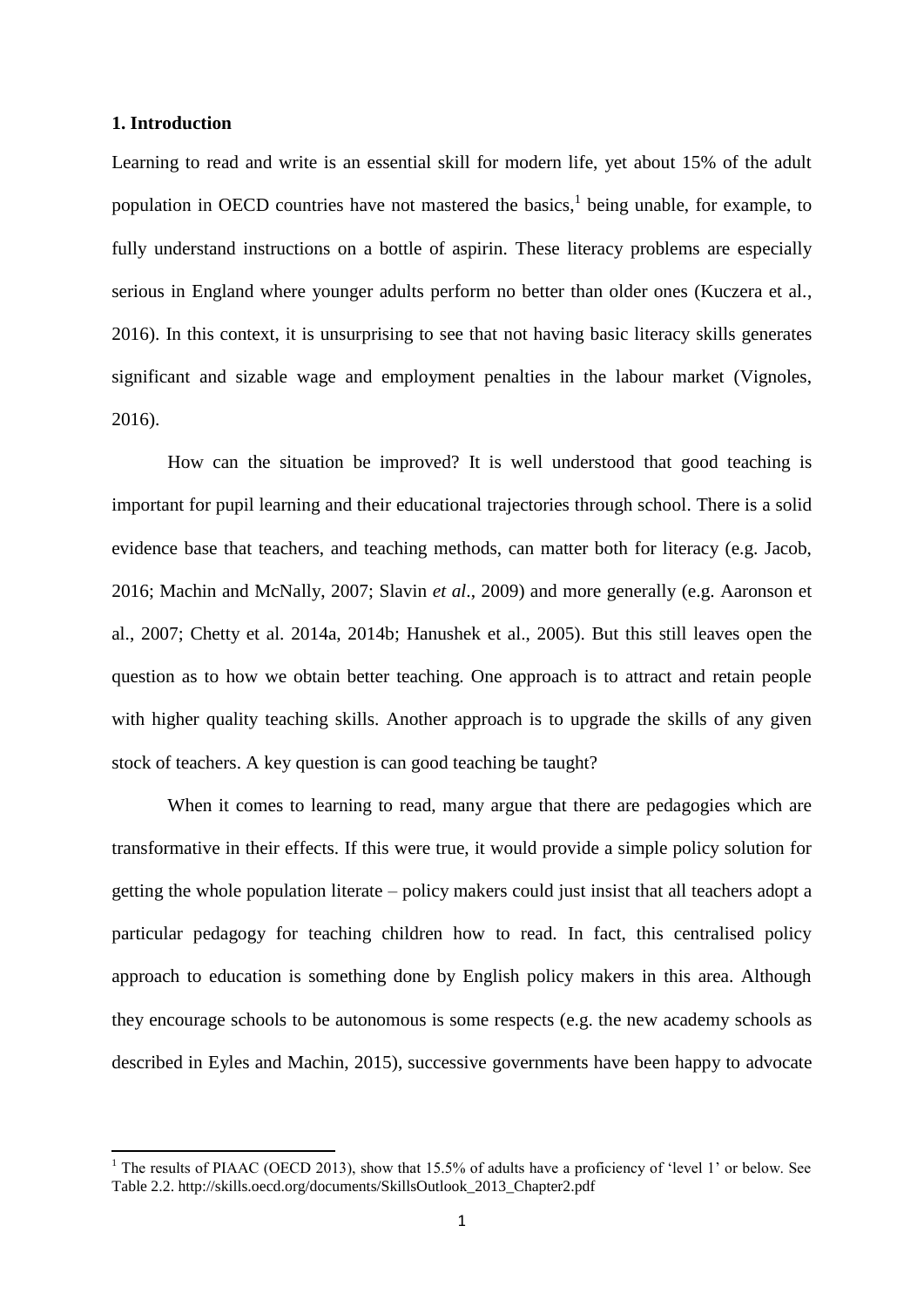## 1. Introduction

Learning to read and write is an essential skill for modern life, yet about 15% of the adult population in OECD countries have not mastered the basics,[1] being unable, for example, to fully understand instructions on a bottle of aspirin. These literacy problems are especially serious in England where younger adults perform no better than older ones (Kuczera et al., 2016). In this context, it is unsurprising to see that not having basic literacy skills generates significant and sizable wage and employment penalties in the labour market (Vignoles, 2016).

How can the situation be improved? It is well understood that good teaching is important for pupil learning and their educational trajectories through school. There is a solid evidence base that teachers, and teaching methods, can matter both for literacy (e.g. Jacob, 2016; Machin and McNally, 2007; Slavin *et al*., 2009) and more generally (e.g. Aaronson et al., 2007; Chetty et al. 2014a, 2014b; Hanushek et al., 2005). But this still leaves open the question as to how we obtain better teaching. One approach is to attract and retain people with higher quality teaching skills. Another approach is to upgrade the skills of any given stock of teachers. A key question is can good teaching be taught?

When it comes to learning to read, many argue that there are pedagogies which are transformative in their effects. If this were true, it would provide a simple policy solution for getting the whole population literate – policy makers could just insist that all teachers adopt a particular pedagogy for teaching children how to read. In fact, this centralised policy approach to education is something done by English policy makers in this area. Although they encourage schools to be autonomous is some respects (e.g. the new academy schools as described in Eyles and Machin, 2015), successive governments have been happy to advocate

[1] The results of PIAAC (OECD 2013), show that 15.5% of adults have a proficiency of 'level 1' or below. See Table 2.2. http://skills.oecd.org/documents/SkillsOutlook_2013_Chapter2.pdf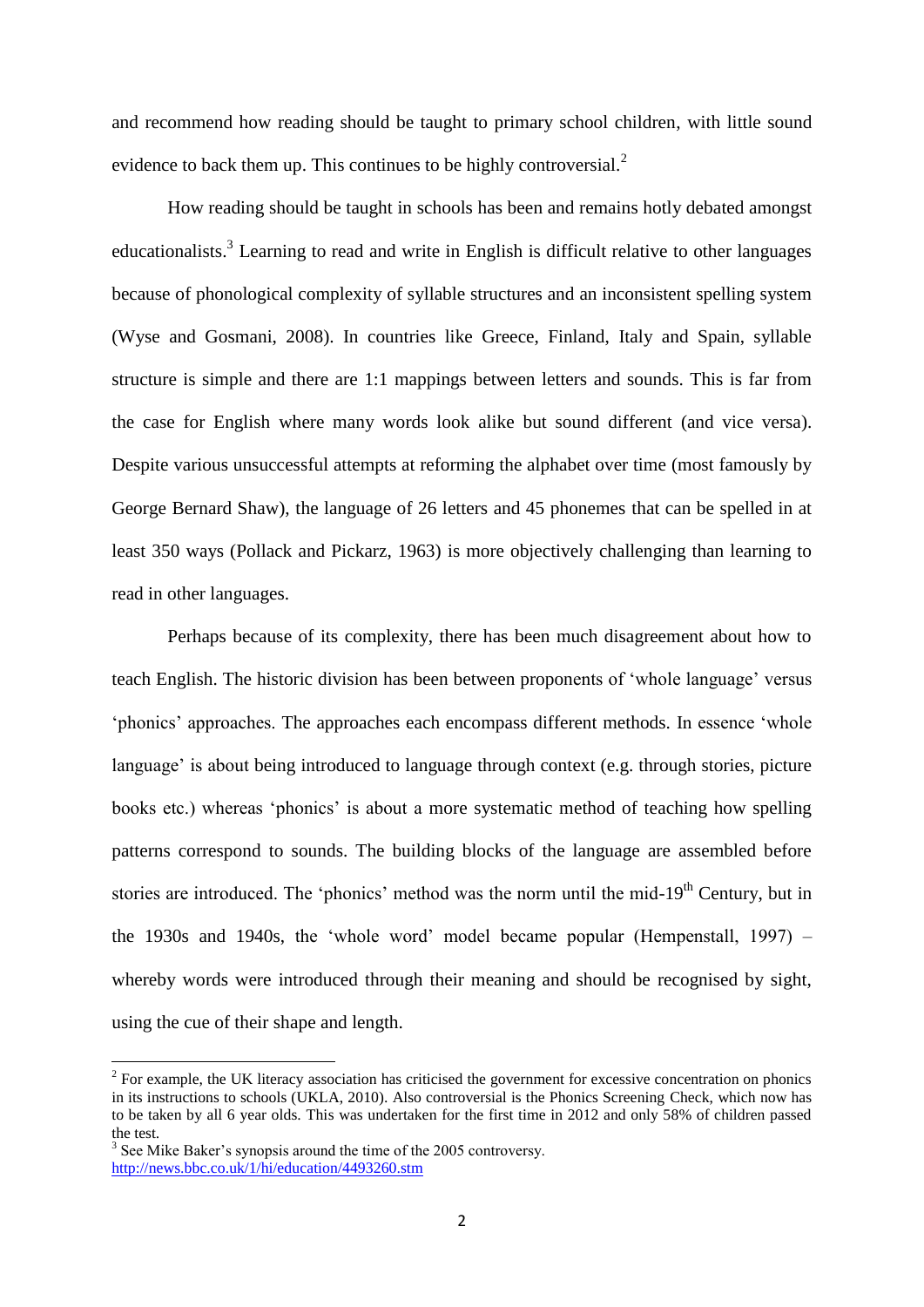and recommend how reading should be taught to primary school children, with little sound evidence to back them up. This continues to be highly controversial.[2]

How reading should be taught in schools has been and remains hotly debated amongst educationalists.[3] Learning to read and write in English is difficult relative to other languages because of phonological complexity of syllable structures and an inconsistent spelling system (Wyse and Gosmani, 2008). In countries like Greece, Finland, Italy and Spain, syllable structure is simple and there are 1:1 mappings between letters and sounds. This is far from the case for English where many words look alike but sound different (and vice versa). Despite various unsuccessful attempts at reforming the alphabet over time (most famously by George Bernard Shaw), the language of 26 letters and 45 phonemes that can be spelled in at least 350 ways (Pollack and Pickarz, 1963) is more objectively challenging than learning to read in other languages.

Perhaps because of its complexity, there has been much disagreement about how to teach English. The historic division has been between proponents of 'whole language' versus 'phonics' approaches. The approaches each encompass different methods. In essence 'whole language' is about being introduced to language through context (e.g. through stories, picture books etc.) whereas 'phonics' is about a more systematic method of teaching how spelling patterns correspond to sounds. The building blocks of the language are assembled before stories are introduced. The 'phonics' method was the norm until the mid-19th Century, but in the 1930s and 1940s, the 'whole word' model became popular (Hempenstall, 1997) – whereby words were introduced through their meaning and should be recognised by sight, using the cue of their shape and length.

[2] For example, the UK literacy association has criticised the government for excessive concentration on phonics in its instructions to schools (UKLA, 2010). Also controversial is the Phonics Screening Check, which now has to be taken by all 6 year olds. This was undertaken for the first time in 2012 and only 58% of children passed the test.

[3] See Mike Baker's synopsis around the time of the 2005 controversy. http://news.bbc.co.uk/1/hi/education/4493260.stm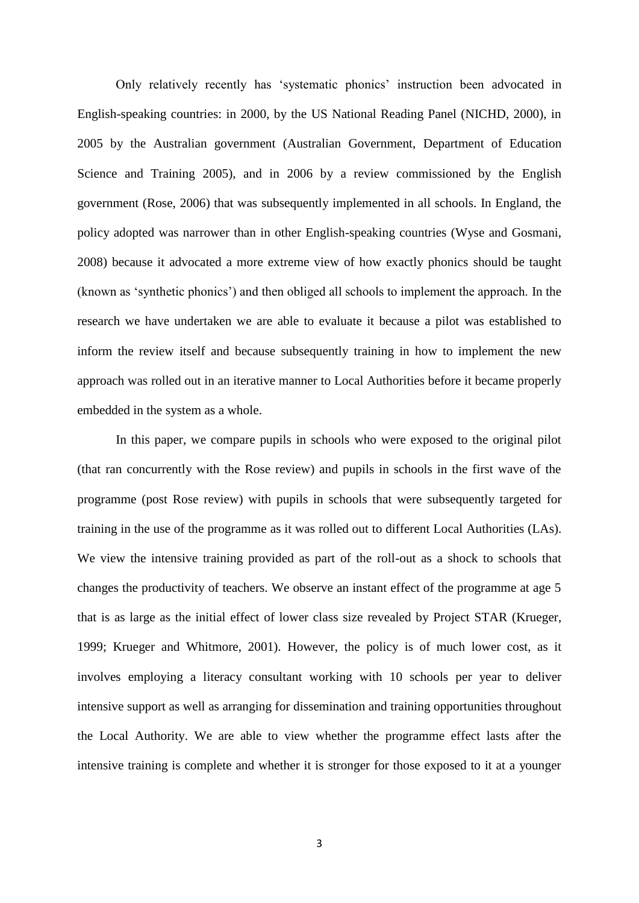Only relatively recently has 'systematic phonics' instruction been advocated in English-speaking countries: in 2000, by the US National Reading Panel (NICHD, 2000), in 2005 by the Australian government (Australian Government, Department of Education Science and Training 2005), and in 2006 by a review commissioned by the English government (Rose, 2006) that was subsequently implemented in all schools. In England, the policy adopted was narrower than in other English-speaking countries (Wyse and Gosmani, 2008) because it advocated a more extreme view of how exactly phonics should be taught (known as 'synthetic phonics') and then obliged all schools to implement the approach. In the research we have undertaken we are able to evaluate it because a pilot was established to inform the review itself and because subsequently training in how to implement the new approach was rolled out in an iterative manner to Local Authorities before it became properly embedded in the system as a whole.

In this paper, we compare pupils in schools who were exposed to the original pilot (that ran concurrently with the Rose review) and pupils in schools in the first wave of the programme (post Rose review) with pupils in schools that were subsequently targeted for training in the use of the programme as it was rolled out to different Local Authorities (LAs). We view the intensive training provided as part of the roll-out as a shock to schools that changes the productivity of teachers. We observe an instant effect of the programme at age 5 that is as large as the initial effect of lower class size revealed by Project STAR (Krueger, 1999; Krueger and Whitmore, 2001). However, the policy is of much lower cost, as it involves employing a literacy consultant working with 10 schools per year to deliver intensive support as well as arranging for dissemination and training opportunities throughout the Local Authority. We are able to view whether the programme effect lasts after the intensive training is complete and whether it is stronger for those exposed to it at a younger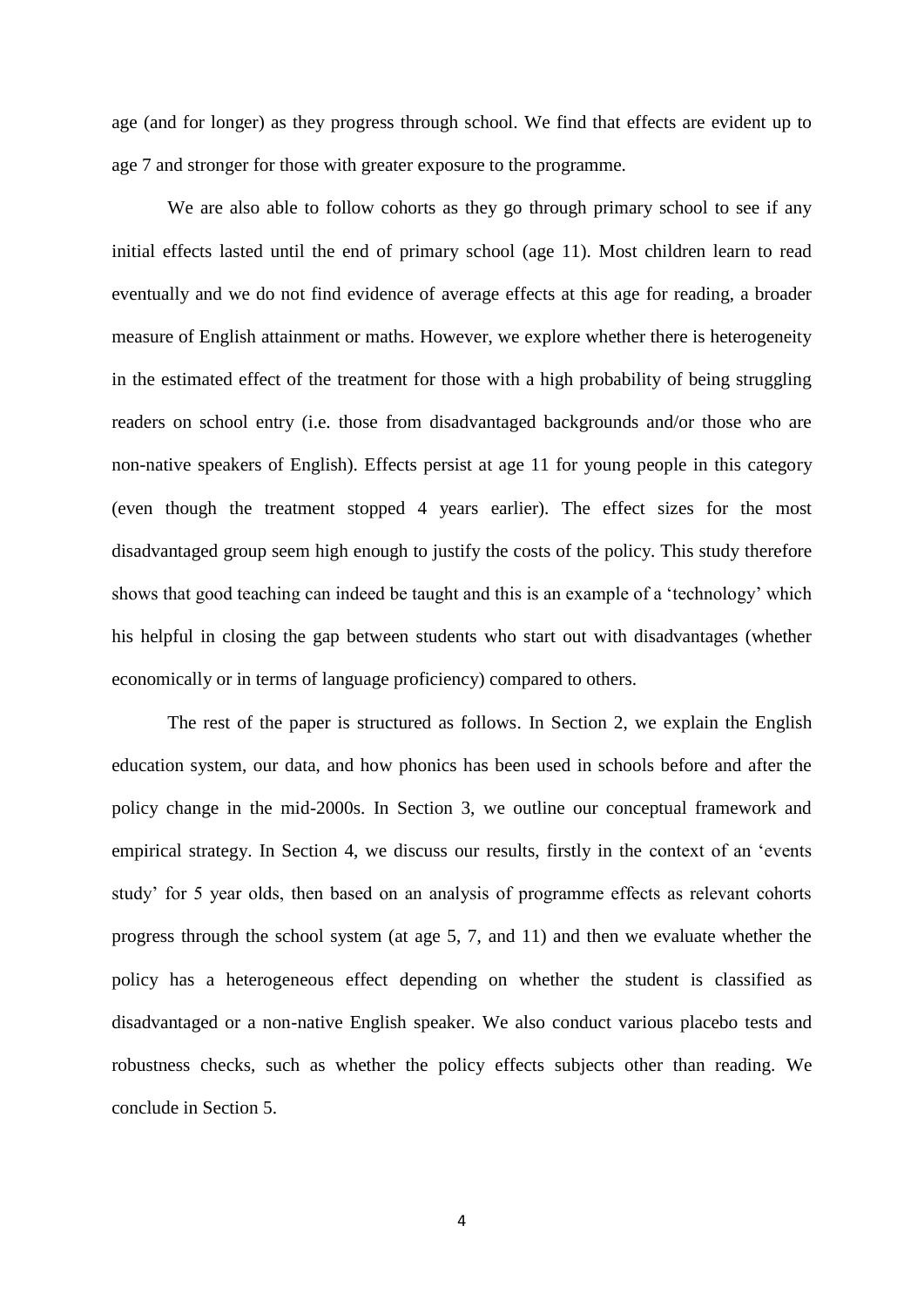age (and for longer) as they progress through school. We find that effects are evident up to age 7 and stronger for those with greater exposure to the programme.

We are also able to follow cohorts as they go through primary school to see if any initial effects lasted until the end of primary school (age 11). Most children learn to read eventually and we do not find evidence of average effects at this age for reading, a broader measure of English attainment or maths. However, we explore whether there is heterogeneity in the estimated effect of the treatment for those with a high probability of being struggling readers on school entry (i.e. those from disadvantaged backgrounds and/or those who are non-native speakers of English). Effects persist at age 11 for young people in this category (even though the treatment stopped 4 years earlier). The effect sizes for the most disadvantaged group seem high enough to justify the costs of the policy. This study therefore shows that good teaching can indeed be taught and this is an example of a 'technology' which his helpful in closing the gap between students who start out with disadvantages (whether economically or in terms of language proficiency) compared to others.

The rest of the paper is structured as follows. In Section 2, we explain the English education system, our data, and how phonics has been used in schools before and after the policy change in the mid-2000s. In Section 3, we outline our conceptual framework and empirical strategy. In Section 4, we discuss our results, firstly in the context of an 'events study' for 5 year olds, then based on an analysis of programme effects as relevant cohorts progress through the school system (at age 5, 7, and 11) and then we evaluate whether the policy has a heterogeneous effect depending on whether the student is classified as disadvantaged or a non-native English speaker. We also conduct various placebo tests and robustness checks, such as whether the policy effects subjects other than reading. We conclude in Section 5.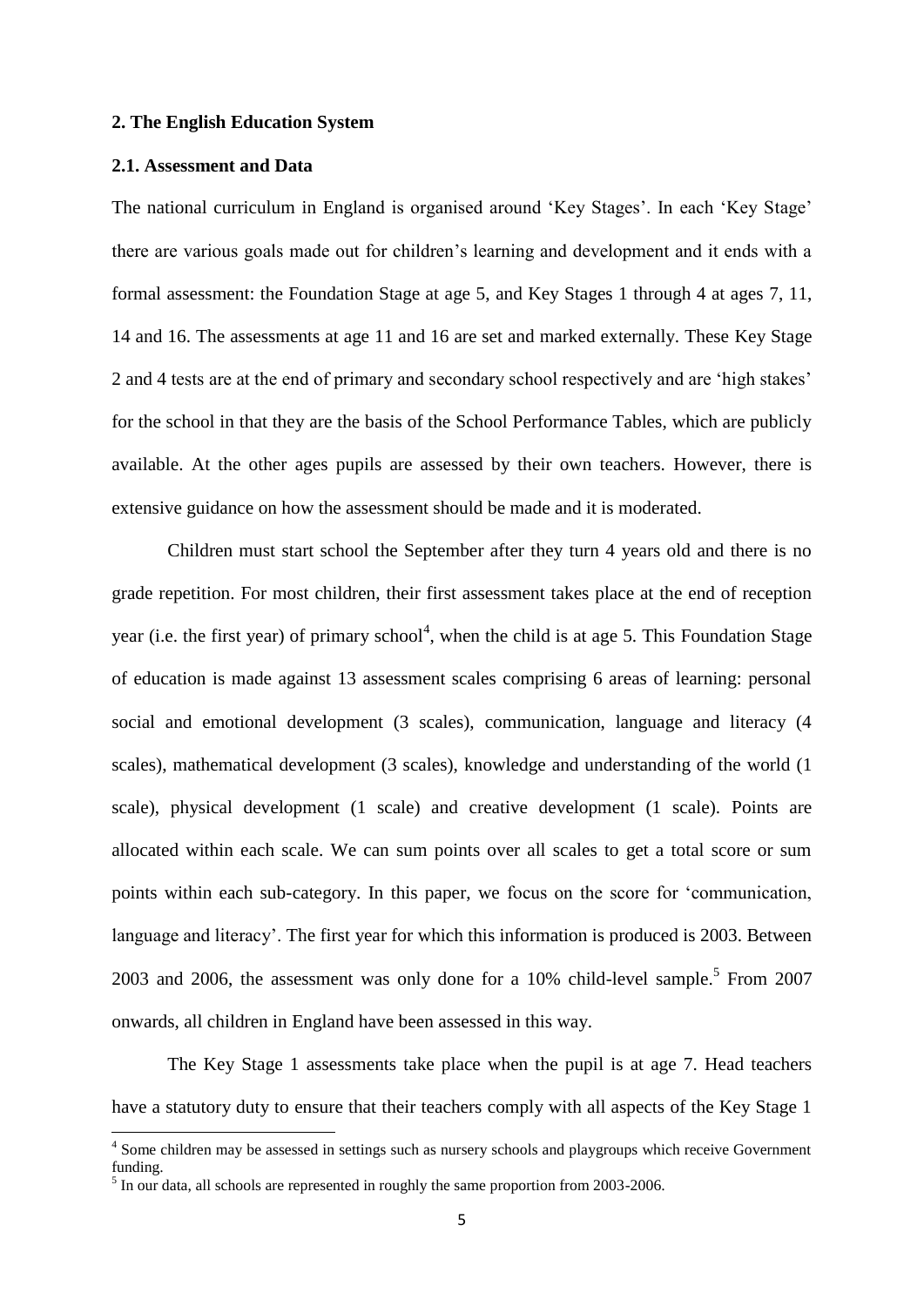## 2. The English Education System

### 2.1. Assessment and Data

The national curriculum in England is organised around 'Key Stages'. In each 'Key Stage' there are various goals made out for children's learning and development and it ends with a formal assessment: the Foundation Stage at age 5, and Key Stages 1 through 4 at ages 7, 11, 14 and 16. The assessments at age 11 and 16 are set and marked externally. These Key Stage 2 and 4 tests are at the end of primary and secondary school respectively and are 'high stakes' for the school in that they are the basis of the School Performance Tables, which are publicly available. At the other ages pupils are assessed by their own teachers. However, there is extensive guidance on how the assessment should be made and it is moderated.

Children must start school the September after they turn 4 years old and there is no grade repetition. For most children, their first assessment takes place at the end of reception year (i.e. the first year) of primary school[4], when the child is at age 5. This Foundation Stage of education is made against 13 assessment scales comprising 6 areas of learning: personal social and emotional development (3 scales), communication, language and literacy (4 scales), mathematical development (3 scales), knowledge and understanding of the world (1 scale), physical development (1 scale) and creative development (1 scale). Points are allocated within each scale. We can sum points over all scales to get a total score or sum points within each sub-category. In this paper, we focus on the score for 'communication, language and literacy'. The first year for which this information is produced is 2003. Between 2003 and 2006, the assessment was only done for a 10% child-level sample.[5] From 2007 onwards, all children in England have been assessed in this way.

The Key Stage 1 assessments take place when the pupil is at age 7. Head teachers have a statutory duty to ensure that their teachers comply with all aspects of the Key Stage 1

[4] Some children may be assessed in settings such as nursery schools and playgroups which receive Government funding.

[5] In our data, all schools are represented in roughly the same proportion from 2003-2006.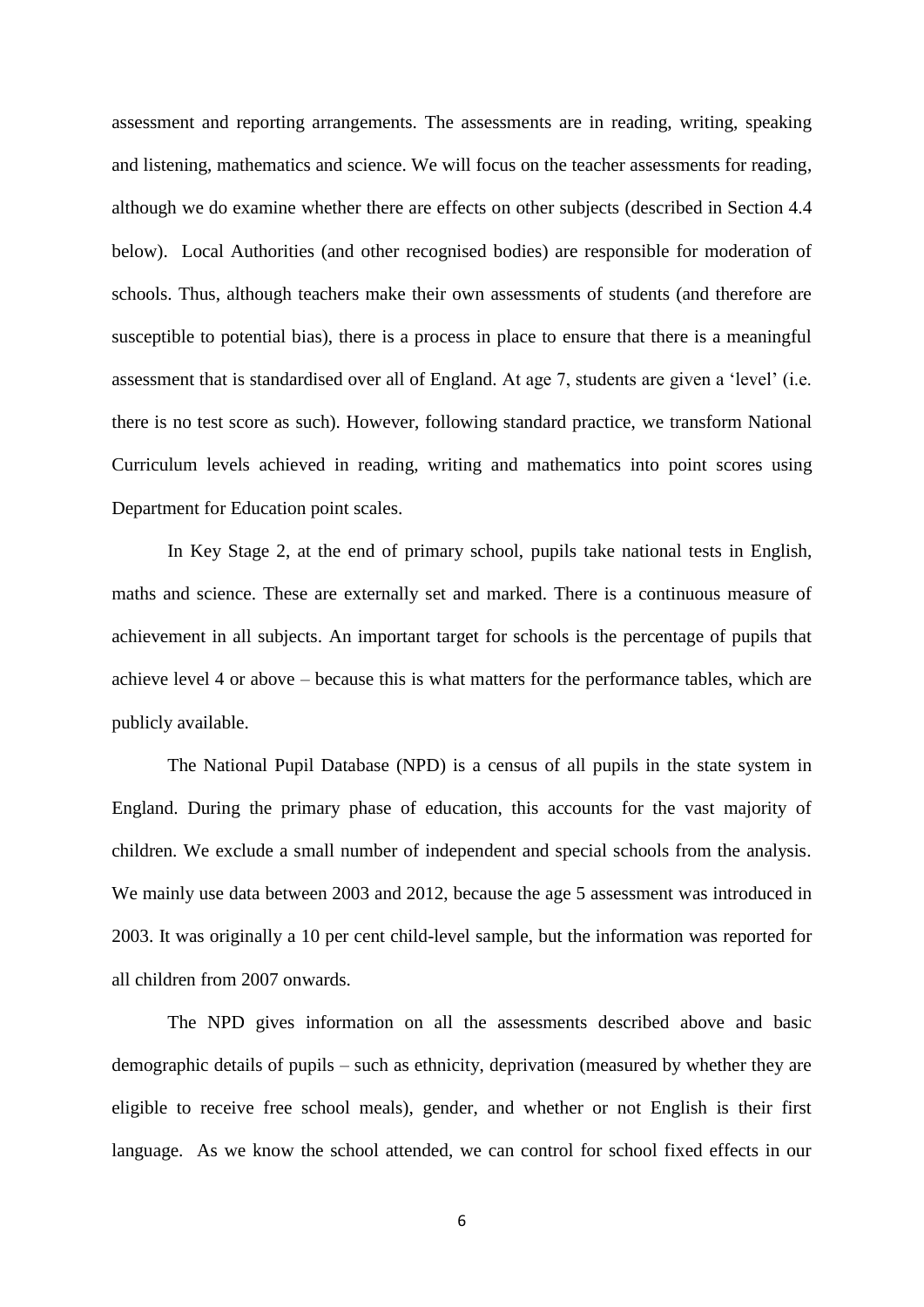assessment and reporting arrangements. The assessments are in reading, writing, speaking and listening, mathematics and science. We will focus on the teacher assessments for reading, although we do examine whether there are effects on other subjects (described in Section 4.4 below). Local Authorities (and other recognised bodies) are responsible for moderation of schools. Thus, although teachers make their own assessments of students (and therefore are susceptible to potential bias), there is a process in place to ensure that there is a meaningful assessment that is standardised over all of England. At age 7, students are given a 'level' (i.e. there is no test score as such). However, following standard practice, we transform National Curriculum levels achieved in reading, writing and mathematics into point scores using Department for Education point scales.

In Key Stage 2, at the end of primary school, pupils take national tests in English, maths and science. These are externally set and marked. There is a continuous measure of achievement in all subjects. An important target for schools is the percentage of pupils that achieve level 4 or above – because this is what matters for the performance tables, which are publicly available.

The National Pupil Database (NPD) is a census of all pupils in the state system in England. During the primary phase of education, this accounts for the vast majority of children. We exclude a small number of independent and special schools from the analysis. We mainly use data between 2003 and 2012, because the age 5 assessment was introduced in 2003. It was originally a 10 per cent child-level sample, but the information was reported for all children from 2007 onwards.

The NPD gives information on all the assessments described above and basic demographic details of pupils – such as ethnicity, deprivation (measured by whether they are eligible to receive free school meals), gender, and whether or not English is their first language. As we know the school attended, we can control for school fixed effects in our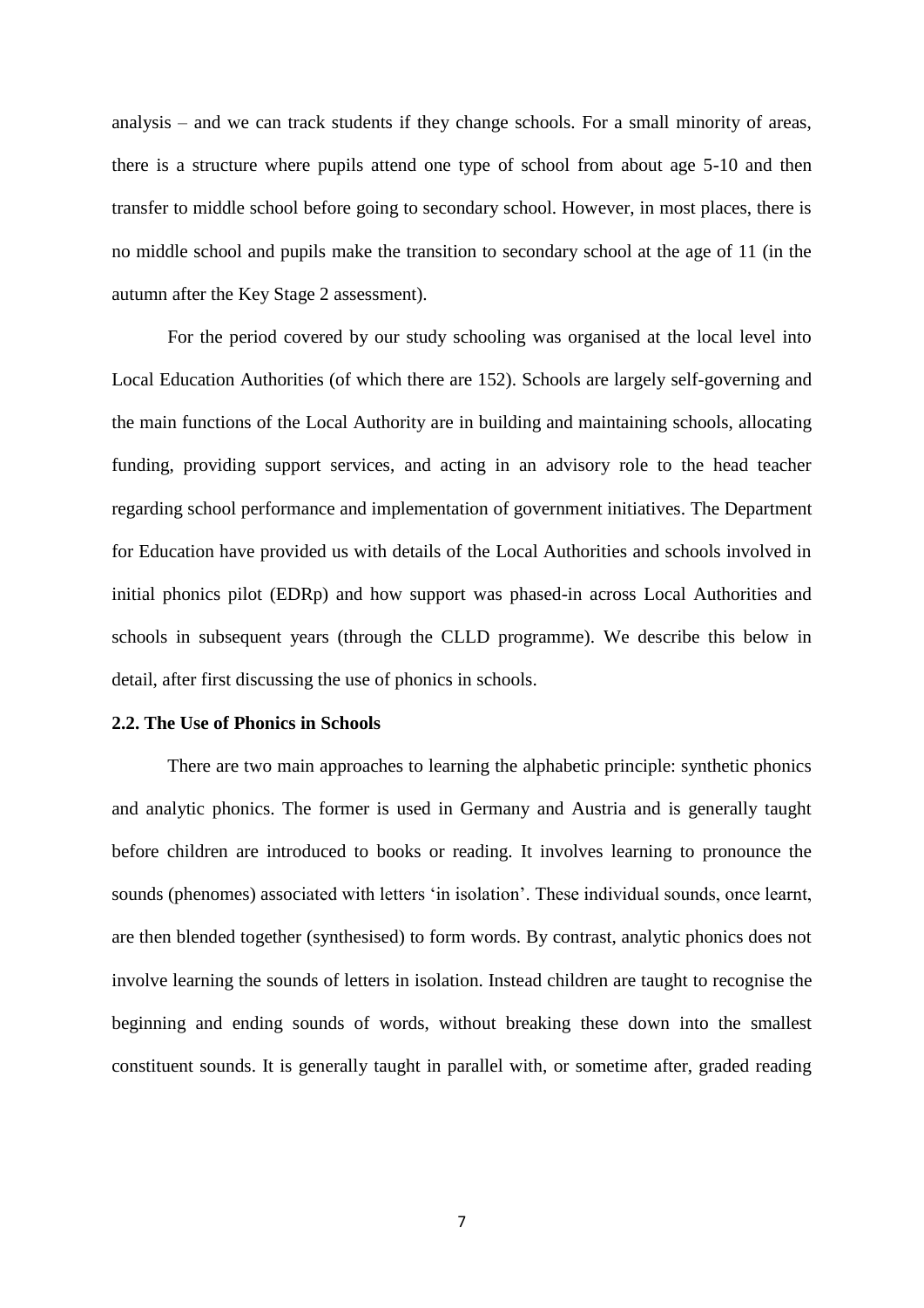analysis – and we can track students if they change schools. For a small minority of areas, there is a structure where pupils attend one type of school from about age 5-10 and then transfer to middle school before going to secondary school. However, in most places, there is no middle school and pupils make the transition to secondary school at the age of 11 (in the autumn after the Key Stage 2 assessment).

For the period covered by our study schooling was organised at the local level into Local Education Authorities (of which there are 152). Schools are largely self-governing and the main functions of the Local Authority are in building and maintaining schools, allocating funding, providing support services, and acting in an advisory role to the head teacher regarding school performance and implementation of government initiatives. The Department for Education have provided us with details of the Local Authorities and schools involved in initial phonics pilot (EDRp) and how support was phased-in across Local Authorities and schools in subsequent years (through the CLLD programme). We describe this below in detail, after first discussing the use of phonics in schools.

### 2.2. The Use of Phonics in Schools

There are two main approaches to learning the alphabetic principle: synthetic phonics and analytic phonics. The former is used in Germany and Austria and is generally taught before children are introduced to books or reading. It involves learning to pronounce the sounds (phenomes) associated with letters 'in isolation'. These individual sounds, once learnt, are then blended together (synthesised) to form words. By contrast, analytic phonics does not involve learning the sounds of letters in isolation. Instead children are taught to recognise the beginning and ending sounds of words, without breaking these down into the smallest constituent sounds. It is generally taught in parallel with, or sometime after, graded reading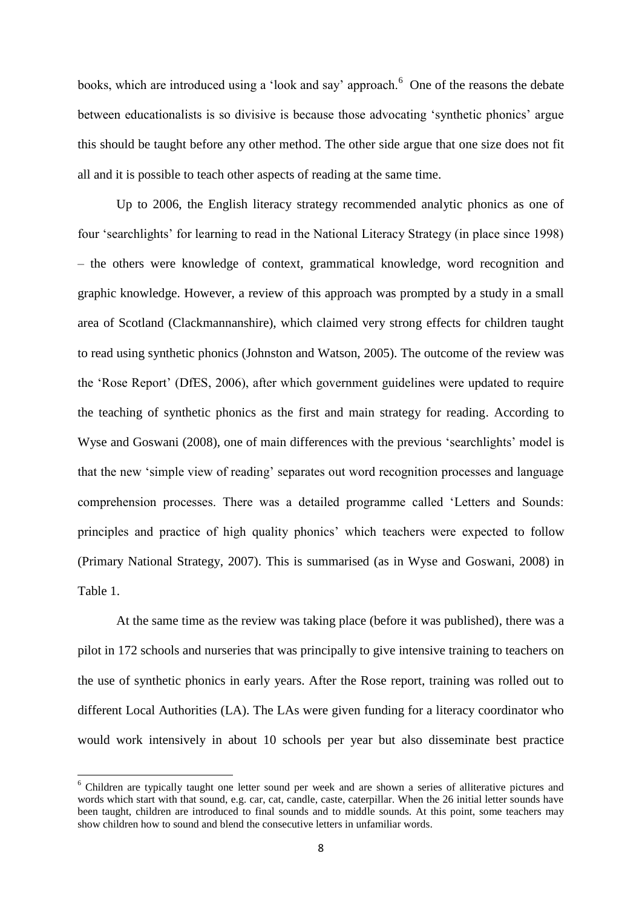books, which are introduced using a 'look and say' approach.[6] One of the reasons the debate between educationalists is so divisive is because those advocating 'synthetic phonics' argue this should be taught before any other method. The other side argue that one size does not fit all and it is possible to teach other aspects of reading at the same time.

Up to 2006, the English literacy strategy recommended analytic phonics as one of four 'searchlights' for learning to read in the National Literacy Strategy (in place since 1998) – the others were knowledge of context, grammatical knowledge, word recognition and graphic knowledge. However, a review of this approach was prompted by a study in a small area of Scotland (Clackmannanshire), which claimed very strong effects for children taught to read using synthetic phonics (Johnston and Watson, 2005). The outcome of the review was the 'Rose Report' (DfES, 2006), after which government guidelines were updated to require the teaching of synthetic phonics as the first and main strategy for reading. According to Wyse and Goswani (2008), one of main differences with the previous 'searchlights' model is that the new 'simple view of reading' separates out word recognition processes and language comprehension processes. There was a detailed programme called 'Letters and Sounds: principles and practice of high quality phonics' which teachers were expected to follow (Primary National Strategy, 2007). This is summarised (as in Wyse and Goswani, 2008) in Table 1.

At the same time as the review was taking place (before it was published), there was a pilot in 172 schools and nurseries that was principally to give intensive training to teachers on the use of synthetic phonics in early years. After the Rose report, training was rolled out to different Local Authorities (LA). The LAs were given funding for a literacy coordinator who would work intensively in about 10 schools per year but also disseminate best practice

[6] Children are typically taught one letter sound per week and are shown a series of alliterative pictures and words which start with that sound, e.g. car, cat, candle, caste, caterpillar. When the 26 initial letter sounds have been taught, children are introduced to final sounds and to middle sounds. At this point, some teachers may show children how to sound and blend the consecutive letters in unfamiliar words.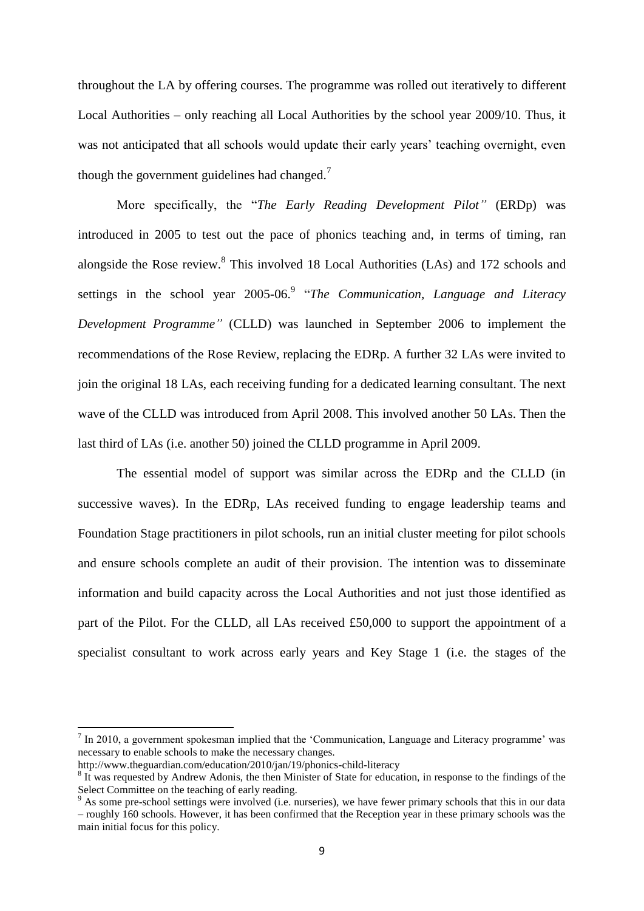throughout the LA by offering courses. The programme was rolled out iteratively to different Local Authorities – only reaching all Local Authorities by the school year 2009/10. Thus, it was not anticipated that all schools would update their early years' teaching overnight, even though the government guidelines had changed.[7]

More specifically, the "*The Early Reading Development Pilot"* (ERDp) was introduced in 2005 to test out the pace of phonics teaching and, in terms of timing, ran alongside the Rose review.[8] This involved 18 Local Authorities (LAs) and 172 schools and settings in the school year 2005-06.[9] "*The Communication, Language and Literacy Development Programme"* (CLLD) was launched in September 2006 to implement the recommendations of the Rose Review, replacing the EDRp. A further 32 LAs were invited to join the original 18 LAs, each receiving funding for a dedicated learning consultant. The next wave of the CLLD was introduced from April 2008. This involved another 50 LAs. Then the last third of LAs (i.e. another 50) joined the CLLD programme in April 2009.

The essential model of support was similar across the EDRp and the CLLD (in successive waves). In the EDRp, LAs received funding to engage leadership teams and Foundation Stage practitioners in pilot schools, run an initial cluster meeting for pilot schools and ensure schools complete an audit of their provision. The intention was to disseminate information and build capacity across the Local Authorities and not just those identified as part of the Pilot. For the CLLD, all LAs received £50,000 to support the appointment of a specialist consultant to work across early years and Key Stage 1 (i.e. the stages of the

---

[7] In 2010, a government spokesman implied that the 'Communication, Language and Literacy programme' was necessary to enable schools to make the necessary changes.
http://www.theguardian.com/education/2010/jan/19/phonics-child-literacy

[8] It was requested by Andrew Adonis, the then Minister of State for education, in response to the findings of the Select Committee on the teaching of early reading.

[9] As some pre-school settings were involved (i.e. nurseries), we have fewer primary schools that this in our data – roughly 160 schools. However, it has been confirmed that the Reception year in these primary schools was the main initial focus for this policy.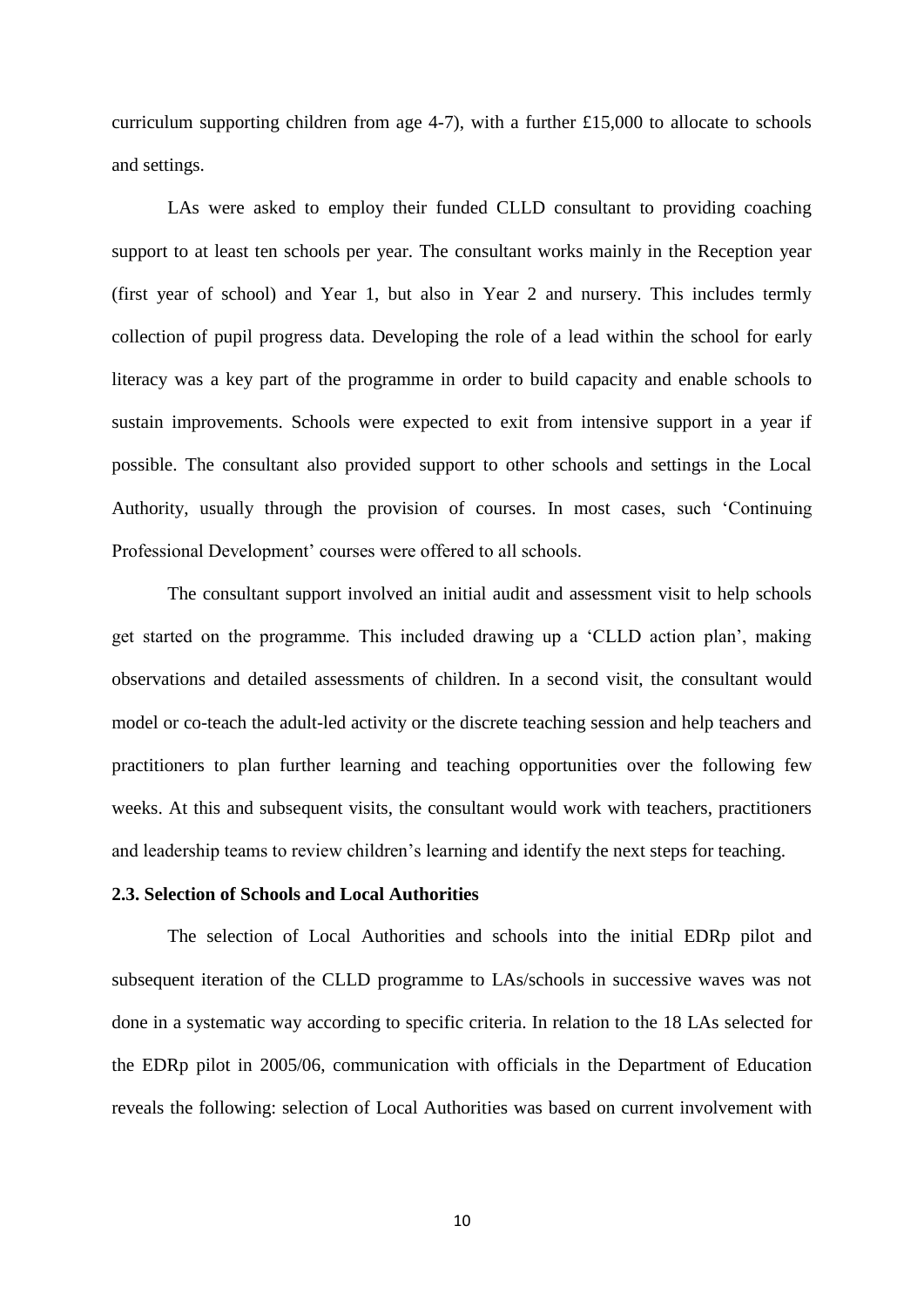curriculum supporting children from age 4-7), with a further £15,000 to allocate to schools and settings.

LAs were asked to employ their funded CLLD consultant to providing coaching support to at least ten schools per year. The consultant works mainly in the Reception year (first year of school) and Year 1, but also in Year 2 and nursery. This includes termly collection of pupil progress data. Developing the role of a lead within the school for early literacy was a key part of the programme in order to build capacity and enable schools to sustain improvements. Schools were expected to exit from intensive support in a year if possible. The consultant also provided support to other schools and settings in the Local Authority, usually through the provision of courses. In most cases, such 'Continuing Professional Development' courses were offered to all schools.

The consultant support involved an initial audit and assessment visit to help schools get started on the programme. This included drawing up a 'CLLD action plan', making observations and detailed assessments of children. In a second visit, the consultant would model or co-teach the adult-led activity or the discrete teaching session and help teachers and practitioners to plan further learning and teaching opportunities over the following few weeks. At this and subsequent visits, the consultant would work with teachers, practitioners and leadership teams to review children's learning and identify the next steps for teaching.

### 2.3. Selection of Schools and Local Authorities

The selection of Local Authorities and schools into the initial EDRp pilot and subsequent iteration of the CLLD programme to LAs/schools in successive waves was not done in a systematic way according to specific criteria. In relation to the 18 LAs selected for the EDRp pilot in 2005/06, communication with officials in the Department of Education reveals the following: selection of Local Authorities was based on current involvement with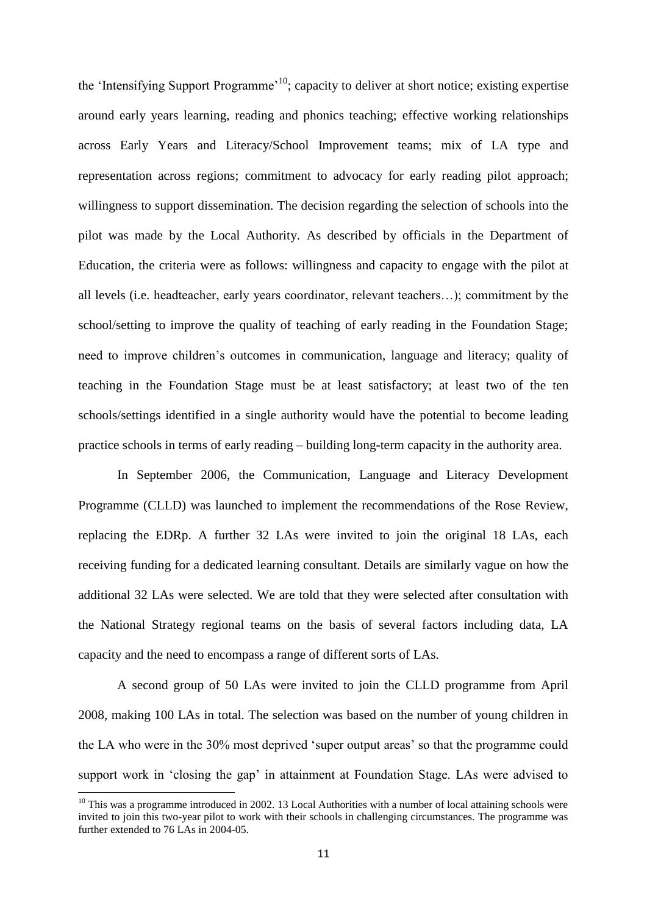the 'Intensifying Support Programme'[10]; capacity to deliver at short notice; existing expertise around early years learning, reading and phonics teaching; effective working relationships across Early Years and Literacy/School Improvement teams; mix of LA type and representation across regions; commitment to advocacy for early reading pilot approach; willingness to support dissemination. The decision regarding the selection of schools into the pilot was made by the Local Authority. As described by officials in the Department of Education, the criteria were as follows: willingness and capacity to engage with the pilot at all levels (i.e. headteacher, early years coordinator, relevant teachers…); commitment by the school/setting to improve the quality of teaching of early reading in the Foundation Stage; need to improve children's outcomes in communication, language and literacy; quality of teaching in the Foundation Stage must be at least satisfactory; at least two of the ten schools/settings identified in a single authority would have the potential to become leading practice schools in terms of early reading – building long-term capacity in the authority area.

In September 2006, the Communication, Language and Literacy Development Programme (CLLD) was launched to implement the recommendations of the Rose Review, replacing the EDRp. A further 32 LAs were invited to join the original 18 LAs, each receiving funding for a dedicated learning consultant. Details are similarly vague on how the additional 32 LAs were selected. We are told that they were selected after consultation with the National Strategy regional teams on the basis of several factors including data, LA capacity and the need to encompass a range of different sorts of LAs.

A second group of 50 LAs were invited to join the CLLD programme from April 2008, making 100 LAs in total. The selection was based on the number of young children in the LA who were in the 30% most deprived 'super output areas' so that the programme could support work in 'closing the gap' in attainment at Foundation Stage. LAs were advised to

[10] This was a programme introduced in 2002. 13 Local Authorities with a number of local attaining schools were invited to join this two-year pilot to work with their schools in challenging circumstances. The programme was further extended to 76 LAs in 2004-05.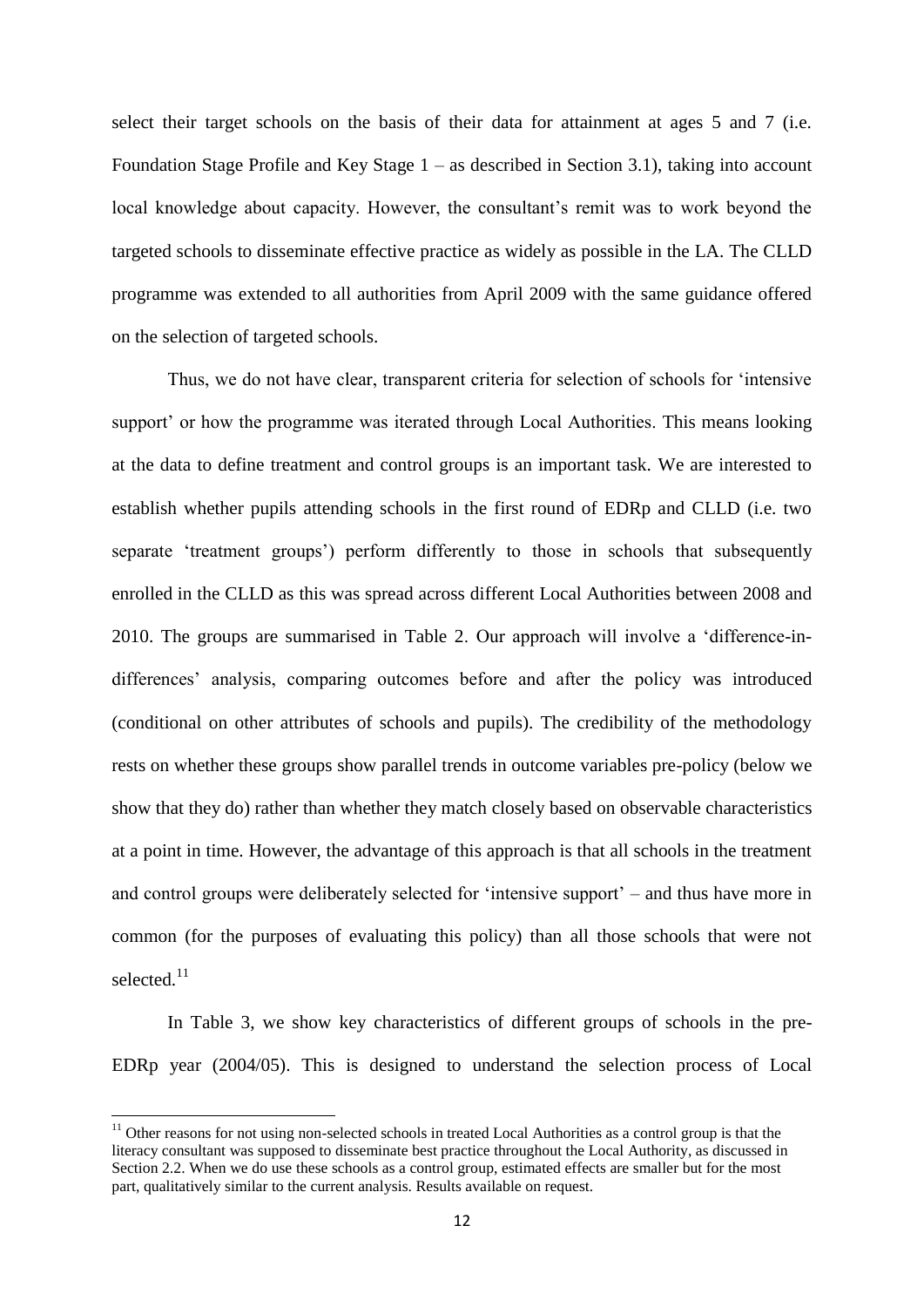select their target schools on the basis of their data for attainment at ages 5 and 7 (i.e. Foundation Stage Profile and Key Stage 1 – as described in Section 3.1), taking into account local knowledge about capacity. However, the consultant's remit was to work beyond the targeted schools to disseminate effective practice as widely as possible in the LA. The CLLD programme was extended to all authorities from April 2009 with the same guidance offered on the selection of targeted schools.

Thus, we do not have clear, transparent criteria for selection of schools for 'intensive support' or how the programme was iterated through Local Authorities. This means looking at the data to define treatment and control groups is an important task. We are interested to establish whether pupils attending schools in the first round of EDRp and CLLD (i.e. two separate 'treatment groups') perform differently to those in schools that subsequently enrolled in the CLLD as this was spread across different Local Authorities between 2008 and 2010. The groups are summarised in Table 2. Our approach will involve a 'difference-in-differences' analysis, comparing outcomes before and after the policy was introduced (conditional on other attributes of schools and pupils). The credibility of the methodology rests on whether these groups show parallel trends in outcome variables pre-policy (below we show that they do) rather than whether they match closely based on observable characteristics at a point in time. However, the advantage of this approach is that all schools in the treatment and control groups were deliberately selected for 'intensive support' – and thus have more in common (for the purposes of evaluating this policy) than all those schools that were not selected.[11]

In Table 3, we show key characteristics of different groups of schools in the pre-EDRp year (2004/05). This is designed to understand the selection process of Local

[11] Other reasons for not using non-selected schools in treated Local Authorities as a control group is that the literacy consultant was supposed to disseminate best practice throughout the Local Authority, as discussed in Section 2.2. When we do use these schools as a control group, estimated effects are smaller but for the most part, qualitatively similar to the current analysis. Results available on request.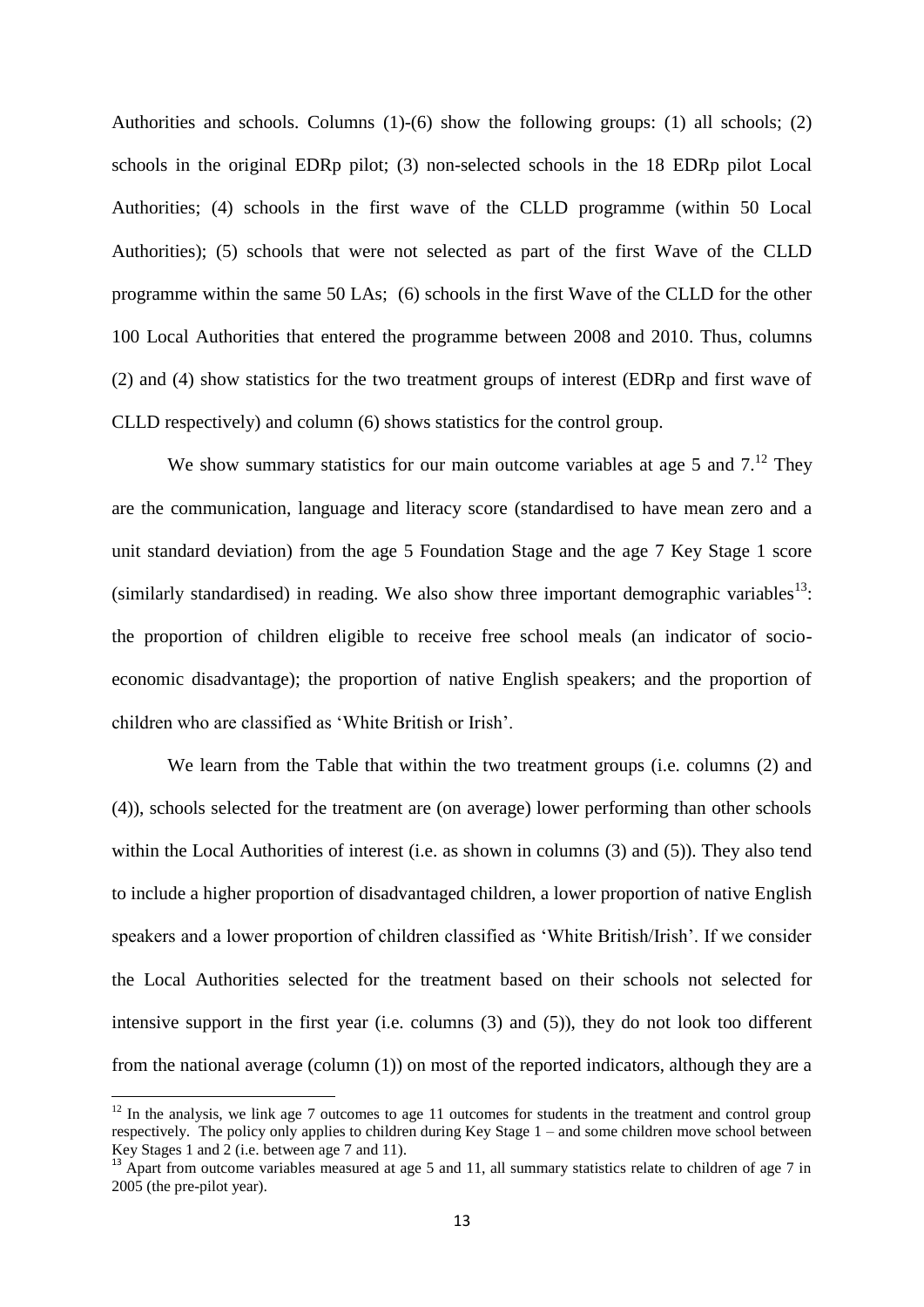Authorities and schools. Columns (1)-(6) show the following groups: (1) all schools; (2) schools in the original EDRp pilot; (3) non-selected schools in the 18 EDRp pilot Local Authorities; (4) schools in the first wave of the CLLD programme (within 50 Local Authorities); (5) schools that were not selected as part of the first Wave of the CLLD programme within the same 50 LAs; (6) schools in the first Wave of the CLLD for the other 100 Local Authorities that entered the programme between 2008 and 2010. Thus, columns (2) and (4) show statistics for the two treatment groups of interest (EDRp and first wave of CLLD respectively) and column (6) shows statistics for the control group.

We show summary statistics for our main outcome variables at age 5 and 7.[12] They are the communication, language and literacy score (standardised to have mean zero and a unit standard deviation) from the age 5 Foundation Stage and the age 7 Key Stage 1 score (similarly standardised) in reading. We also show three important demographic variables[13]: the proportion of children eligible to receive free school meals (an indicator of socio-economic disadvantage); the proportion of native English speakers; and the proportion of children who are classified as 'White British or Irish'.

We learn from the Table that within the two treatment groups (i.e. columns (2) and (4)), schools selected for the treatment are (on average) lower performing than other schools within the Local Authorities of interest (i.e. as shown in columns (3) and (5)). They also tend to include a higher proportion of disadvantaged children, a lower proportion of native English speakers and a lower proportion of children classified as 'White British/Irish'. If we consider the Local Authorities selected for the treatment based on their schools not selected for intensive support in the first year (i.e. columns (3) and (5)), they do not look too different from the national average (column (1)) on most of the reported indicators, although they are a

[12] In the analysis, we link age 7 outcomes to age 11 outcomes for students in the treatment and control group respectively. The policy only applies to children during Key Stage 1 – and some children move school between Key Stages 1 and 2 (i.e. between age 7 and 11).

[13] Apart from outcome variables measured at age 5 and 11, all summary statistics relate to children of age 7 in 2005 (the pre-pilot year).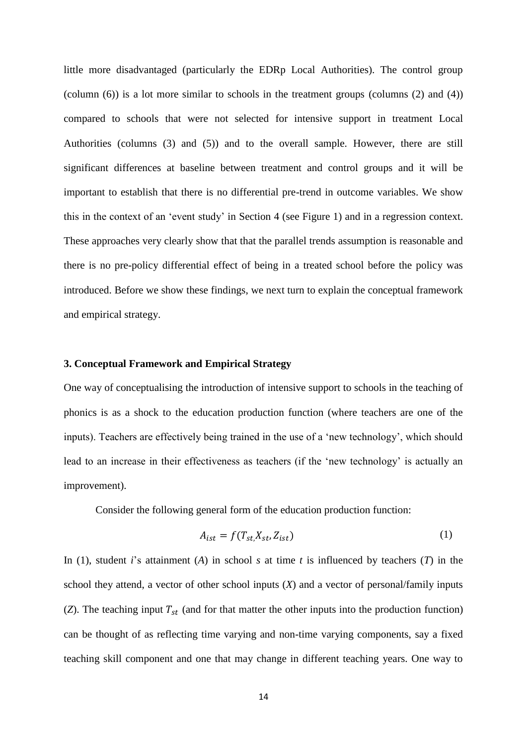little more disadvantaged (particularly the EDRp Local Authorities). The control group (column (6)) is a lot more similar to schools in the treatment groups (columns (2) and (4)) compared to schools that were not selected for intensive support in treatment Local Authorities (columns (3) and (5)) and to the overall sample. However, there are still significant differences at baseline between treatment and control groups and it will be important to establish that there is no differential pre-trend in outcome variables. We show this in the context of an 'event study' in Section 4 (see Figure 1) and in a regression context. These approaches very clearly show that that the parallel trends assumption is reasonable and there is no pre-policy differential effect of being in a treated school before the policy was introduced. Before we show these findings, we next turn to explain the conceptual framework and empirical strategy.

### 3. Conceptual Framework and Empirical Strategy

One way of conceptualising the introduction of intensive support to schools in the teaching of phonics is as a shock to the education production function (where teachers are one of the inputs). Teachers are effectively being trained in the use of a 'new technology', which should lead to an increase in their effectiveness as teachers (if the 'new technology' is actually an improvement).

Consider the following general form of the education production function:

$$A_{ist} = f(T_{st,} X_{st}, Z_{ist}) \quad (1)$$

In (1), student *i*'s attainment (*A*) in school *s* at time *t* is influenced by teachers (*T*) in the school they attend, a vector of other school inputs (*X*) and a vector of personal/family inputs (*Z*). The teaching input $T_{st}$ (and for that matter the other inputs into the production function) can be thought of as reflecting time varying and non-time varying components, say a fixed teaching skill component and one that may change in different teaching years. One way to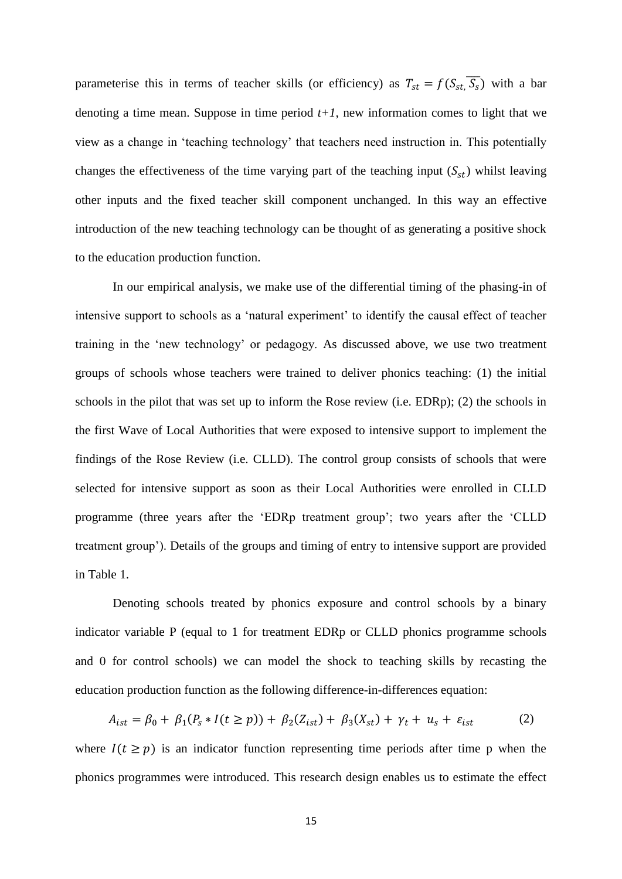parameterise this in terms of teacher skills (or efficiency) as $T_{st} = f(S_{st,} \overline{S_s})$ with a bar denoting a time mean. Suppose in time period *t+1*, new information comes to light that we view as a change in 'teaching technology' that teachers need instruction in. This potentially changes the effectiveness of the time varying part of the teaching input ($S_{st}$) whilst leaving other inputs and the fixed teacher skill component unchanged. In this way an effective introduction of the new teaching technology can be thought of as generating a positive shock to the education production function.

In our empirical analysis, we make use of the differential timing of the phasing-in of intensive support to schools as a 'natural experiment' to identify the causal effect of teacher training in the 'new technology' or pedagogy. As discussed above, we use two treatment groups of schools whose teachers were trained to deliver phonics teaching: (1) the initial schools in the pilot that was set up to inform the Rose review (i.e. EDRp); (2) the schools in the first Wave of Local Authorities that were exposed to intensive support to implement the findings of the Rose Review (i.e. CLLD). The control group consists of schools that were selected for intensive support as soon as their Local Authorities were enrolled in CLLD programme (three years after the 'EDRp treatment group'; two years after the 'CLLD treatment group'). Details of the groups and timing of entry to intensive support are provided in Table 1.

Denoting schools treated by phonics exposure and control schools by a binary indicator variable P (equal to 1 for treatment EDRp or CLLD phonics programme schools and 0 for control schools) we can model the shock to teaching skills by recasting the education production function as the following difference-in-differences equation:

$$A_{ist} = \beta_0 + \beta_1(P_s * I(t \geq p)) + \beta_2(Z_{ist}) + \beta_3(X_{st}) + \gamma_t + u_s + \varepsilon_{ist} \qquad (2)$$

where $I(t \geq p)$ is an indicator function representing time periods after time p when the phonics programmes were introduced. This research design enables us to estimate the effect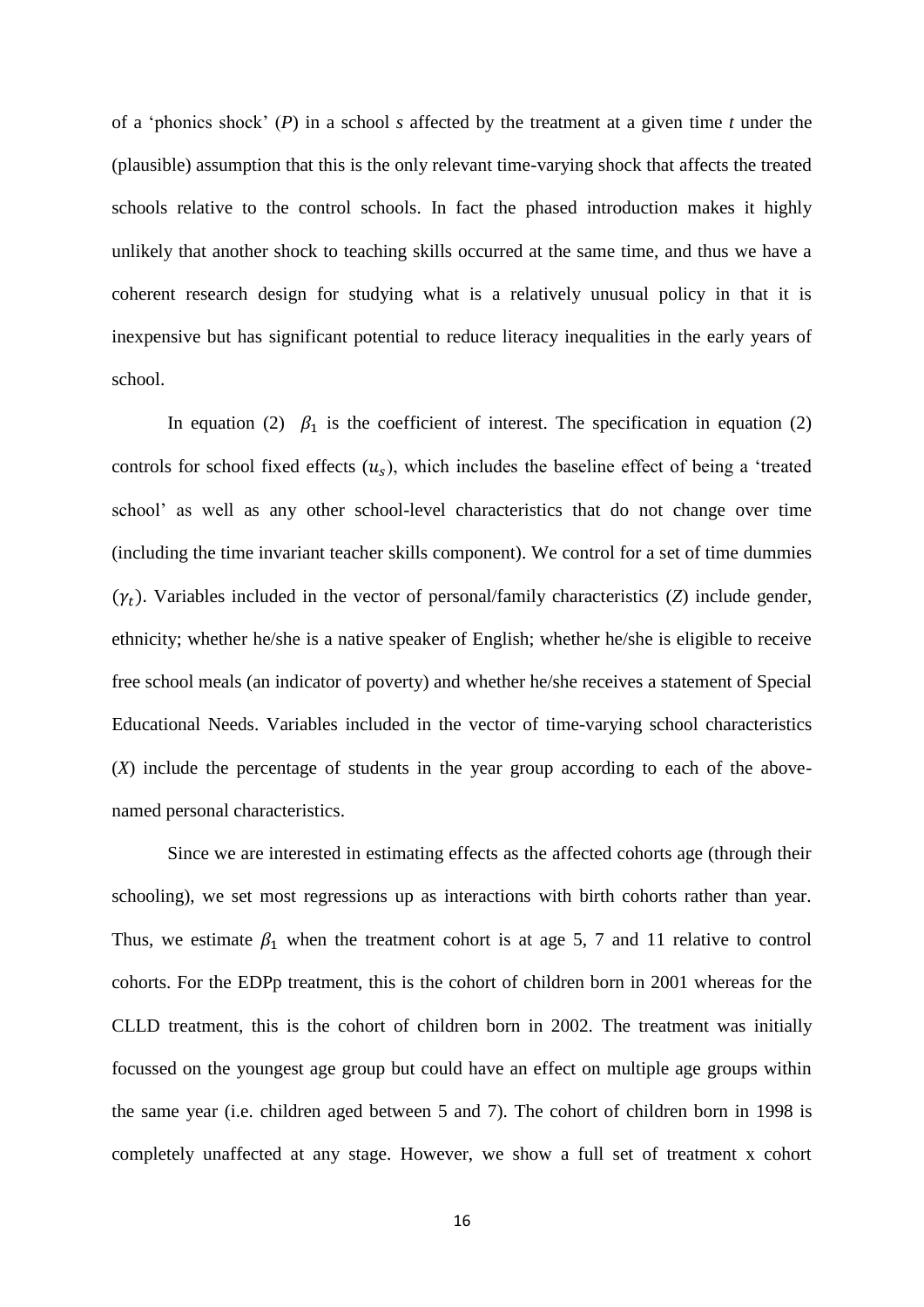of a 'phonics shock' (*P*) in a school *s* affected by the treatment at a given time *t* under the (plausible) assumption that this is the only relevant time-varying shock that affects the treated schools relative to the control schools. In fact the phased introduction makes it highly unlikely that another shock to teaching skills occurred at the same time, and thus we have a coherent research design for studying what is a relatively unusual policy in that it is inexpensive but has significant potential to reduce literacy inequalities in the early years of school.

In equation (2) $\beta_1$ is the coefficient of interest. The specification in equation (2) controls for school fixed effects ($u_s$), which includes the baseline effect of being a 'treated school' as well as any other school-level characteristics that do not change over time (including the time invariant teacher skills component). We control for a set of time dummies ($\gamma_t$). Variables included in the vector of personal/family characteristics (*Z*) include gender, ethnicity; whether he/she is a native speaker of English; whether he/she is eligible to receive free school meals (an indicator of poverty) and whether he/she receives a statement of Special Educational Needs. Variables included in the vector of time-varying school characteristics (*X*) include the percentage of students in the year group according to each of the above-named personal characteristics.

Since we are interested in estimating effects as the affected cohorts age (through their schooling), we set most regressions up as interactions with birth cohorts rather than year. Thus, we estimate $\beta_1$ when the treatment cohort is at age 5, 7 and 11 relative to control cohorts. For the EDPp treatment, this is the cohort of children born in 2001 whereas for the CLLD treatment, this is the cohort of children born in 2002. The treatment was initially focussed on the youngest age group but could have an effect on multiple age groups within the same year (i.e. children aged between 5 and 7). The cohort of children born in 1998 is completely unaffected at any stage. However, we show a full set of treatment x cohort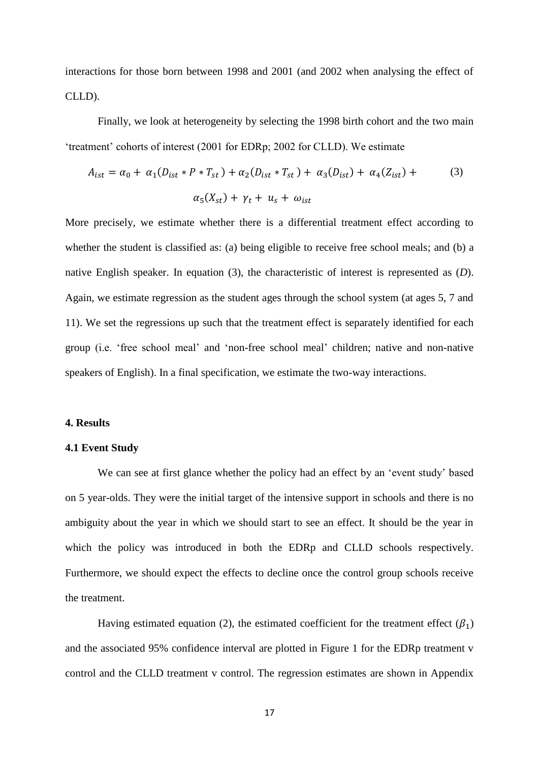interactions for those born between 1998 and 2001 (and 2002 when analysing the effect of CLLD).

Finally, we look at heterogeneity by selecting the 1998 birth cohort and the two main 'treatment' cohorts of interest (2001 for EDRp; 2002 for CLLD). We estimate

$$A_{ist} = \alpha_0 + \alpha_1(D_{ist} * P * T_{st}) + \alpha_2(D_{ist} * T_{st}) + \alpha_3(D_{ist}) + \alpha_4(Z_{ist}) + \alpha_5(X_{st}) + \gamma_t + u_s + \omega_{ist} \quad (3)$$

More precisely, we estimate whether there is a differential treatment effect according to whether the student is classified as: (a) being eligible to receive free school meals; and (b) a native English speaker. In equation (3), the characteristic of interest is represented as (*D*). Again, we estimate regression as the student ages through the school system (at ages 5, 7 and 11). We set the regressions up such that the treatment effect is separately identified for each group (i.e. 'free school meal' and 'non-free school meal' children; native and non-native speakers of English). In a final specification, we estimate the two-way interactions.

## 4. Results

### 4.1 Event Study

We can see at first glance whether the policy had an effect by an 'event study' based on 5 year-olds. They were the initial target of the intensive support in schools and there is no ambiguity about the year in which we should start to see an effect. It should be the year in which the policy was introduced in both the EDRp and CLLD schools respectively. Furthermore, we should expect the effects to decline once the control group schools receive the treatment.

Having estimated equation (2), the estimated coefficient for the treatment effect ($\beta_1$) and the associated 95% confidence interval are plotted in Figure 1 for the EDRp treatment v control and the CLLD treatment v control. The regression estimates are shown in Appendix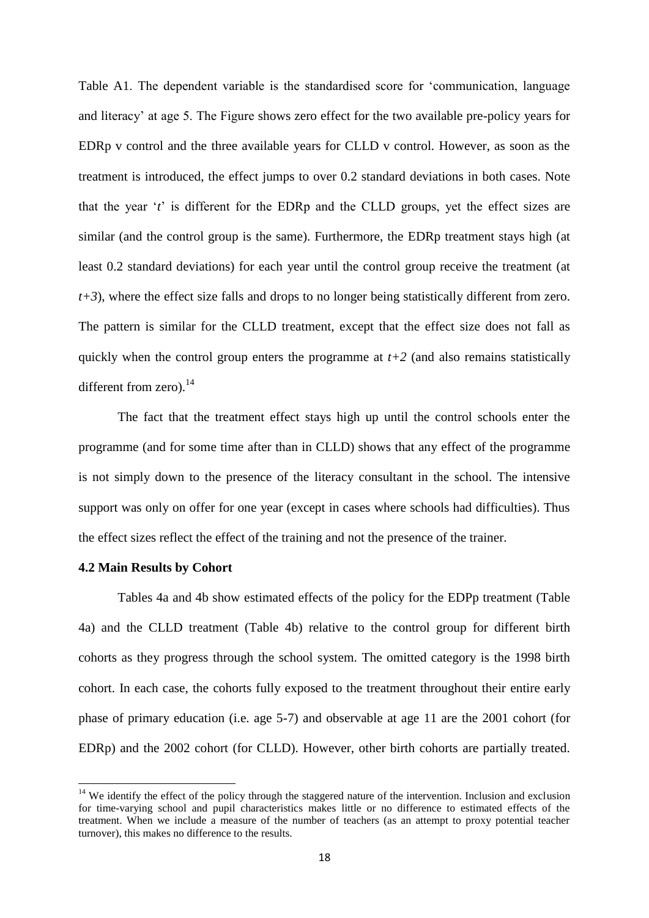Table A1. The dependent variable is the standardised score for 'communication, language and literacy' at age 5. The Figure shows zero effect for the two available pre-policy years for EDRp v control and the three available years for CLLD v control. However, as soon as the treatment is introduced, the effect jumps to over 0.2 standard deviations in both cases. Note that the year '*t*' is different for the EDRp and the CLLD groups, yet the effect sizes are similar (and the control group is the same). Furthermore, the EDRp treatment stays high (at least 0.2 standard deviations) for each year until the control group receive the treatment (at *t+3*), where the effect size falls and drops to no longer being statistically different from zero. The pattern is similar for the CLLD treatment, except that the effect size does not fall as quickly when the control group enters the programme at *t+2* (and also remains statistically different from zero).[14]

The fact that the treatment effect stays high up until the control schools enter the programme (and for some time after than in CLLD) shows that any effect of the programme is not simply down to the presence of the literacy consultant in the school. The intensive support was only on offer for one year (except in cases where schools had difficulties). Thus the effect sizes reflect the effect of the training and not the presence of the trainer.

**4.2 Main Results by Cohort**

Tables 4a and 4b show estimated effects of the policy for the EDPp treatment (Table 4a) and the CLLD treatment (Table 4b) relative to the control group for different birth cohorts as they progress through the school system. The omitted category is the 1998 birth cohort. In each case, the cohorts fully exposed to the treatment throughout their entire early phase of primary education (i.e. age 5-7) and observable at age 11 are the 2001 cohort (for EDRp) and the 2002 cohort (for CLLD). However, other birth cohorts are partially treated.

[14] We identify the effect of the policy through the staggered nature of the intervention. Inclusion and exclusion for time-varying school and pupil characteristics makes little or no difference to estimated effects of the treatment. When we include a measure of the number of teachers (as an attempt to proxy potential teacher turnover), this makes no difference to the results.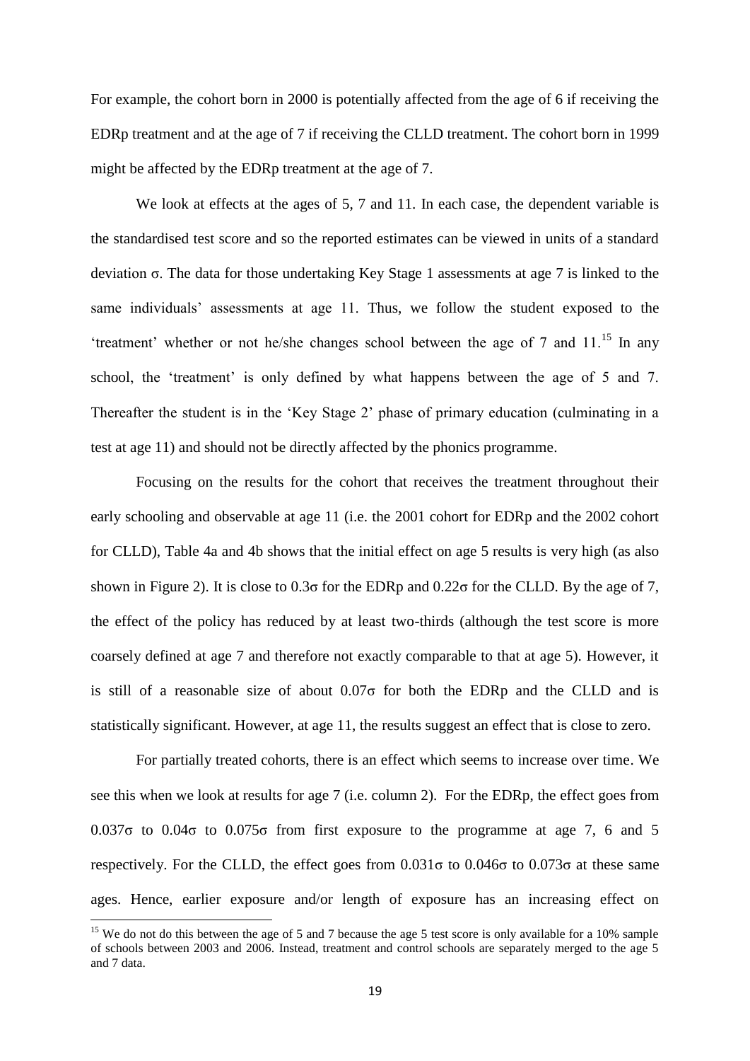For example, the cohort born in 2000 is potentially affected from the age of 6 if receiving the EDRp treatment and at the age of 7 if receiving the CLLD treatment. The cohort born in 1999 might be affected by the EDRp treatment at the age of 7.

We look at effects at the ages of 5, 7 and 11. In each case, the dependent variable is the standardised test score and so the reported estimates can be viewed in units of a standard deviation σ. The data for those undertaking Key Stage 1 assessments at age 7 is linked to the same individuals' assessments at age 11. Thus, we follow the student exposed to the 'treatment' whether or not he/she changes school between the age of 7 and 11.[15] In any school, the 'treatment' is only defined by what happens between the age of 5 and 7. Thereafter the student is in the 'Key Stage 2' phase of primary education (culminating in a test at age 11) and should not be directly affected by the phonics programme.

Focusing on the results for the cohort that receives the treatment throughout their early schooling and observable at age 11 (i.e. the 2001 cohort for EDRp and the 2002 cohort for CLLD), Table 4a and 4b shows that the initial effect on age 5 results is very high (as also shown in Figure 2). It is close to 0.3σ for the EDRp and 0.22σ for the CLLD. By the age of 7, the effect of the policy has reduced by at least two-thirds (although the test score is more coarsely defined at age 7 and therefore not exactly comparable to that at age 5). However, it is still of a reasonable size of about 0.07σ for both the EDRp and the CLLD and is statistically significant. However, at age 11, the results suggest an effect that is close to zero.

For partially treated cohorts, there is an effect which seems to increase over time. We see this when we look at results for age 7 (i.e. column 2). For the EDRp, the effect goes from 0.037σ to 0.04σ to 0.075σ from first exposure to the programme at age 7, 6 and 5 respectively. For the CLLD, the effect goes from 0.031σ to 0.046σ to 0.073σ at these same ages. Hence, earlier exposure and/or length of exposure has an increasing effect on

[15] We do not do this between the age of 5 and 7 because the age 5 test score is only available for a 10% sample of schools between 2003 and 2006. Instead, treatment and control schools are separately merged to the age 5 and 7 data.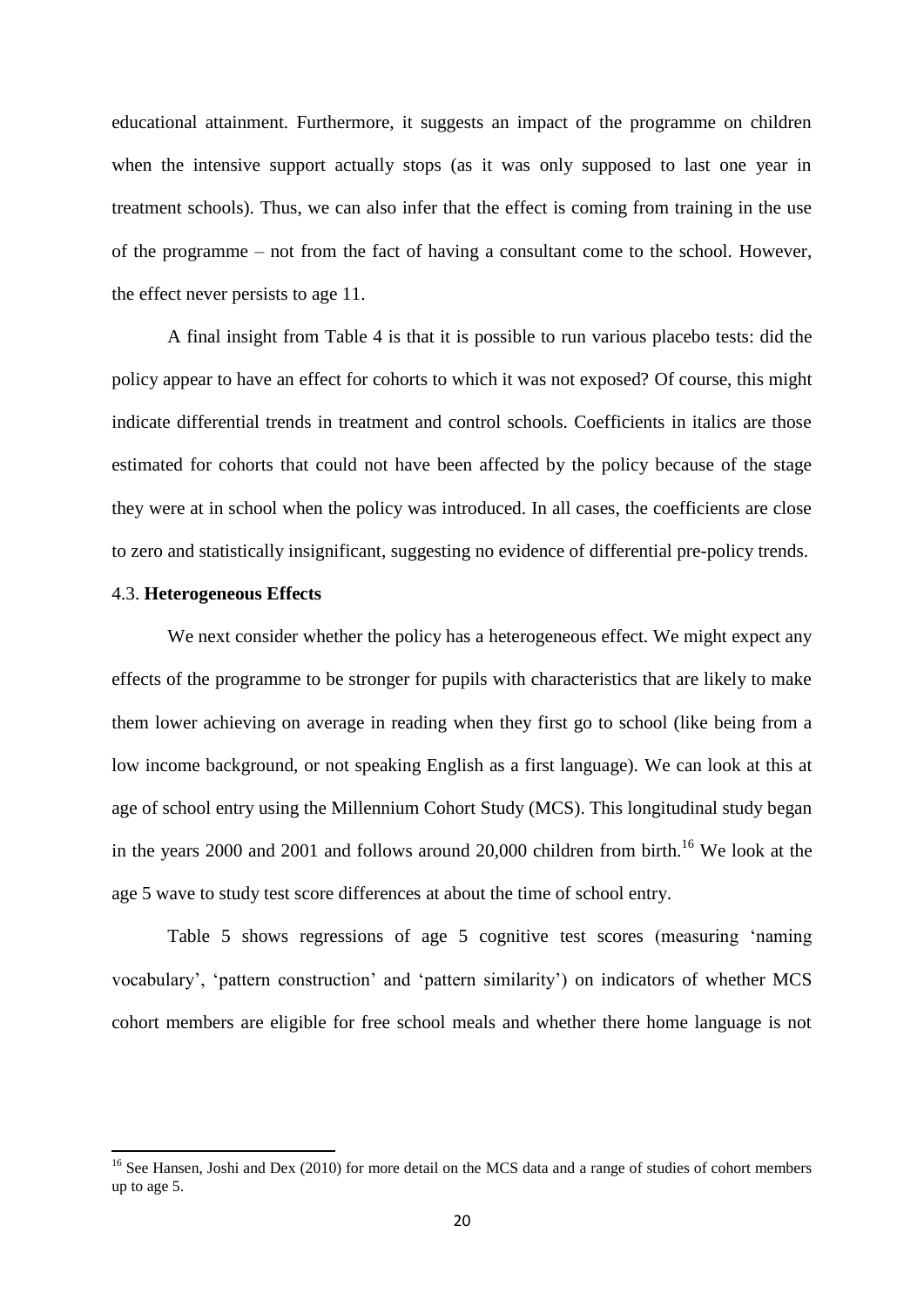educational attainment. Furthermore, it suggests an impact of the programme on children when the intensive support actually stops (as it was only supposed to last one year in treatment schools). Thus, we can also infer that the effect is coming from training in the use of the programme – not from the fact of having a consultant come to the school. However, the effect never persists to age 11.

A final insight from Table 4 is that it is possible to run various placebo tests: did the policy appear to have an effect for cohorts to which it was not exposed? Of course, this might indicate differential trends in treatment and control schools. Coefficients in italics are those estimated for cohorts that could not have been affected by the policy because of the stage they were at in school when the policy was introduced. In all cases, the coefficients are close to zero and statistically insignificant, suggesting no evidence of differential pre-policy trends.

### 4.3. **Heterogeneous Effects**

We next consider whether the policy has a heterogeneous effect. We might expect any effects of the programme to be stronger for pupils with characteristics that are likely to make them lower achieving on average in reading when they first go to school (like being from a low income background, or not speaking English as a first language). We can look at this at age of school entry using the Millennium Cohort Study (MCS). This longitudinal study began in the years 2000 and 2001 and follows around 20,000 children from birth.[16] We look at the age 5 wave to study test score differences at about the time of school entry.

Table 5 shows regressions of age 5 cognitive test scores (measuring 'naming vocabulary', 'pattern construction' and 'pattern similarity') on indicators of whether MCS cohort members are eligible for free school meals and whether there home language is not

[16] See Hansen, Joshi and Dex (2010) for more detail on the MCS data and a range of studies of cohort members up to age 5.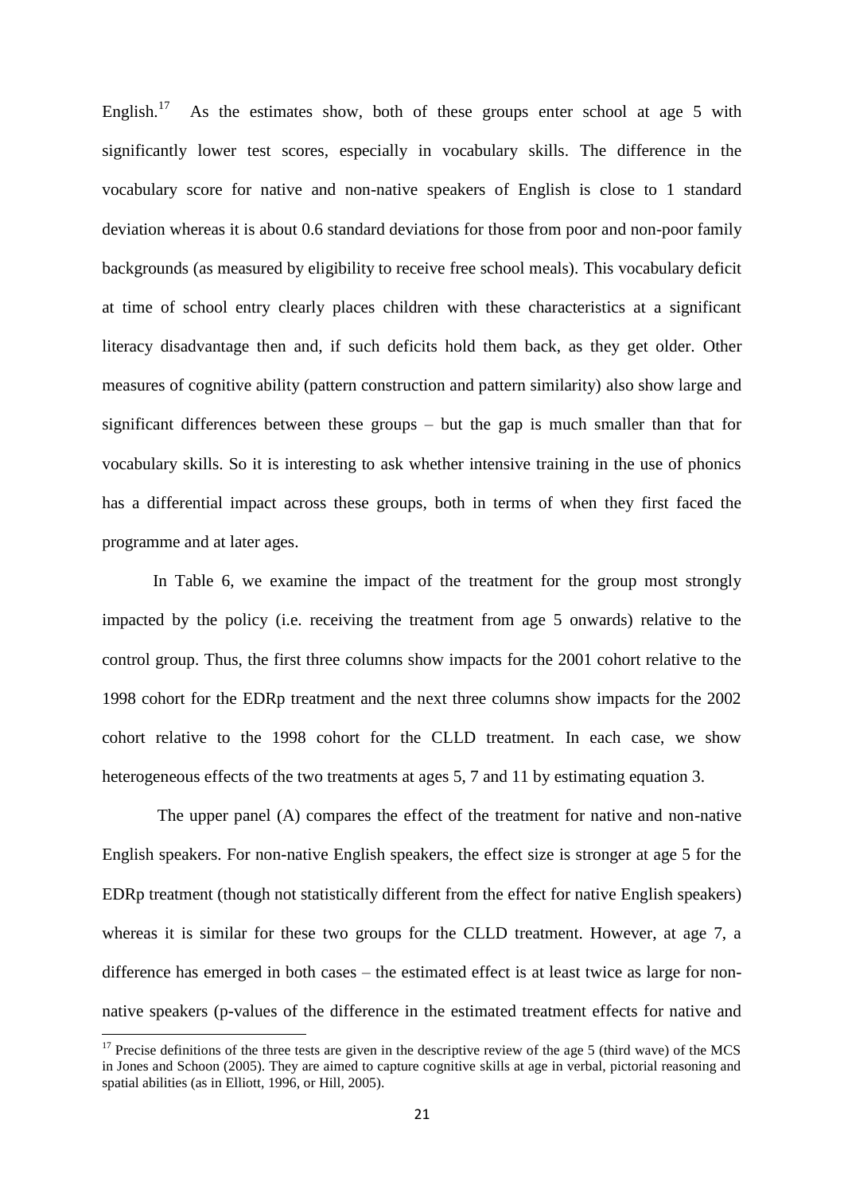English.[17] As the estimates show, both of these groups enter school at age 5 with significantly lower test scores, especially in vocabulary skills. The difference in the vocabulary score for native and non-native speakers of English is close to 1 standard deviation whereas it is about 0.6 standard deviations for those from poor and non-poor family backgrounds (as measured by eligibility to receive free school meals). This vocabulary deficit at time of school entry clearly places children with these characteristics at a significant literacy disadvantage then and, if such deficits hold them back, as they get older. Other measures of cognitive ability (pattern construction and pattern similarity) also show large and significant differences between these groups – but the gap is much smaller than that for vocabulary skills. So it is interesting to ask whether intensive training in the use of phonics has a differential impact across these groups, both in terms of when they first faced the programme and at later ages.

In Table 6, we examine the impact of the treatment for the group most strongly impacted by the policy (i.e. receiving the treatment from age 5 onwards) relative to the control group. Thus, the first three columns show impacts for the 2001 cohort relative to the 1998 cohort for the EDRp treatment and the next three columns show impacts for the 2002 cohort relative to the 1998 cohort for the CLLD treatment. In each case, we show heterogeneous effects of the two treatments at ages 5, 7 and 11 by estimating equation 3.

The upper panel (A) compares the effect of the treatment for native and non-native English speakers. For non-native English speakers, the effect size is stronger at age 5 for the EDRp treatment (though not statistically different from the effect for native English speakers) whereas it is similar for these two groups for the CLLD treatment. However, at age 7, a difference has emerged in both cases – the estimated effect is at least twice as large for non-native speakers (p-values of the difference in the estimated treatment effects for native and

[17] Precise definitions of the three tests are given in the descriptive review of the age 5 (third wave) of the MCS in Jones and Schoon (2005). They are aimed to capture cognitive skills at age in verbal, pictorial reasoning and spatial abilities (as in Elliott, 1996, or Hill, 2005).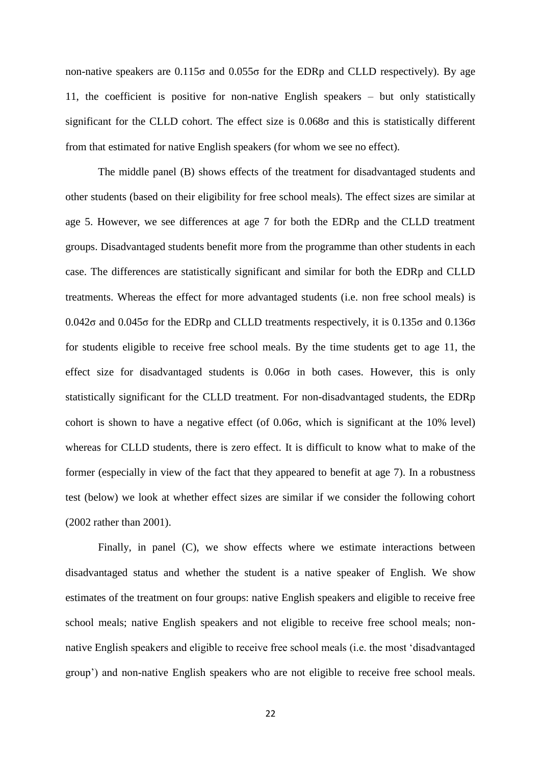non-native speakers are 0.115σ and 0.055σ for the EDRp and CLLD respectively). By age 11, the coefficient is positive for non-native English speakers – but only statistically significant for the CLLD cohort. The effect size is 0.068σ and this is statistically different from that estimated for native English speakers (for whom we see no effect).

The middle panel (B) shows effects of the treatment for disadvantaged students and other students (based on their eligibility for free school meals). The effect sizes are similar at age 5. However, we see differences at age 7 for both the EDRp and the CLLD treatment groups. Disadvantaged students benefit more from the programme than other students in each case. The differences are statistically significant and similar for both the EDRp and CLLD treatments. Whereas the effect for more advantaged students (i.e. non free school meals) is 0.042σ and 0.045σ for the EDRp and CLLD treatments respectively, it is 0.135σ and 0.136σ for students eligible to receive free school meals. By the time students get to age 11, the effect size for disadvantaged students is 0.06σ in both cases. However, this is only statistically significant for the CLLD treatment. For non-disadvantaged students, the EDRp cohort is shown to have a negative effect (of 0.06σ, which is significant at the 10% level) whereas for CLLD students, there is zero effect. It is difficult to know what to make of the former (especially in view of the fact that they appeared to benefit at age 7). In a robustness test (below) we look at whether effect sizes are similar if we consider the following cohort (2002 rather than 2001).

Finally, in panel (C), we show effects where we estimate interactions between disadvantaged status and whether the student is a native speaker of English. We show estimates of the treatment on four groups: native English speakers and eligible to receive free school meals; native English speakers and not eligible to receive free school meals; non-native English speakers and eligible to receive free school meals (i.e. the most 'disadvantaged group') and non-native English speakers who are not eligible to receive free school meals.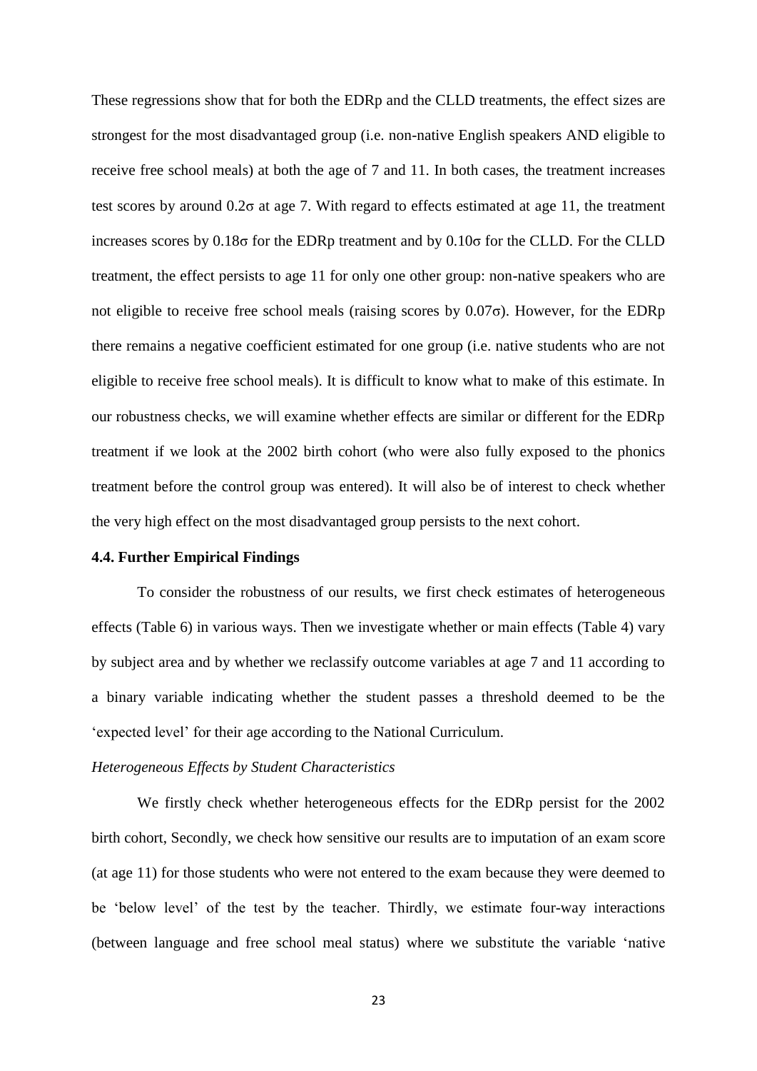These regressions show that for both the EDRp and the CLLD treatments, the effect sizes are strongest for the most disadvantaged group (i.e. non-native English speakers AND eligible to receive free school meals) at both the age of 7 and 11. In both cases, the treatment increases test scores by around 0.2σ at age 7. With regard to effects estimated at age 11, the treatment increases scores by 0.18σ for the EDRp treatment and by 0.10σ for the CLLD. For the CLLD treatment, the effect persists to age 11 for only one other group: non-native speakers who are not eligible to receive free school meals (raising scores by 0.07σ). However, for the EDRp there remains a negative coefficient estimated for one group (i.e. native students who are not eligible to receive free school meals). It is difficult to know what to make of this estimate. In our robustness checks, we will examine whether effects are similar or different for the EDRp treatment if we look at the 2002 birth cohort (who were also fully exposed to the phonics treatment before the control group was entered). It will also be of interest to check whether the very high effect on the most disadvantaged group persists to the next cohort.

**4.4. Further Empirical Findings**

To consider the robustness of our results, we first check estimates of heterogeneous effects (Table 6) in various ways. Then we investigate whether or main effects (Table 4) vary by subject area and by whether we reclassify outcome variables at age 7 and 11 according to a binary variable indicating whether the student passes a threshold deemed to be the 'expected level' for their age according to the National Curriculum.

*Heterogeneous Effects by Student Characteristics*

We firstly check whether heterogeneous effects for the EDRp persist for the 2002 birth cohort, Secondly, we check how sensitive our results are to imputation of an exam score (at age 11) for those students who were not entered to the exam because they were deemed to be 'below level' of the test by the teacher. Thirdly, we estimate four-way interactions (between language and free school meal status) where we substitute the variable 'native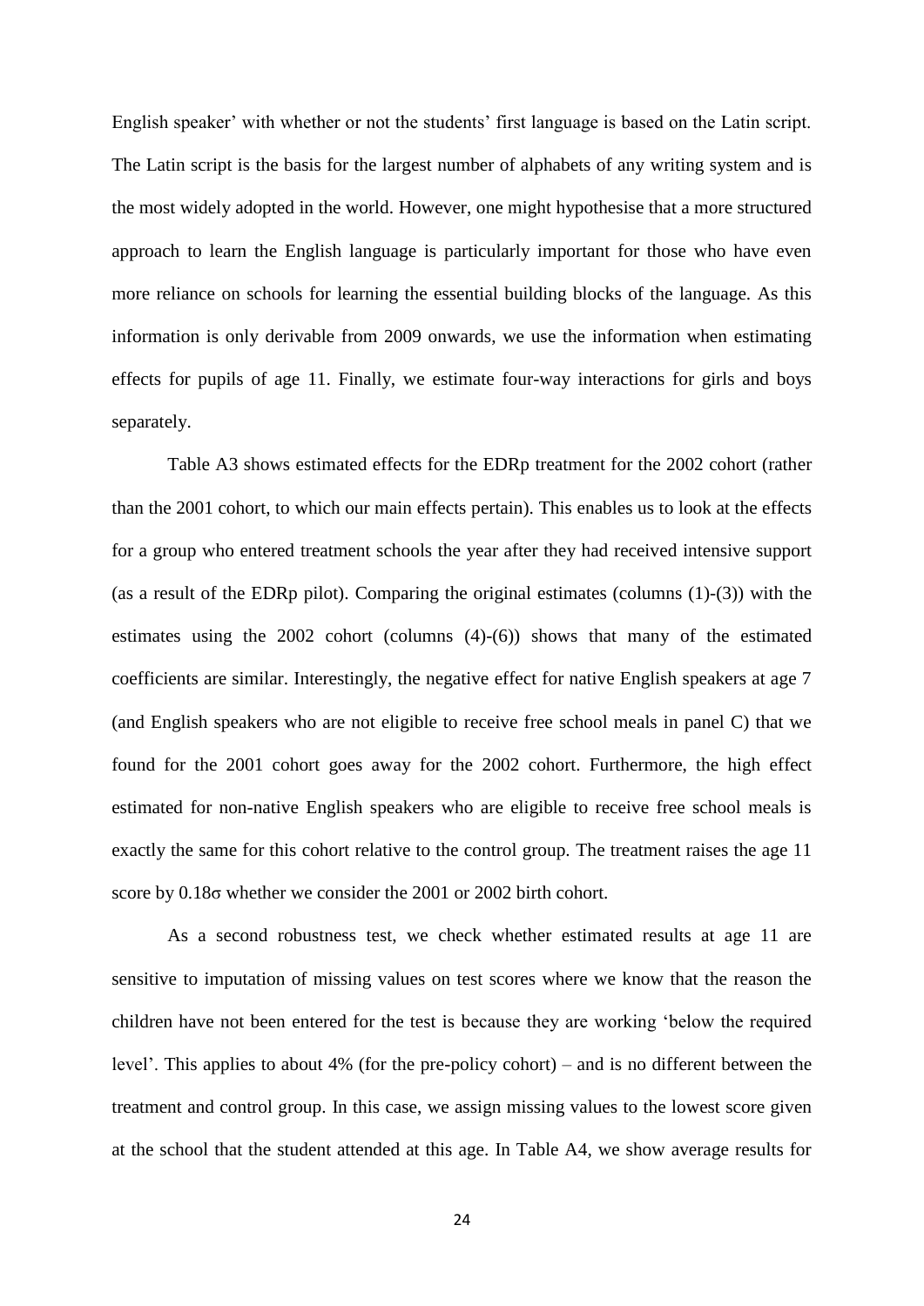English speaker' with whether or not the students' first language is based on the Latin script. The Latin script is the basis for the largest number of alphabets of any writing system and is the most widely adopted in the world. However, one might hypothesise that a more structured approach to learn the English language is particularly important for those who have even more reliance on schools for learning the essential building blocks of the language. As this information is only derivable from 2009 onwards, we use the information when estimating effects for pupils of age 11. Finally, we estimate four-way interactions for girls and boys separately.

Table A3 shows estimated effects for the EDRp treatment for the 2002 cohort (rather than the 2001 cohort, to which our main effects pertain). This enables us to look at the effects for a group who entered treatment schools the year after they had received intensive support (as a result of the EDRp pilot). Comparing the original estimates (columns (1)-(3)) with the estimates using the 2002 cohort (columns (4)-(6)) shows that many of the estimated coefficients are similar. Interestingly, the negative effect for native English speakers at age 7 (and English speakers who are not eligible to receive free school meals in panel C) that we found for the 2001 cohort goes away for the 2002 cohort. Furthermore, the high effect estimated for non-native English speakers who are eligible to receive free school meals is exactly the same for this cohort relative to the control group. The treatment raises the age 11 score by 0.18σ whether we consider the 2001 or 2002 birth cohort.

As a second robustness test, we check whether estimated results at age 11 are sensitive to imputation of missing values on test scores where we know that the reason the children have not been entered for the test is because they are working 'below the required level'. This applies to about 4% (for the pre-policy cohort) – and is no different between the treatment and control group. In this case, we assign missing values to the lowest score given at the school that the student attended at this age. In Table A4, we show average results for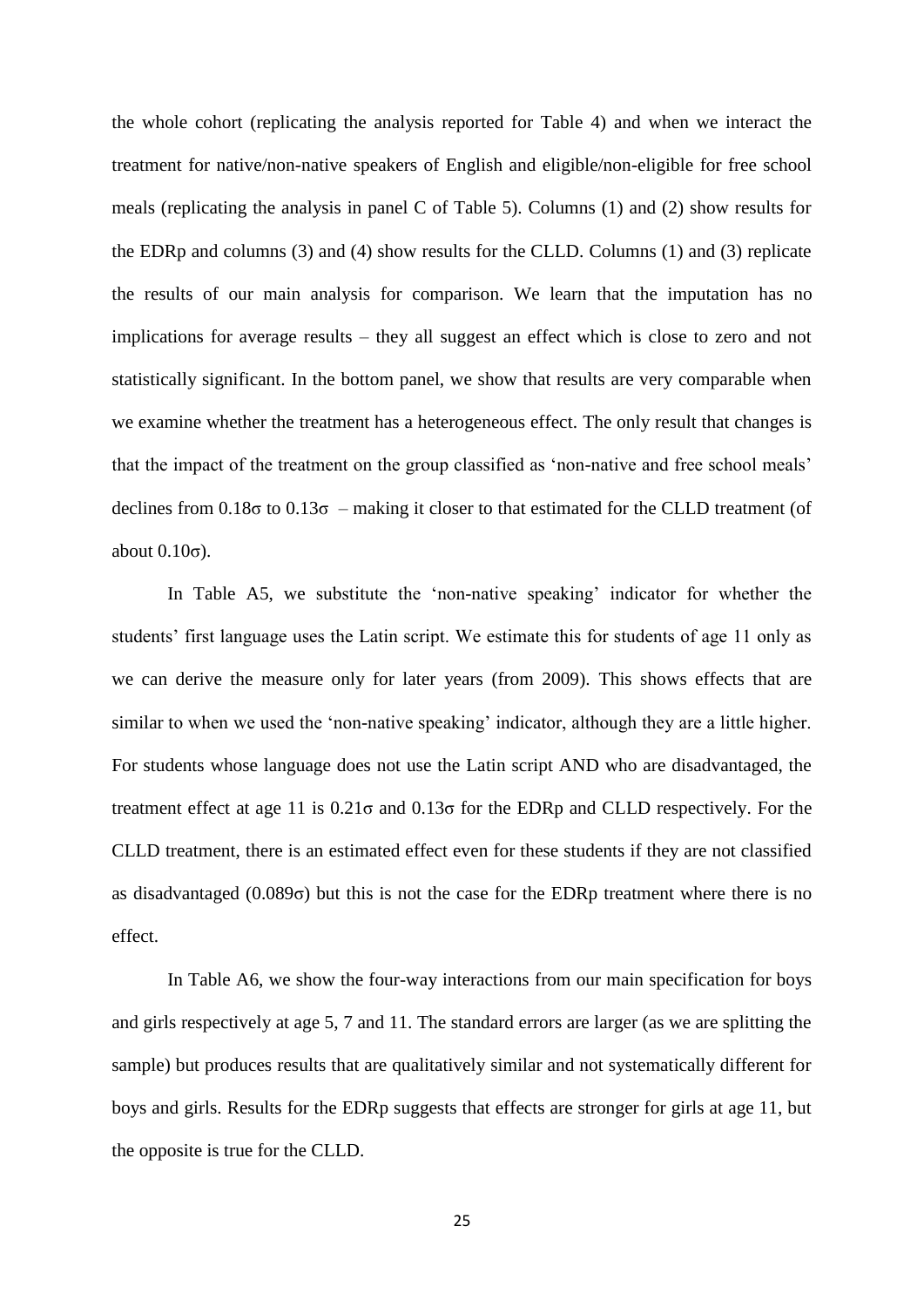the whole cohort (replicating the analysis reported for Table 4) and when we interact the treatment for native/non-native speakers of English and eligible/non-eligible for free school meals (replicating the analysis in panel C of Table 5). Columns (1) and (2) show results for the EDRp and columns (3) and (4) show results for the CLLD. Columns (1) and (3) replicate the results of our main analysis for comparison. We learn that the imputation has no implications for average results – they all suggest an effect which is close to zero and not statistically significant. In the bottom panel, we show that results are very comparable when we examine whether the treatment has a heterogeneous effect. The only result that changes is that the impact of the treatment on the group classified as 'non-native and free school meals' declines from $0.18\sigma$ to $0.13\sigma$ – making it closer to that estimated for the CLLD treatment (of about $0.10\sigma$).

In Table A5, we substitute the 'non-native speaking' indicator for whether the students' first language uses the Latin script. We estimate this for students of age 11 only as we can derive the measure only for later years (from 2009). This shows effects that are similar to when we used the 'non-native speaking' indicator, although they are a little higher. For students whose language does not use the Latin script AND who are disadvantaged, the treatment effect at age 11 is $0.21\sigma$ and $0.13\sigma$ for the EDRp and CLLD respectively. For the CLLD treatment, there is an estimated effect even for these students if they are not classified as disadvantaged ($0.089\sigma$) but this is not the case for the EDRp treatment where there is no effect.

In Table A6, we show the four-way interactions from our main specification for boys and girls respectively at age 5, 7 and 11. The standard errors are larger (as we are splitting the sample) but produces results that are qualitatively similar and not systematically different for boys and girls. Results for the EDRp suggests that effects are stronger for girls at age 11, but the opposite is true for the CLLD.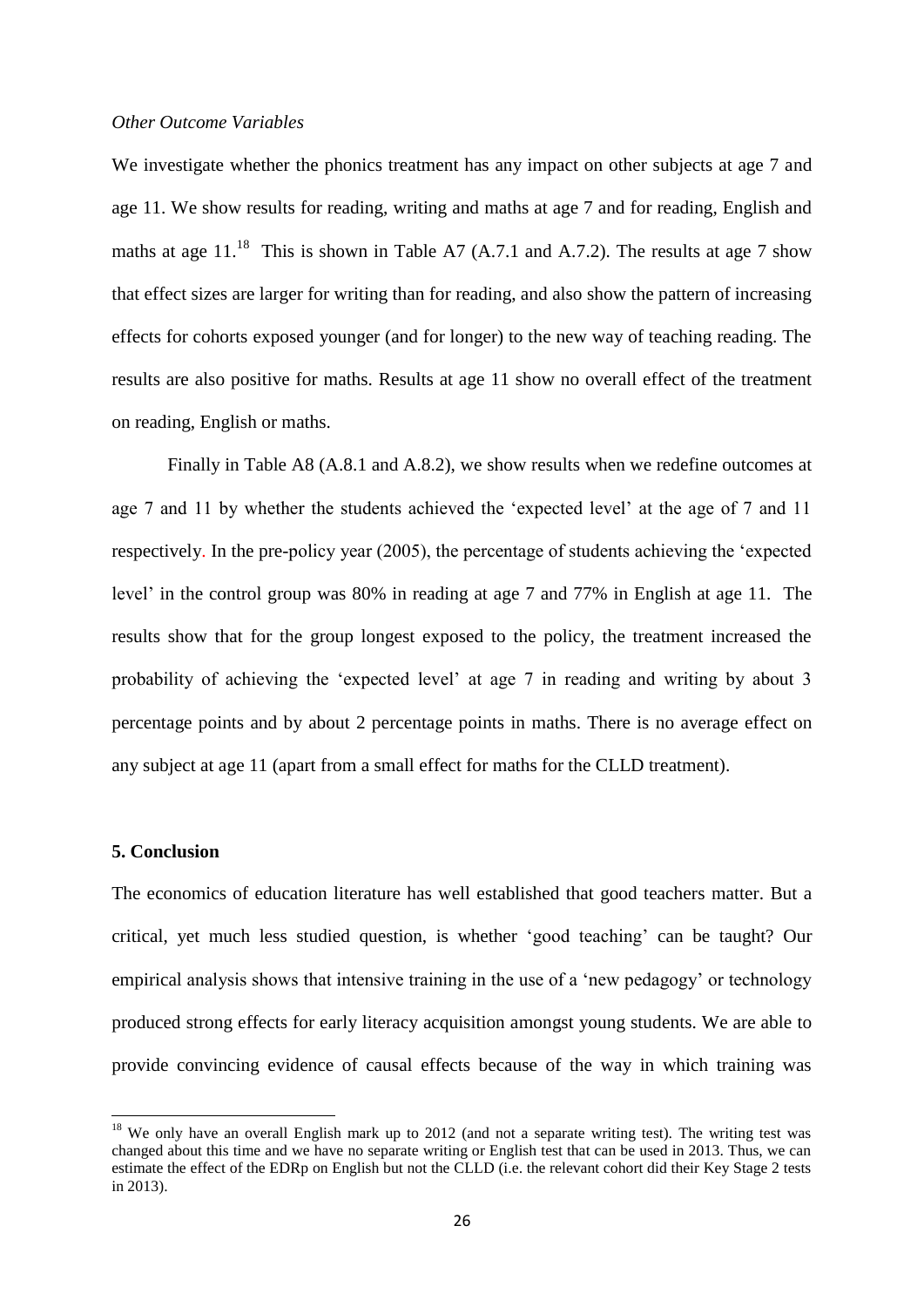*Other Outcome Variables*

We investigate whether the phonics treatment has any impact on other subjects at age 7 and age 11. We show results for reading, writing and maths at age 7 and for reading, English and maths at age 11.[18] This is shown in Table A7 (A.7.1 and A.7.2). The results at age 7 show that effect sizes are larger for writing than for reading, and also show the pattern of increasing effects for cohorts exposed younger (and for longer) to the new way of teaching reading. The results are also positive for maths. Results at age 11 show no overall effect of the treatment on reading, English or maths.

Finally in Table A8 (A.8.1 and A.8.2), we show results when we redefine outcomes at age 7 and 11 by whether the students achieved the 'expected level' at the age of 7 and 11 respectively. In the pre-policy year (2005), the percentage of students achieving the 'expected level' in the control group was 80% in reading at age 7 and 77% in English at age 11. The results show that for the group longest exposed to the policy, the treatment increased the probability of achieving the 'expected level' at age 7 in reading and writing by about 3 percentage points and by about 2 percentage points in maths. There is no average effect on any subject at age 11 (apart from a small effect for maths for the CLLD treatment).

## 5. Conclusion

The economics of education literature has well established that good teachers matter. But a critical, yet much less studied question, is whether 'good teaching' can be taught? Our empirical analysis shows that intensive training in the use of a 'new pedagogy' or technology produced strong effects for early literacy acquisition amongst young students. We are able to provide convincing evidence of causal effects because of the way in which training was

[18] We only have an overall English mark up to 2012 (and not a separate writing test). The writing test was changed about this time and we have no separate writing or English test that can be used in 2013. Thus, we can estimate the effect of the EDRp on English but not the CLLD (i.e. the relevant cohort did their Key Stage 2 tests in 2013).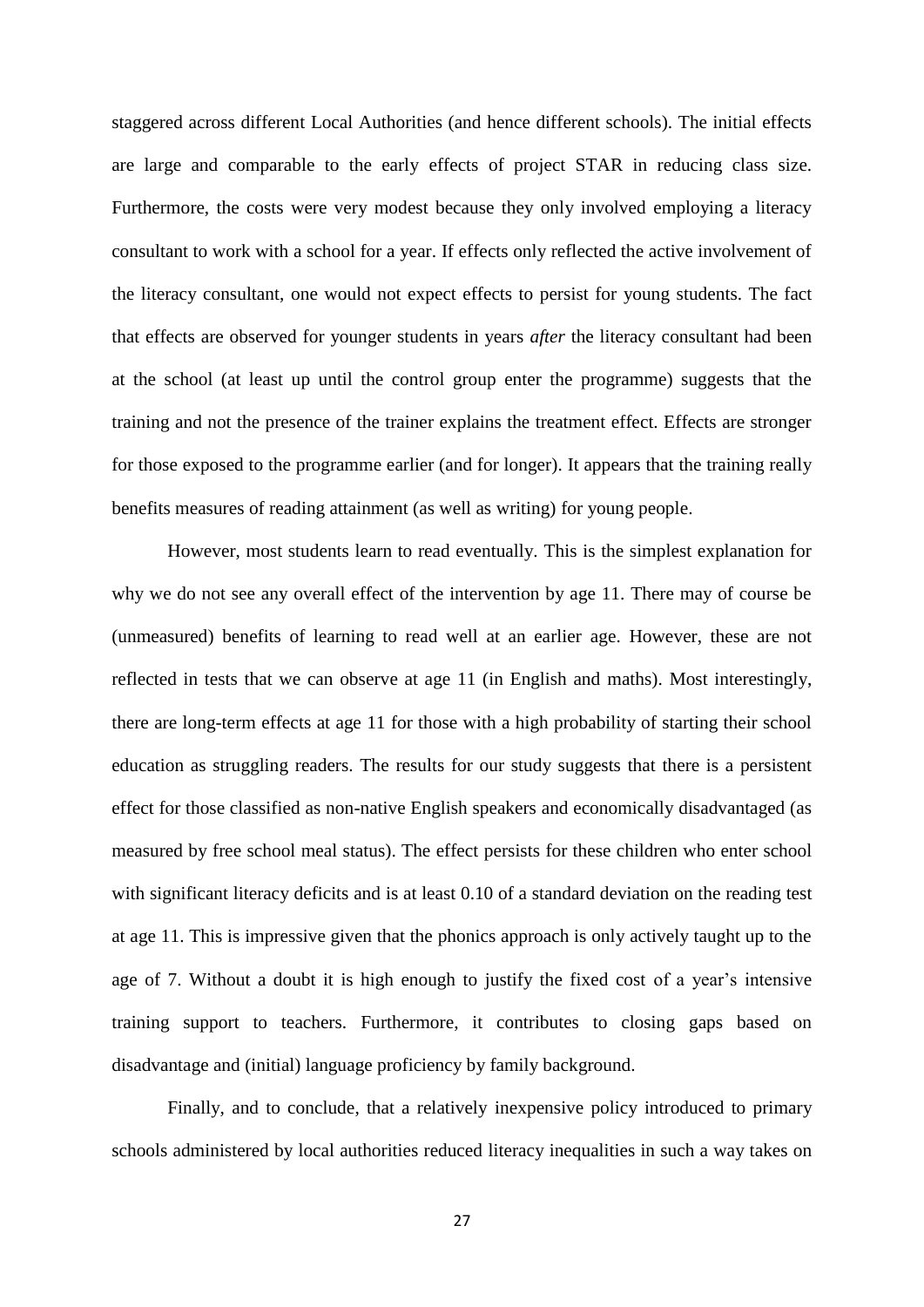staggered across different Local Authorities (and hence different schools). The initial effects are large and comparable to the early effects of project STAR in reducing class size. Furthermore, the costs were very modest because they only involved employing a literacy consultant to work with a school for a year. If effects only reflected the active involvement of the literacy consultant, one would not expect effects to persist for young students. The fact that effects are observed for younger students in years *after* the literacy consultant had been at the school (at least up until the control group enter the programme) suggests that the training and not the presence of the trainer explains the treatment effect. Effects are stronger for those exposed to the programme earlier (and for longer). It appears that the training really benefits measures of reading attainment (as well as writing) for young people.

However, most students learn to read eventually. This is the simplest explanation for why we do not see any overall effect of the intervention by age 11. There may of course be (unmeasured) benefits of learning to read well at an earlier age. However, these are not reflected in tests that we can observe at age 11 (in English and maths). Most interestingly, there are long-term effects at age 11 for those with a high probability of starting their school education as struggling readers. The results for our study suggests that there is a persistent effect for those classified as non-native English speakers and economically disadvantaged (as measured by free school meal status). The effect persists for these children who enter school with significant literacy deficits and is at least 0.10 of a standard deviation on the reading test at age 11. This is impressive given that the phonics approach is only actively taught up to the age of 7. Without a doubt it is high enough to justify the fixed cost of a year's intensive training support to teachers. Furthermore, it contributes to closing gaps based on disadvantage and (initial) language proficiency by family background.

Finally, and to conclude, that a relatively inexpensive policy introduced to primary schools administered by local authorities reduced literacy inequalities in such a way takes on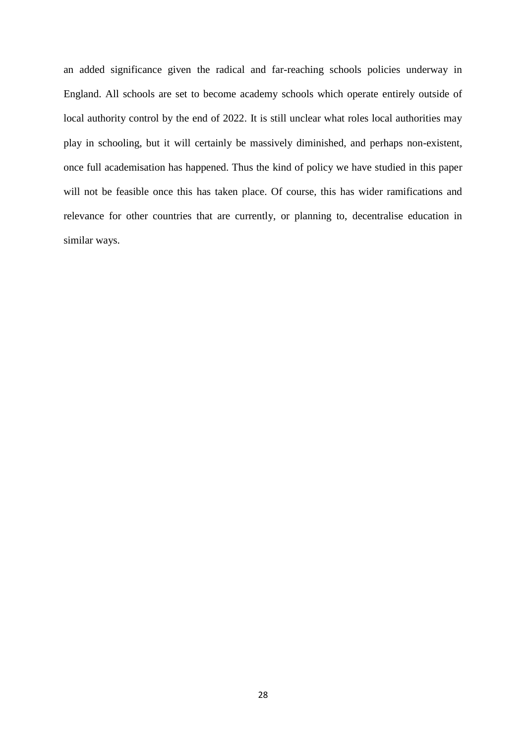an added significance given the radical and far-reaching schools policies underway in England. All schools are set to become academy schools which operate entirely outside of local authority control by the end of 2022. It is still unclear what roles local authorities may play in schooling, but it will certainly be massively diminished, and perhaps non-existent, once full academisation has happened. Thus the kind of policy we have studied in this paper will not be feasible once this has taken place. Of course, this has wider ramifications and relevance for other countries that are currently, or planning to, decentralise education in similar ways.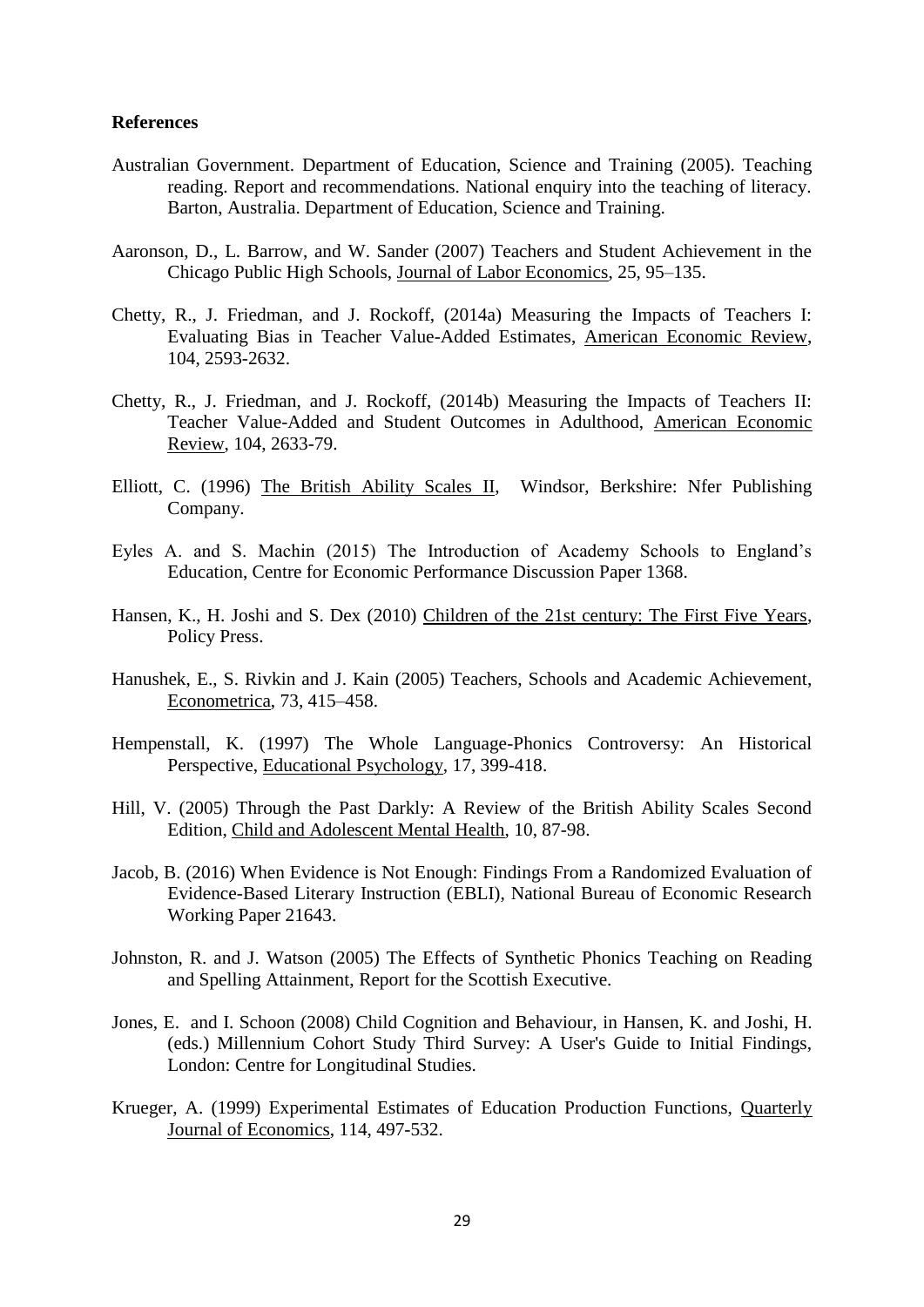**References**

Australian Government. Department of Education, Science and Training (2005). Teaching reading. Report and recommendations. National enquiry into the teaching of literacy. Barton, Australia. Department of Education, Science and Training.

Aaronson, D., L. Barrow, and W. Sander (2007) Teachers and Student Achievement in the Chicago Public High Schools, Journal of Labor Economics, 25, 95–135.

Chetty, R., J. Friedman, and J. Rockoff, (2014a) Measuring the Impacts of Teachers I: Evaluating Bias in Teacher Value-Added Estimates, American Economic Review, 104, 2593-2632.

Chetty, R., J. Friedman, and J. Rockoff, (2014b) Measuring the Impacts of Teachers II: Teacher Value-Added and Student Outcomes in Adulthood, American Economic Review, 104, 2633-79.

Elliott, C. (1996) The British Ability Scales II, Windsor, Berkshire: Nfer Publishing Company.

Eyles A. and S. Machin (2015) The Introduction of Academy Schools to England's Education, Centre for Economic Performance Discussion Paper 1368.

Hansen, K., H. Joshi and S. Dex (2010) Children of the 21st century: The First Five Years, Policy Press.

Hanushek, E., S. Rivkin and J. Kain (2005) Teachers, Schools and Academic Achievement, Econometrica, 73, 415–458.

Hempenstall, K. (1997) The Whole Language-Phonics Controversy: An Historical Perspective, Educational Psychology, 17, 399-418.

Hill, V. (2005) Through the Past Darkly: A Review of the British Ability Scales Second Edition, Child and Adolescent Mental Health, 10, 87-98.

Jacob, B. (2016) When Evidence is Not Enough: Findings From a Randomized Evaluation of Evidence-Based Literary Instruction (EBLI), National Bureau of Economic Research Working Paper 21643.

Johnston, R. and J. Watson (2005) The Effects of Synthetic Phonics Teaching on Reading and Spelling Attainment, Report for the Scottish Executive.

Jones, E. and I. Schoon (2008) Child Cognition and Behaviour, in Hansen, K. and Joshi, H. (eds.) Millennium Cohort Study Third Survey: A User's Guide to Initial Findings, London: Centre for Longitudinal Studies.

Krueger, A. (1999) Experimental Estimates of Education Production Functions, Quarterly Journal of Economics, 114, 497-532.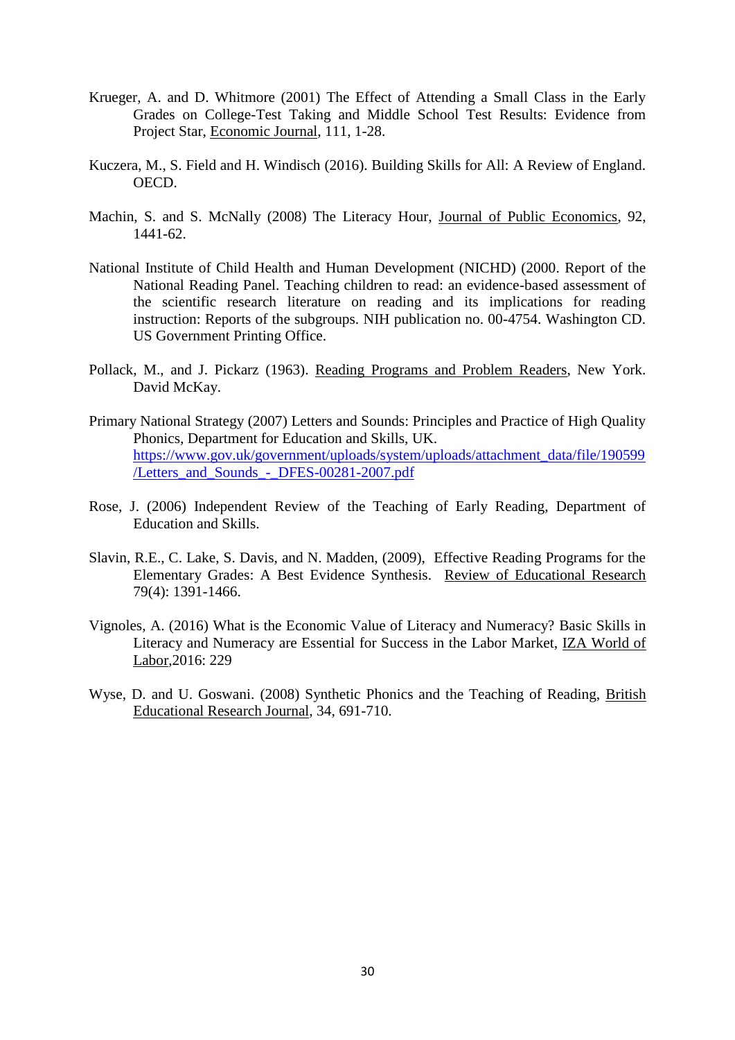Krueger, A. and D. Whitmore (2001) The Effect of Attending a Small Class in the Early Grades on College-Test Taking and Middle School Test Results: Evidence from Project Star, Economic Journal, 111, 1-28.

Kuczera, M., S. Field and H. Windisch (2016). Building Skills for All: A Review of England. OECD.

Machin, S. and S. McNally (2008) The Literacy Hour, Journal of Public Economics, 92, 1441-62.

National Institute of Child Health and Human Development (NICHD) (2000. Report of the National Reading Panel. Teaching children to read: an evidence-based assessment of the scientific research literature on reading and its implications for reading instruction: Reports of the subgroups. NIH publication no. 00-4754. Washington CD. US Government Printing Office.

Pollack, M., and J. Pickarz (1963). Reading Programs and Problem Readers, New York. David McKay.

Primary National Strategy (2007) Letters and Sounds: Principles and Practice of High Quality Phonics, Department for Education and Skills, UK. https://www.gov.uk/government/uploads/system/uploads/attachment_data/file/190599/Letters_and_Sounds_-_DFES-00281-2007.pdf

Rose, J. (2006) Independent Review of the Teaching of Early Reading, Department of Education and Skills.

Slavin, R.E., C. Lake, S. Davis, and N. Madden, (2009), Effective Reading Programs for the Elementary Grades: A Best Evidence Synthesis. Review of Educational Research 79(4): 1391-1466.

Vignoles, A. (2016) What is the Economic Value of Literacy and Numeracy? Basic Skills in Literacy and Numeracy are Essential for Success in the Labor Market, IZA World of Labor,2016: 229

Wyse, D. and U. Goswani. (2008) Synthetic Phonics and the Teaching of Reading, British Educational Research Journal, 34, 691-710.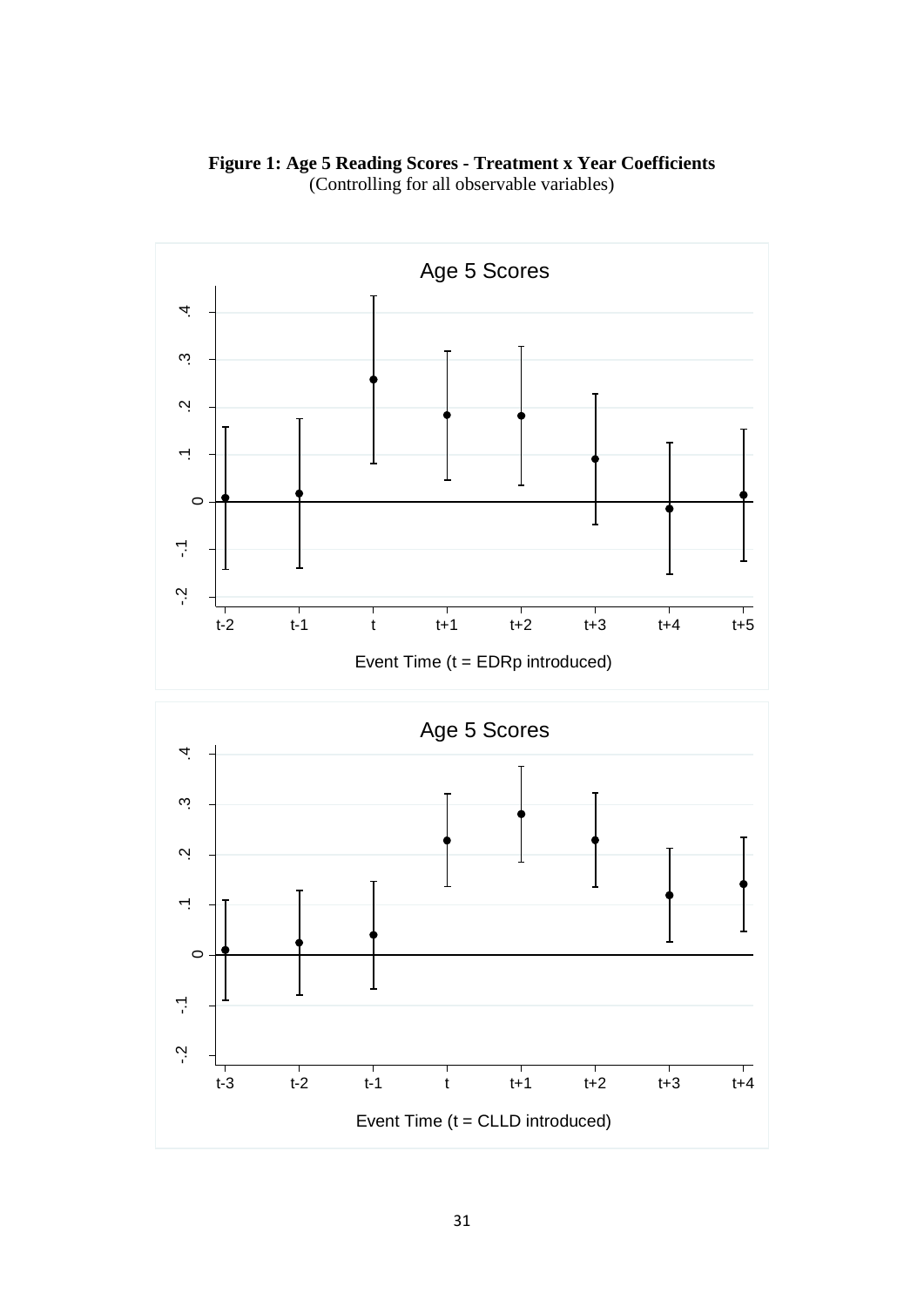**Figure 1: Age 5 Reading Scores - Treatment x Year Coefficients**
(Controlling for all observable variables)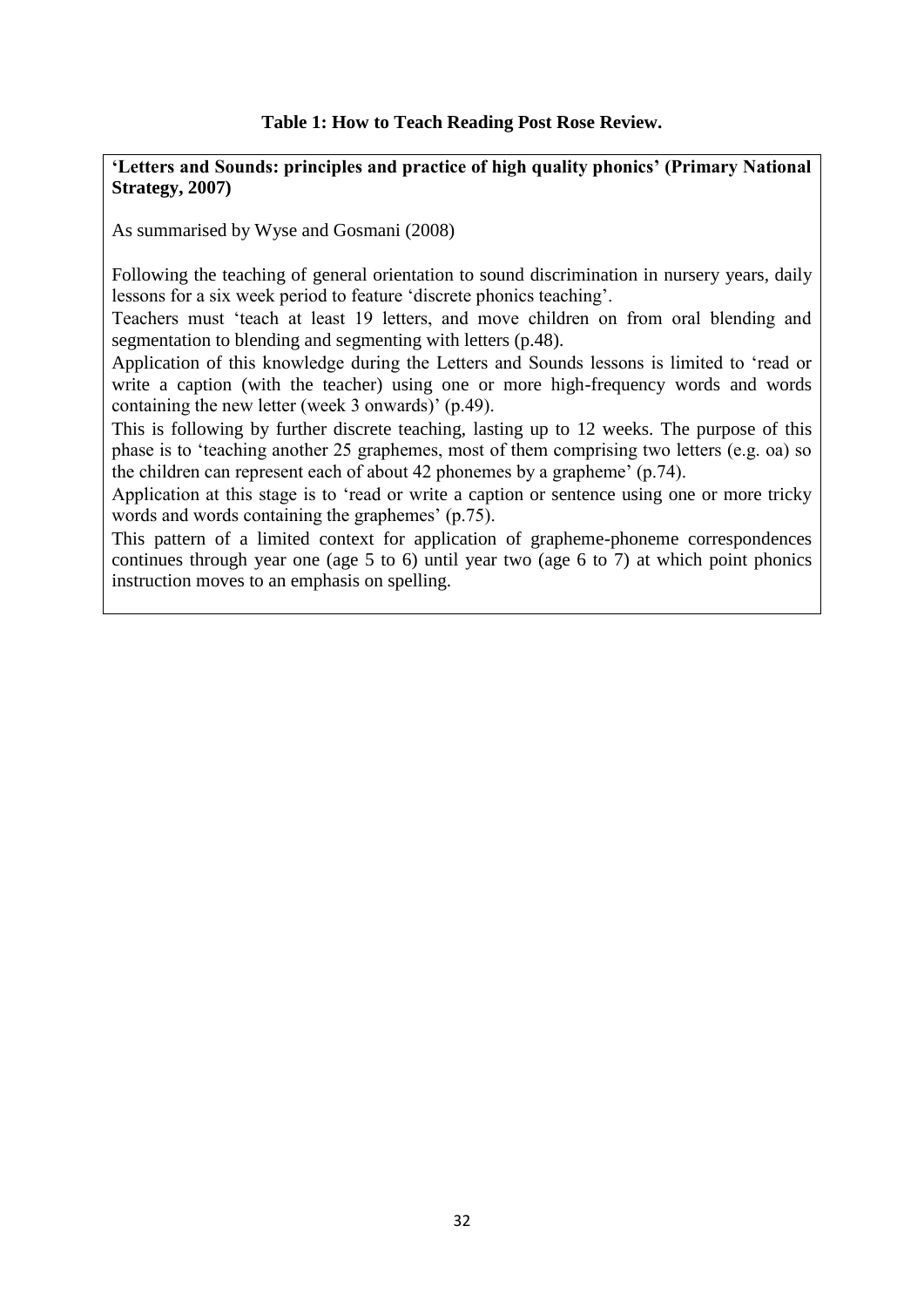**Table 1: How to Teach Reading Post Rose Review.**

| **'Letters and Sounds: principles and practice of high quality phonics' (Primary National Strategy, 2007)** |
|---|
| As summarised by Wyse and Gosmani (2008)<br><br>Following the teaching of general orientation to sound discrimination in nursery years, daily lessons for a six week period to feature 'discrete phonics teaching'.<br>Teachers must 'teach at least 19 letters, and move children on from oral blending and segmentation to blending and segmenting with letters (p.48).<br>Application of this knowledge during the Letters and Sounds lessons is limited to 'read or write a caption (with the teacher) using one or more high-frequency words and words containing the new letter (week 3 onwards)' (p.49).<br>This is following by further discrete teaching, lasting up to 12 weeks. The purpose of this phase is to 'teaching another 25 graphemes, most of them comprising two letters (e.g. oa) so the children can represent each of about 42 phonemes by a grapheme' (p.74).<br>Application at this stage is to 'read or write a caption or sentence using one or more tricky words and words containing the graphemes' (p.75).<br>This pattern of a limited context for application of grapheme-phoneme correspondences continues through year one (age 5 to 6) until year two (age 6 to 7) at which point phonics instruction moves to an emphasis on spelling. |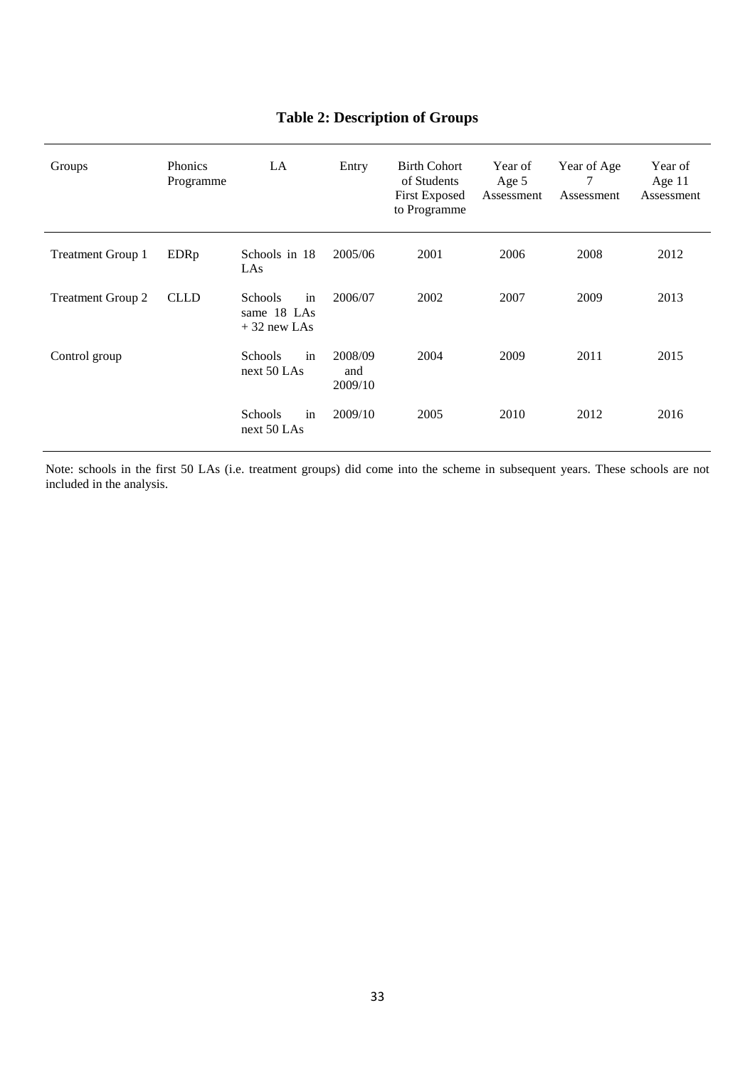## Table 2: Description of Groups

| Groups | Phonics Programme | LA | Entry | Birth Cohort of Students First Exposed to Programme | Year of Age 5 Assessment | Year of Age 7 Assessment | Year of Age 11 Assessment |
|---|---|---|---|---|---|---|---|
| Treatment Group 1 | EDRp | Schools in 18 LAs | 2005/06 | 2001 | 2006 | 2008 | 2012 |
| Treatment Group 2 | CLLD | Schools in same 18 LAs + 32 new LAs | 2006/07 | 2002 | 2007 | 2009 | 2013 |
| Control group | | Schools in next 50 LAs | 2008/09 and 2009/10 | 2004 | 2009 | 2011 | 2015 |
| | | Schools in next 50 LAs | 2009/10 | 2005 | 2010 | 2012 | 2016 |

Note: schools in the first 50 LAs (i.e. treatment groups) did come into the scheme in subsequent years. These schools are not included in the analysis.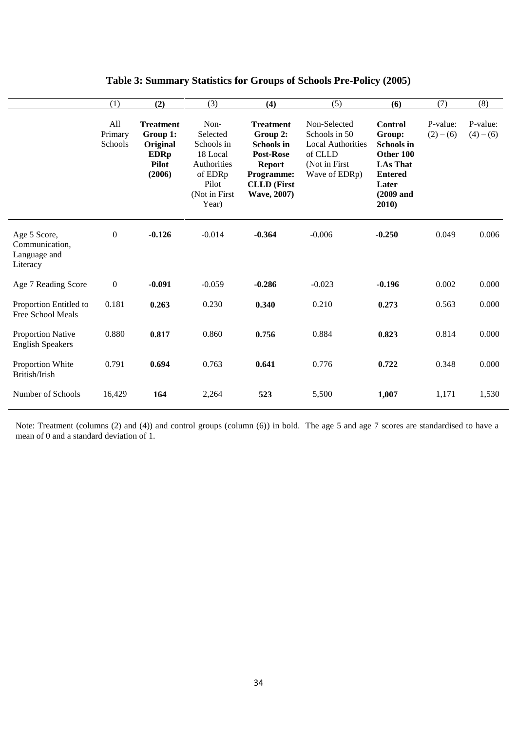# Table 3: Summary Statistics for Groups of Schools Pre-Policy (2005)

| | (1) | **(2)** | (3) | **(4)** | (5) | **(6)** | (7) | (8) |
|---|---|---|---|---|---|---|---|---|
| | All Primary Schools | **Treatment Group 1: Original EDRp Pilot (2006)** | Non-Selected Schools in 18 Local Authorities of EDRp Pilot (Not in First Year) | **Treatment Group 2: Schools in Post-Rose Report Programme: CLLD (First Wave, 2007)** | Non-Selected Schools in 50 Local Authorities of CLLD (Not in First Wave of EDRp) | **Control Group: Schools in Other 100 LAs That Entered Later (2009 and 2010)** | P-value: (2) – (6) | P-value: (4) – (6) |
| Age 5 Score, Communication, Language and Literacy | 0 | **-0.126** | -0.014 | **-0.364** | -0.006 | **-0.250** | 0.049 | 0.006 |
| Age 7 Reading Score | 0 | **-0.091** | -0.059 | **-0.286** | -0.023 | **-0.196** | 0.002 | 0.000 |
| Proportion Entitled to Free School Meals | 0.181 | **0.263** | 0.230 | **0.340** | 0.210 | **0.273** | 0.563 | 0.000 |
| Proportion Native English Speakers | 0.880 | **0.817** | 0.860 | **0.756** | 0.884 | **0.823** | 0.814 | 0.000 |
| Proportion White British/Irish | 0.791 | **0.694** | 0.763 | **0.641** | 0.776 | **0.722** | 0.348 | 0.000 |
| Number of Schools | 16,429 | **164** | 2,264 | **523** | 5,500 | **1,007** | 1,171 | 1,530 |

Note: Treatment (columns (2) and (4)) and control groups (column (6)) in bold. The age 5 and age 7 scores are standardised to have a mean of 0 and a standard deviation of 1.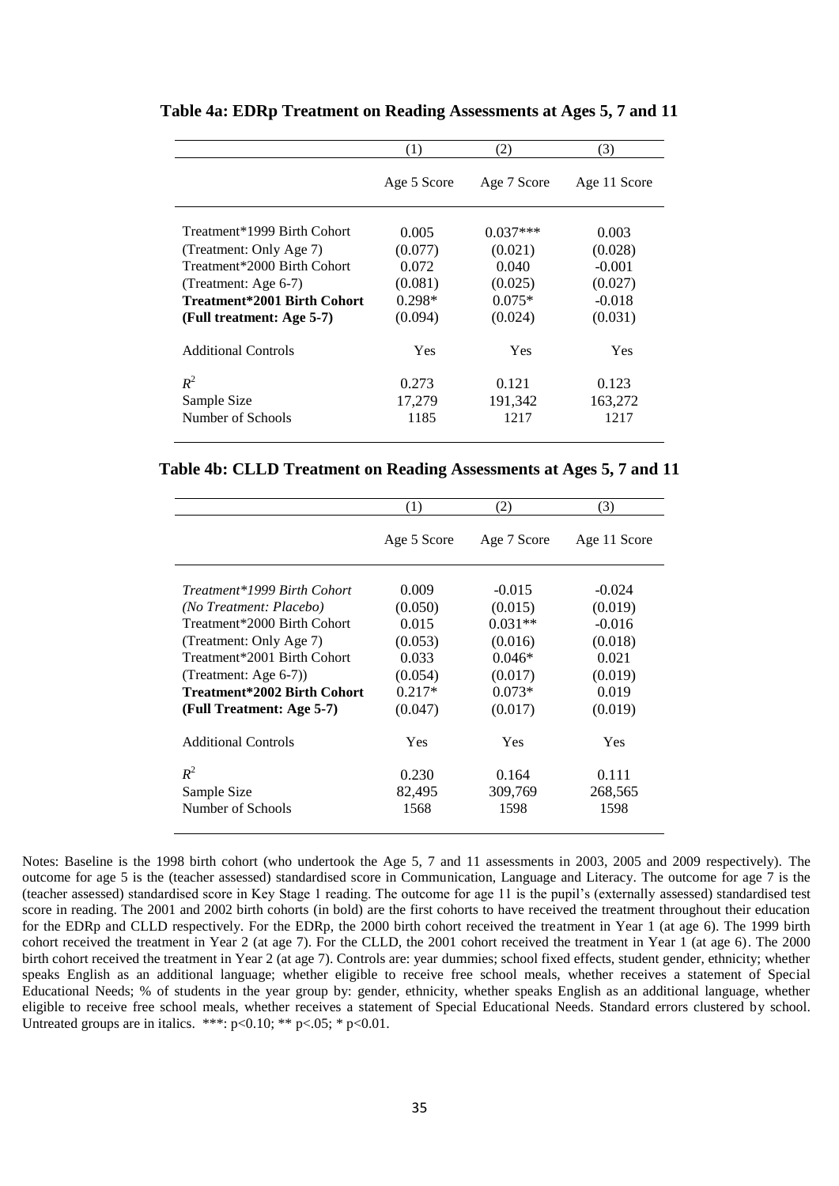**Table 4a: EDRp Treatment on Reading Assessments at Ages 5, 7 and 11**

| | (1) | (2) | (3) |
|---|---|---|---|
| | Age 5 Score | Age 7 Score | Age 11 Score |
| Treatment*1999 Birth Cohort | 0.005 | 0.037*** | 0.003 |
| (Treatment: Only Age 7) | (0.077) | (0.021) | (0.028) |
| Treatment*2000 Birth Cohort | 0.072 | 0.040 | -0.001 |
| (Treatment: Age 6-7) | (0.081) | (0.025) | (0.027) |
| **Treatment*2001 Birth Cohort** | 0.298* | 0.075* | -0.018 |
| **(Full treatment: Age 5-7)** | (0.094) | (0.024) | (0.031) |
| Additional Controls | Yes | Yes | Yes |
| $R^2$ | 0.273 | 0.121 | 0.123 |
| Sample Size | 17,279 | 191,342 | 163,272 |
| Number of Schools | 1185 | 1217 | 1217 |

**Table 4b: CLLD Treatment on Reading Assessments at Ages 5, 7 and 11**

| | (1) | (2) | (3) |
|---|---|---|---|
| | Age 5 Score | Age 7 Score | Age 11 Score |
| *Treatment*1999 Birth Cohort* | 0.009 | -0.015 | -0.024 |
| *(No Treatment: Placebo)* | (0.050) | (0.015) | (0.019) |
| Treatment*2000 Birth Cohort | 0.015 | 0.031** | -0.016 |
| (Treatment: Only Age 7) | (0.053) | (0.016) | (0.018) |
| Treatment*2001 Birth Cohort | 0.033 | 0.046* | 0.021 |
| (Treatment: Age 6-7)) | (0.054) | (0.017) | (0.019) |
| **Treatment*2002 Birth Cohort** | 0.217* | 0.073* | 0.019 |
| **(Full Treatment: Age 5-7)** | (0.047) | (0.017) | (0.019) |
| Additional Controls | Yes | Yes | Yes |
| $R^2$ | 0.230 | 0.164 | 0.111 |
| Sample Size | 82,495 | 309,769 | 268,565 |
| Number of Schools | 1568 | 1598 | 1598 |

Notes: Baseline is the 1998 birth cohort (who undertook the Age 5, 7 and 11 assessments in 2003, 2005 and 2009 respectively). The outcome for age 5 is the (teacher assessed) standardised score in Communication, Language and Literacy. The outcome for age 7 is the (teacher assessed) standardised score in Key Stage 1 reading. The outcome for age 11 is the pupil's (externally assessed) standardised test score in reading. The 2001 and 2002 birth cohorts (in bold) are the first cohorts to have received the treatment throughout their education for the EDRp and CLLD respectively. For the EDRp, the 2000 birth cohort received the treatment in Year 1 (at age 6). The 1999 birth cohort received the treatment in Year 2 (at age 7). For the CLLD, the 2001 cohort received the treatment in Year 1 (at age 6). The 2000 birth cohort received the treatment in Year 2 (at age 7). Controls are: year dummies; school fixed effects, student gender, ethnicity; whether speaks English as an additional language; whether eligible to receive free school meals, whether receives a statement of Special Educational Needs; % of students in the year group by: gender, ethnicity, whether speaks English as an additional language, whether eligible to receive free school meals, whether receives a statement of Special Educational Needs. Standard errors clustered by school. Untreated groups are in italics. ***: $p<0.10$; ** $p<.05$; * $p<0.01$.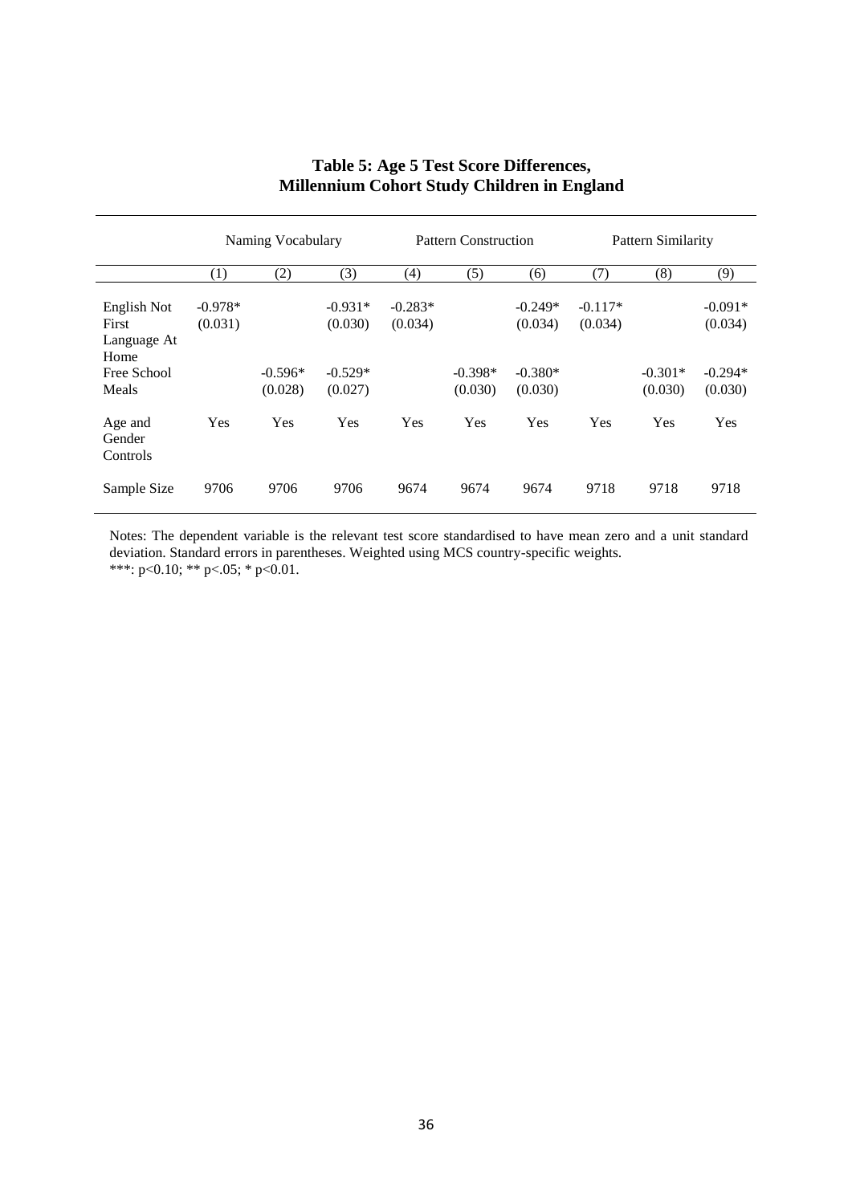**Table 5: Age 5 Test Score Differences, Millennium Cohort Study Children in England**

| | Naming Vocabulary | | | Pattern Construction | | | Pattern Similarity | | |
|---|---|---|---|---|---|---|---|---|---|
| | (1) | (2) | (3) | (4) | (5) | (6) | (7) | (8) | (9) |
| English Not First Language At Home | -0.978* (0.031) | | -0.931* (0.030) | -0.283* (0.034) | | -0.249* (0.034) | -0.117* (0.034) | | -0.091* (0.034) |
| Free School Meals | | -0.596* (0.028) | -0.529* (0.027) | | -0.398* (0.030) | -0.380* (0.030) | | -0.301* (0.030) | -0.294* (0.030) |
| Age and Gender Controls | Yes | Yes | Yes | Yes | Yes | Yes | Yes | Yes | Yes |
| Sample Size | 9706 | 9706 | 9706 | 9674 | 9674 | 9674 | 9718 | 9718 | 9718 |

Notes: The dependent variable is the relevant test score standardised to have mean zero and a unit standard deviation. Standard errors in parentheses. Weighted using MCS country-specific weights.
***: p<0.10; ** p<.05; * p<0.01.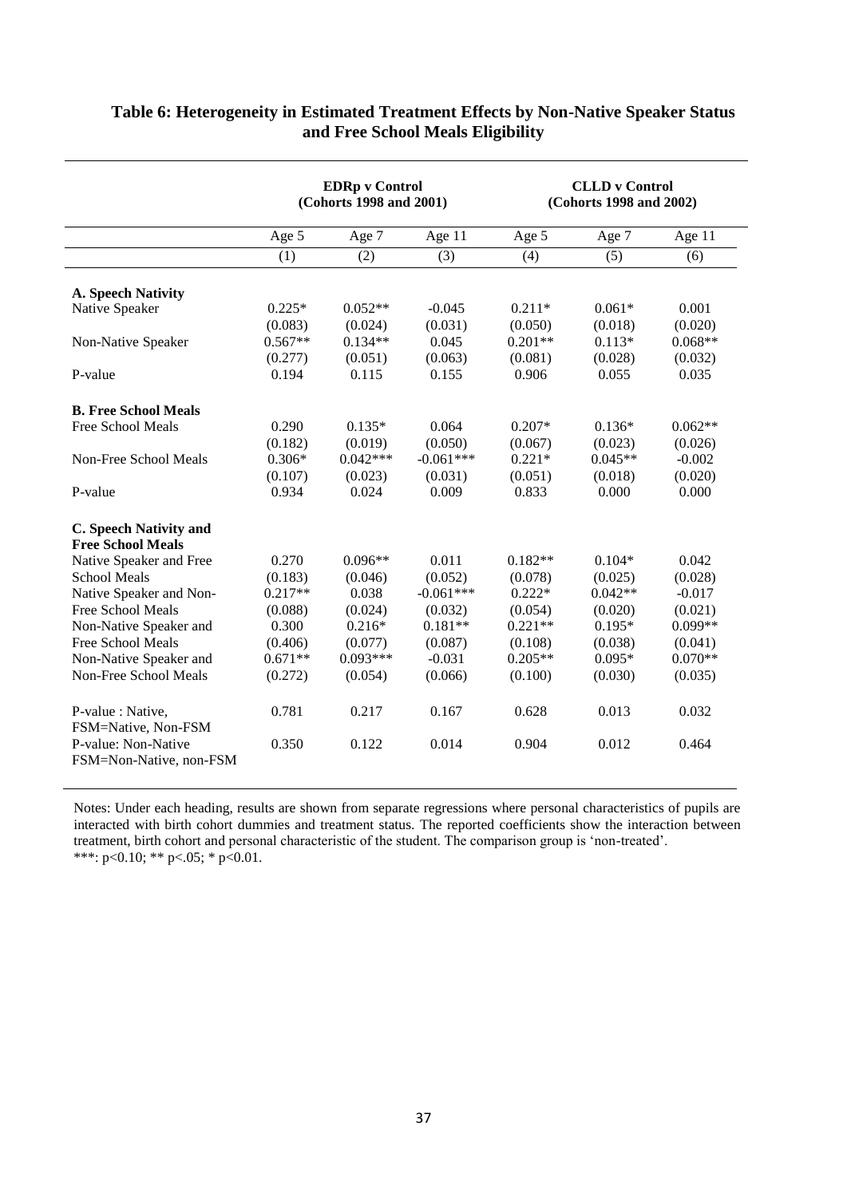**Table 6: Heterogeneity in Estimated Treatment Effects by Non-Native Speaker Status and Free School Meals Eligibility**

| | EDRp v Control (Cohorts 1998 and 2001) | | | CLLD v Control (Cohorts 1998 and 2002) | | |
|---|---|---|---|---|---|---|
| | Age 5 | Age 7 | Age 11 | Age 5 | Age 7 | Age 11 |
| | (1) | (2) | (3) | (4) | (5) | (6) |
| **A. Speech Nativity** | | | | | | |
| Native Speaker | 0.225* | 0.052** | -0.045 | 0.211* | 0.061* | 0.001 |
| | (0.083) | (0.024) | (0.031) | (0.050) | (0.018) | (0.020) |
| Non-Native Speaker | 0.567** | 0.134** | 0.045 | 0.201** | 0.113* | 0.068** |
| | (0.277) | (0.051) | (0.063) | (0.081) | (0.028) | (0.032) |
| P-value | 0.194 | 0.115 | 0.155 | 0.906 | 0.055 | 0.035 |
| **B. Free School Meals** | | | | | | |
| Free School Meals | 0.290 | 0.135* | 0.064 | 0.207* | 0.136* | 0.062** |
| | (0.182) | (0.019) | (0.050) | (0.067) | (0.023) | (0.026) |
| Non-Free School Meals | 0.306* | 0.042*** | -0.061*** | 0.221* | 0.045** | -0.002 |
| | (0.107) | (0.023) | (0.031) | (0.051) | (0.018) | (0.020) |
| P-value | 0.934 | 0.024 | 0.009 | 0.833 | 0.000 | 0.000 |
| **C. Speech Nativity and Free School Meals** | | | | | | |
| Native Speaker and Free School Meals | 0.270 | 0.096** | 0.011 | 0.182** | 0.104* | 0.042 |
| | (0.183) | (0.046) | (0.052) | (0.078) | (0.025) | (0.028) |
| Native Speaker and Non-Free School Meals | 0.217** | 0.038 | -0.061*** | 0.222* | 0.042** | -0.017 |
| | (0.088) | (0.024) | (0.032) | (0.054) | (0.020) | (0.021) |
| Non-Native Speaker and Free School Meals | 0.300 | 0.216* | 0.181** | 0.221** | 0.195* | 0.099** |
| | (0.406) | (0.077) | (0.087) | (0.108) | (0.038) | (0.041) |
| Non-Native Speaker and Non-Free School Meals | 0.671** | 0.093*** | -0.031 | 0.205** | 0.095* | 0.070** |
| | (0.272) | (0.054) | (0.066) | (0.100) | (0.030) | (0.035) |
| P-value : Native, FSM=Native, Non-FSM | 0.781 | 0.217 | 0.167 | 0.628 | 0.013 | 0.032 |
| P-value: Non-Native FSM=Non-Native, non-FSM | 0.350 | 0.122 | 0.014 | 0.904 | 0.012 | 0.464 |

Notes: Under each heading, results are shown from separate regressions where personal characteristics of pupils are interacted with birth cohort dummies and treatment status. The reported coefficients show the interaction between treatment, birth cohort and personal characteristic of the student. The comparison group is 'non-treated'.
***: p<0.10; ** p<.05; * p<0.01.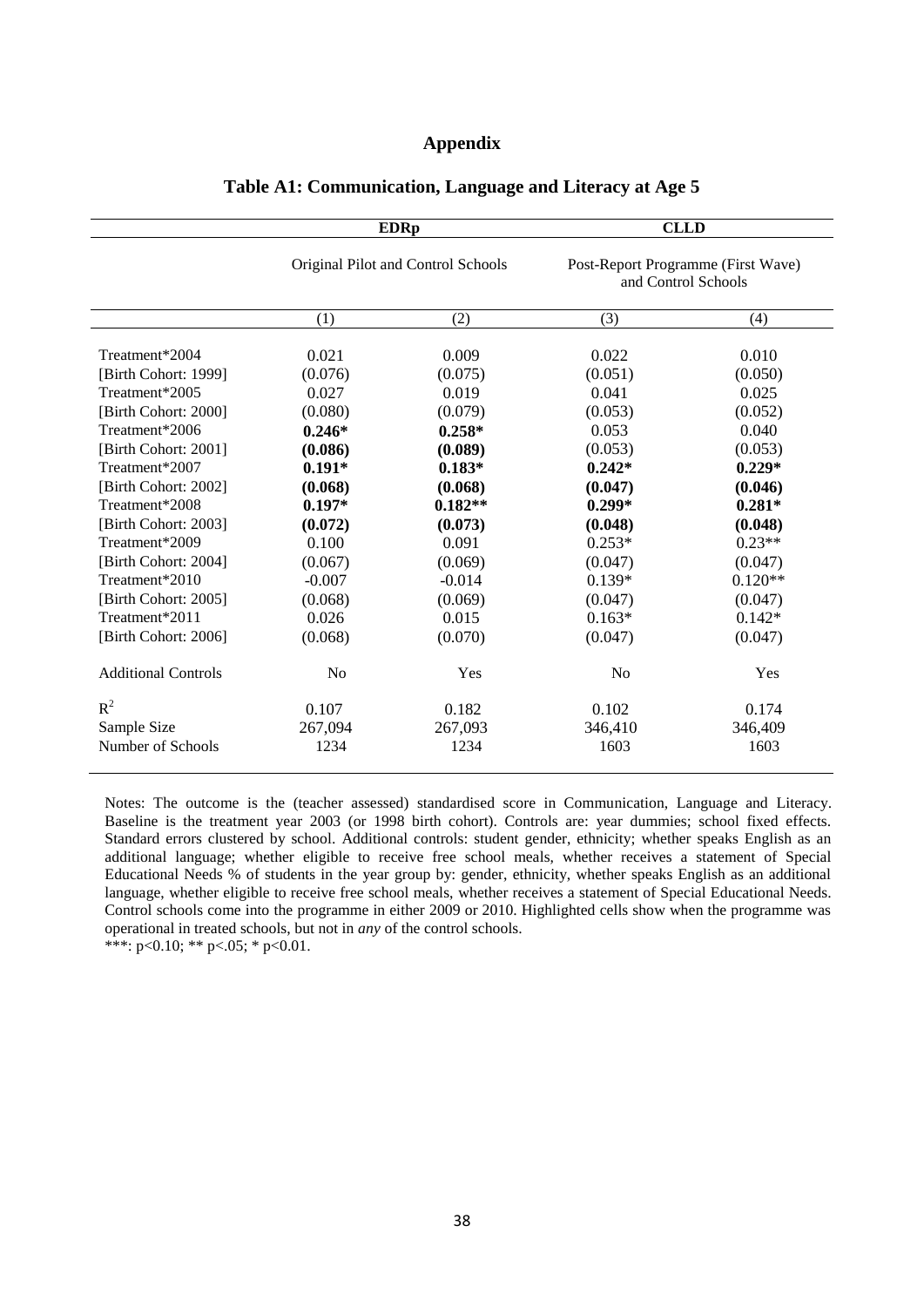## Appendix

### Table A1: Communication, Language and Literacy at Age 5

| | EDRp | | CLLD | |
|---|---|---|---|---|
| | Original Pilot and Control Schools | | Post-Report Programme (First Wave) and Control Schools | |
| | (1) | (2) | (3) | (4) |
| Treatment*2004 | 0.021 | 0.009 | 0.022 | 0.010 |
| [Birth Cohort: 1999] | (0.076) | (0.075) | (0.051) | (0.050) |
| Treatment*2005 | 0.027 | 0.019 | 0.041 | 0.025 |
| [Birth Cohort: 2000] | (0.080) | (0.079) | (0.053) | (0.052) |
| Treatment*2006 | **0.246*** | **0.258*** | 0.053 | 0.040 |
| [Birth Cohort: 2001] | **(0.086)** | **(0.089)** | (0.053) | (0.053) |
| Treatment*2007 | **0.191*** | **0.183*** | **0.242*** | **0.229*** |
| [Birth Cohort: 2002] | **(0.068)** | **(0.068)** | **(0.047)** | **(0.046)** |
| Treatment*2008 | **0.197*** | **0.182**** | **0.299*** | **0.281*** |
| [Birth Cohort: 2003] | **(0.072)** | **(0.073)** | **(0.048)** | **(0.048)** |
| Treatment*2009 | 0.100 | 0.091 | 0.253* | 0.23** |
| [Birth Cohort: 2004] | (0.067) | (0.069) | (0.047) | (0.047) |
| Treatment*2010 | -0.007 | -0.014 | 0.139* | 0.120** |
| [Birth Cohort: 2005] | (0.068) | (0.069) | (0.047) | (0.047) |
| Treatment*2011 | 0.026 | 0.015 | 0.163* | 0.142* |
| [Birth Cohort: 2006] | (0.068) | (0.070) | (0.047) | (0.047) |
| Additional Controls | No | Yes | No | Yes |
| $R^2$ | 0.107 | 0.182 | 0.102 | 0.174 |
| Sample Size | 267,094 | 267,093 | 346,410 | 346,409 |
| Number of Schools | 1234 | 1234 | 1603 | 1603 |

Notes: The outcome is the (teacher assessed) standardised score in Communication, Language and Literacy. Baseline is the treatment year 2003 (or 1998 birth cohort). Controls are: year dummies; school fixed effects. Standard errors clustered by school. Additional controls: student gender, ethnicity; whether speaks English as an additional language; whether eligible to receive free school meals, whether receives a statement of Special Educational Needs % of students in the year group by: gender, ethnicity, whether speaks English as an additional language, whether eligible to receive free school meals, whether receives a statement of Special Educational Needs. Control schools come into the programme in either 2009 or 2010. Highlighted cells show when the programme was operational in treated schools, but not in *any* of the control schools.

***: p<0.10; ** p<.05; * p<0.01.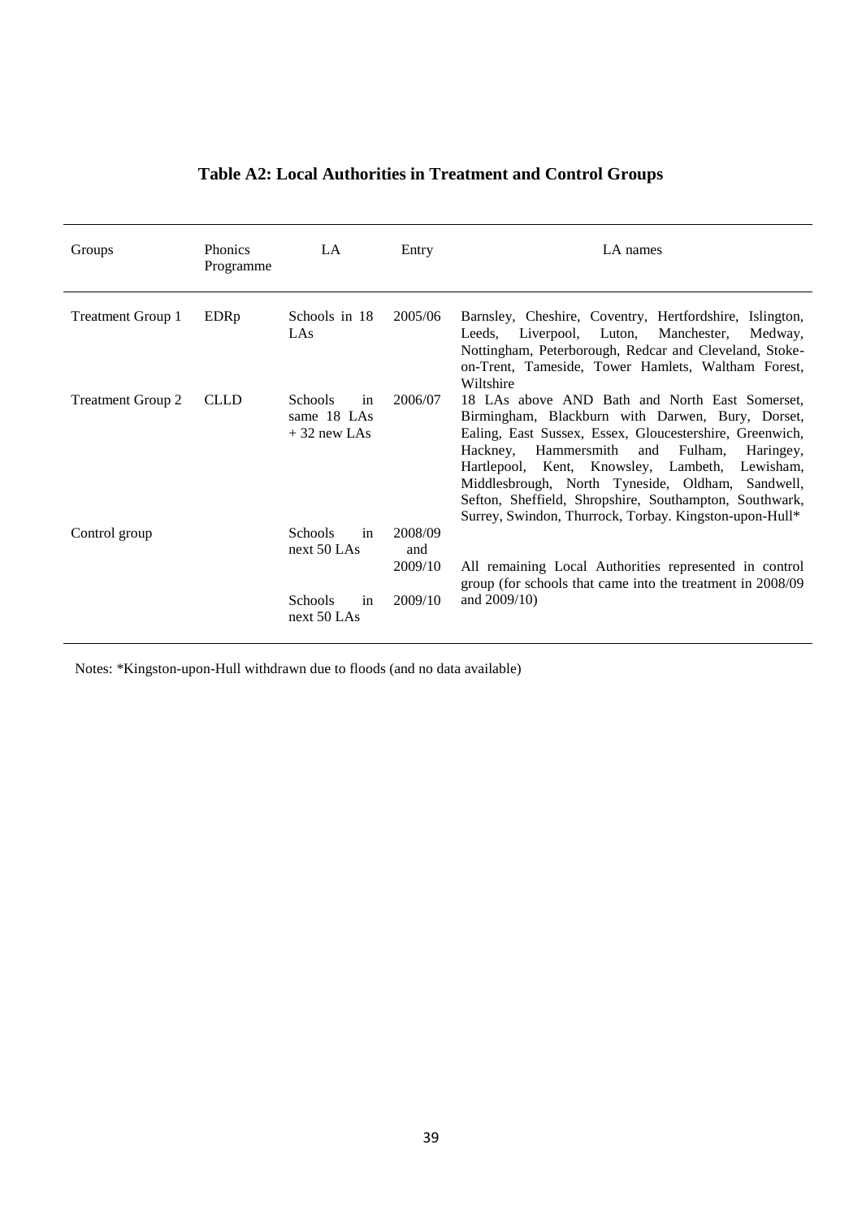**Table A2: Local Authorities in Treatment and Control Groups**

| Groups | Phonics Programme | LA | Entry | LA names |
|---|---|---|---|---|
| Treatment Group 1 | EDRp | Schools in 18 LAs | 2005/06 | Barnsley, Cheshire, Coventry, Hertfordshire, Islington, Leeds, Liverpool, Luton, Manchester, Medway, Nottingham, Peterborough, Redcar and Cleveland, Stoke-on-Trent, Tameside, Tower Hamlets, Waltham Forest, Wiltshire |
| Treatment Group 2 | CLLD | Schools in same 18 LAs + 32 new LAs | 2006/07 | 18 LAs above AND Bath and North East Somerset, Birmingham, Blackburn with Darwen, Bury, Dorset, Ealing, East Sussex, Essex, Gloucestershire, Greenwich, Hackney, Hammersmith and Fulham, Haringey, Hartlepool, Kent, Knowsley, Lambeth, Lewisham, Middlesbrough, North Tyneside, Oldham, Sandwell, Sefton, Sheffield, Shropshire, Southampton, Southwark, Surrey, Swindon, Thurrock, Torbay. Kingston-upon-Hull* |
| Control group | | Schools in next 50 LAs | 2008/09 and 2009/10 | All remaining Local Authorities represented in control group (for schools that came into the treatment in 2008/09 and 2009/10) |
| | | Schools in next 50 LAs | 2009/10 | |

Notes: *Kingston-upon-Hull withdrawn due to floods (and no data available)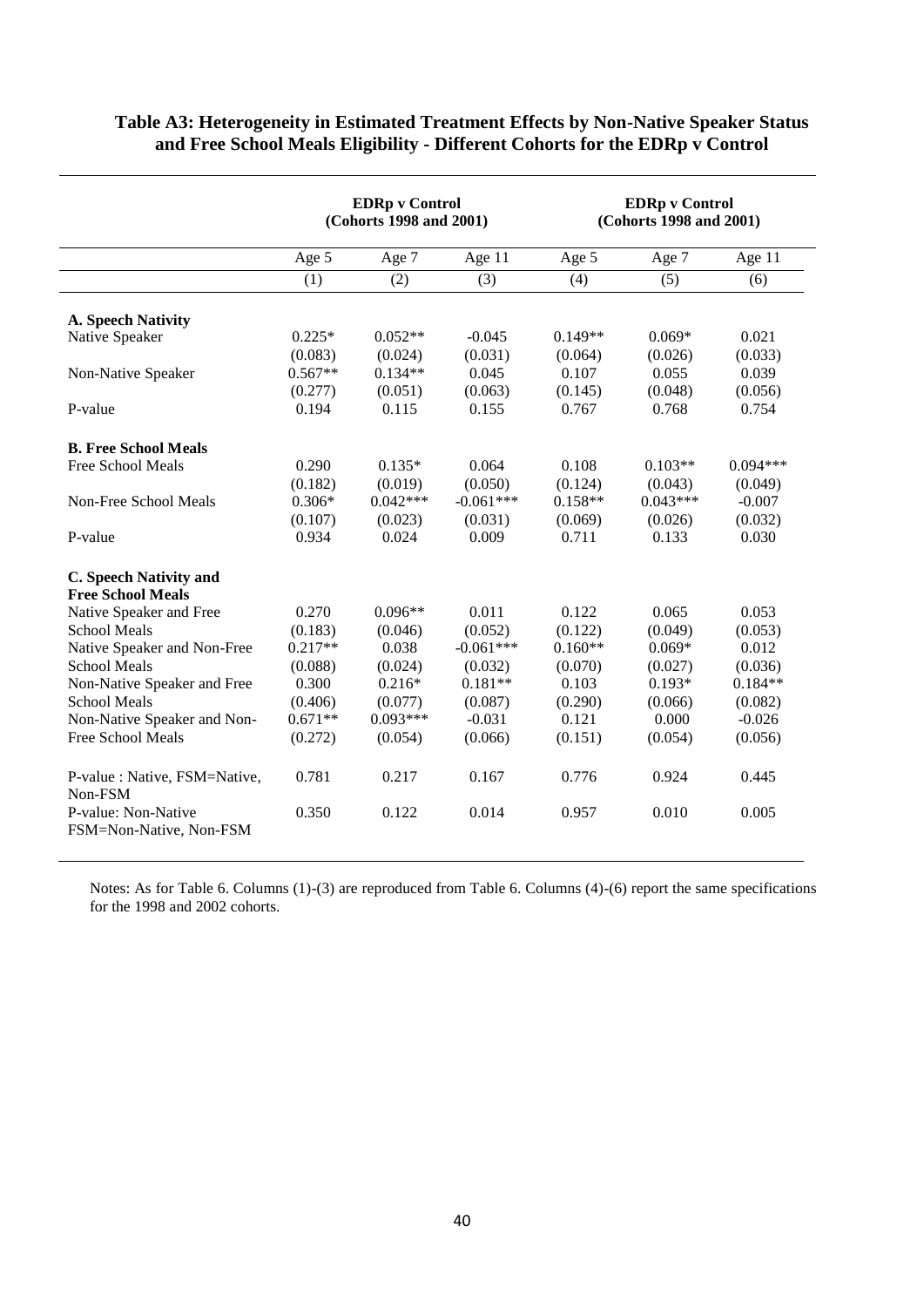**Table A3: Heterogeneity in Estimated Treatment Effects by Non-Native Speaker Status and Free School Meals Eligibility - Different Cohorts for the EDRp v Control**

| | EDRp v Control (Cohorts 1998 and 2001) | | | EDRp v Control (Cohorts 1998 and 2001) | | |
|---|---|---|---|---|---|---|
| | Age 5 | Age 7 | Age 11 | Age 5 | Age 7 | Age 11 |
| | (1) | (2) | (3) | (4) | (5) | (6) |
| **A. Speech Nativity** | | | | | | |
| Native Speaker | 0.225* | 0.052** | -0.045 | 0.149** | 0.069* | 0.021 |
| | (0.083) | (0.024) | (0.031) | (0.064) | (0.026) | (0.033) |
| Non-Native Speaker | 0.567** | 0.134** | 0.045 | 0.107 | 0.055 | 0.039 |
| | (0.277) | (0.051) | (0.063) | (0.145) | (0.048) | (0.056) |
| P-value | 0.194 | 0.115 | 0.155 | 0.767 | 0.768 | 0.754 |
| **B. Free School Meals** | | | | | | |
| Free School Meals | 0.290 | 0.135* | 0.064 | 0.108 | 0.103** | 0.094*** |
| | (0.182) | (0.019) | (0.050) | (0.124) | (0.043) | (0.049) |
| Non-Free School Meals | 0.306* | 0.042*** | -0.061*** | 0.158** | 0.043*** | -0.007 |
| | (0.107) | (0.023) | (0.031) | (0.069) | (0.026) | (0.032) |
| P-value | 0.934 | 0.024 | 0.009 | 0.711 | 0.133 | 0.030 |
| **C. Speech Nativity and Free School Meals** | | | | | | |
| Native Speaker and Free School Meals | 0.270 | 0.096** | 0.011 | 0.122 | 0.065 | 0.053 |
| | (0.183) | (0.046) | (0.052) | (0.122) | (0.049) | (0.053) |
| Native Speaker and Non-Free School Meals | 0.217** | 0.038 | -0.061*** | 0.160** | 0.069* | 0.012 |
| | (0.088) | (0.024) | (0.032) | (0.070) | (0.027) | (0.036) |
| Non-Native Speaker and Free School Meals | 0.300 | 0.216* | 0.181** | 0.103 | 0.193* | 0.184** |
| | (0.406) | (0.077) | (0.087) | (0.290) | (0.066) | (0.082) |
| Non-Native Speaker and Non-Free School Meals | 0.671** | 0.093*** | -0.031 | 0.121 | 0.000 | -0.026 |
| | (0.272) | (0.054) | (0.066) | (0.151) | (0.054) | (0.056) |
| P-value : Native, FSM=Native, Non-FSM | 0.781 | 0.217 | 0.167 | 0.776 | 0.924 | 0.445 |
| P-value: Non-Native FSM=Non-Native, Non-FSM | 0.350 | 0.122 | 0.014 | 0.957 | 0.010 | 0.005 |

Notes: As for Table 6. Columns (1)-(3) are reproduced from Table 6. Columns (4)-(6) report the same specifications for the 1998 and 2002 cohorts.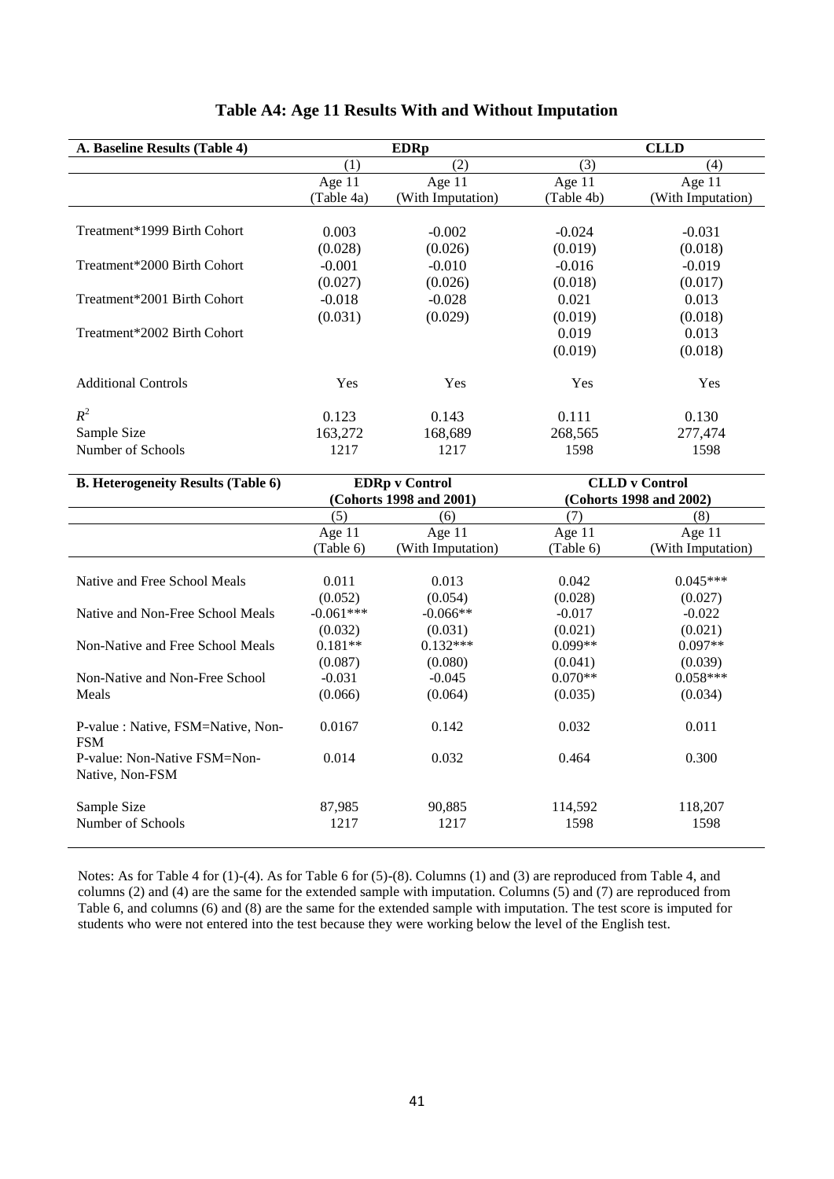# Table A4: Age 11 Results With and Without Imputation

| A. Baseline Results (Table 4) | EDRp | | CLLD | |
|---|---|---|---|---|
| | (1) | (2) | (3) | (4) |
| | Age 11 (Table 4a) | Age 11 (With Imputation) | Age 11 (Table 4b) | Age 11 (With Imputation) |
| Treatment*1999 Birth Cohort | 0.003 | -0.002 | -0.024 | -0.031 |
| | (0.028) | (0.026) | (0.019) | (0.018) |
| Treatment*2000 Birth Cohort | -0.001 | -0.010 | -0.016 | -0.019 |
| | (0.027) | (0.026) | (0.018) | (0.017) |
| Treatment*2001 Birth Cohort | -0.018 | -0.028 | 0.021 | 0.013 |
| | (0.031) | (0.029) | (0.019) | (0.018) |
| Treatment*2002 Birth Cohort | | | 0.019 | 0.013 |
| | | | (0.019) | (0.018) |
| Additional Controls | Yes | Yes | Yes | Yes |
| $R^2$ | 0.123 | 0.143 | 0.111 | 0.130 |
| Sample Size | 163,272 | 168,689 | 268,565 | 277,474 |
| Number of Schools | 1217 | 1217 | 1598 | 1598 |

| B. Heterogeneity Results (Table 6) | EDRp v Control (Cohorts 1998 and 2001) | | CLLD v Control (Cohorts 1998 and 2002) | |
|---|---|---|---|---|
| | (5) | (6) | (7) | (8) |
| | Age 11 (Table 6) | Age 11 (With Imputation) | Age 11 (Table 6) | Age 11 (With Imputation) |
| Native and Free School Meals | 0.011 | 0.013 | 0.042 | 0.045*** |
| | (0.052) | (0.054) | (0.028) | (0.027) |
| Native and Non-Free School Meals | -0.061*** | -0.066** | -0.017 | -0.022 |
| | (0.032) | (0.031) | (0.021) | (0.021) |
| Non-Native and Free School Meals | 0.181** | 0.132*** | 0.099** | 0.097** |
| | (0.087) | (0.080) | (0.041) | (0.039) |
| Non-Native and Non-Free School Meals | -0.031 | -0.045 | 0.070** | 0.058*** |
| | (0.066) | (0.064) | (0.035) | (0.034) |
| P-value : Native, FSM=Native, Non-FSM | 0.0167 | 0.142 | 0.032 | 0.011 |
| P-value: Non-Native FSM=Non-Native, Non-FSM | 0.014 | 0.032 | 0.464 | 0.300 |
| Sample Size | 87,985 | 90,885 | 114,592 | 118,207 |
| Number of Schools | 1217 | 1217 | 1598 | 1598 |

Notes: As for Table 4 for (1)-(4). As for Table 6 for (5)-(8). Columns (1) and (3) are reproduced from Table 4, and columns (2) and (4) are the same for the extended sample with imputation. Columns (5) and (7) are reproduced from Table 6, and columns (6) and (8) are the same for the extended sample with imputation. The test score is imputed for students who were not entered into the test because they were working below the level of the English test.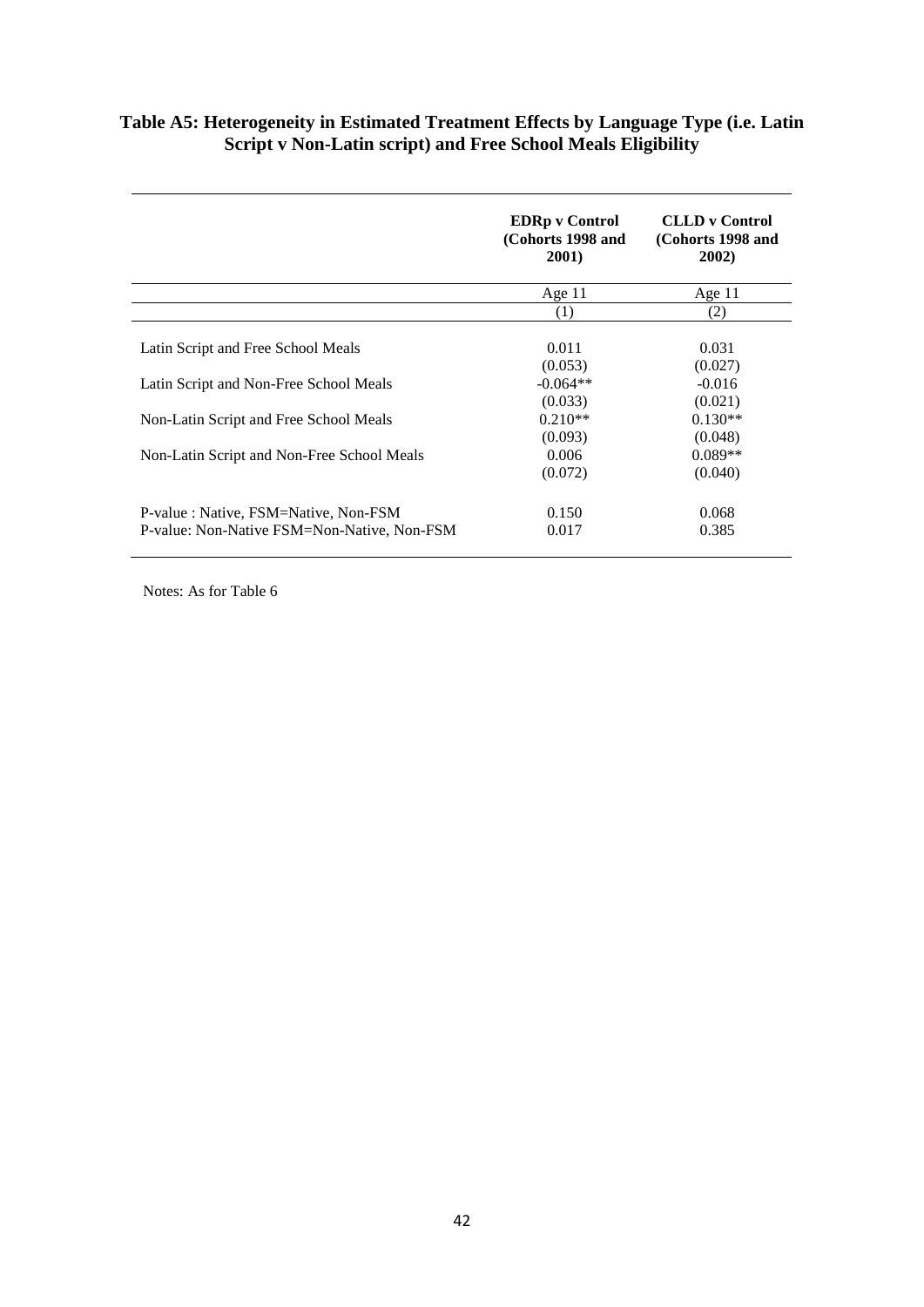**Table A5: Heterogeneity in Estimated Treatment Effects by Language Type (i.e. Latin Script v Non-Latin script) and Free School Meals Eligibility**

| | **EDRp v Control (Cohorts 1998 and 2001)** | **CLLD v Control (Cohorts 1998 and 2002)** |
|---|---|---|
| | Age 11 | Age 11 |
| | (1) | (2) |
| Latin Script and Free School Meals | 0.011 | 0.031 |
| | (0.053) | (0.027) |
| Latin Script and Non-Free School Meals | -0.064** | -0.016 |
| | (0.033) | (0.021) |
| Non-Latin Script and Free School Meals | 0.210** | 0.130** |
| | (0.093) | (0.048) |
| Non-Latin Script and Non-Free School Meals | 0.006 | 0.089** |
| | (0.072) | (0.040) |
| P-value : Native, FSM=Native, Non-FSM | 0.150 | 0.068 |
| P-value: Non-Native FSM=Non-Native, Non-FSM | 0.017 | 0.385 |

Notes: As for Table 6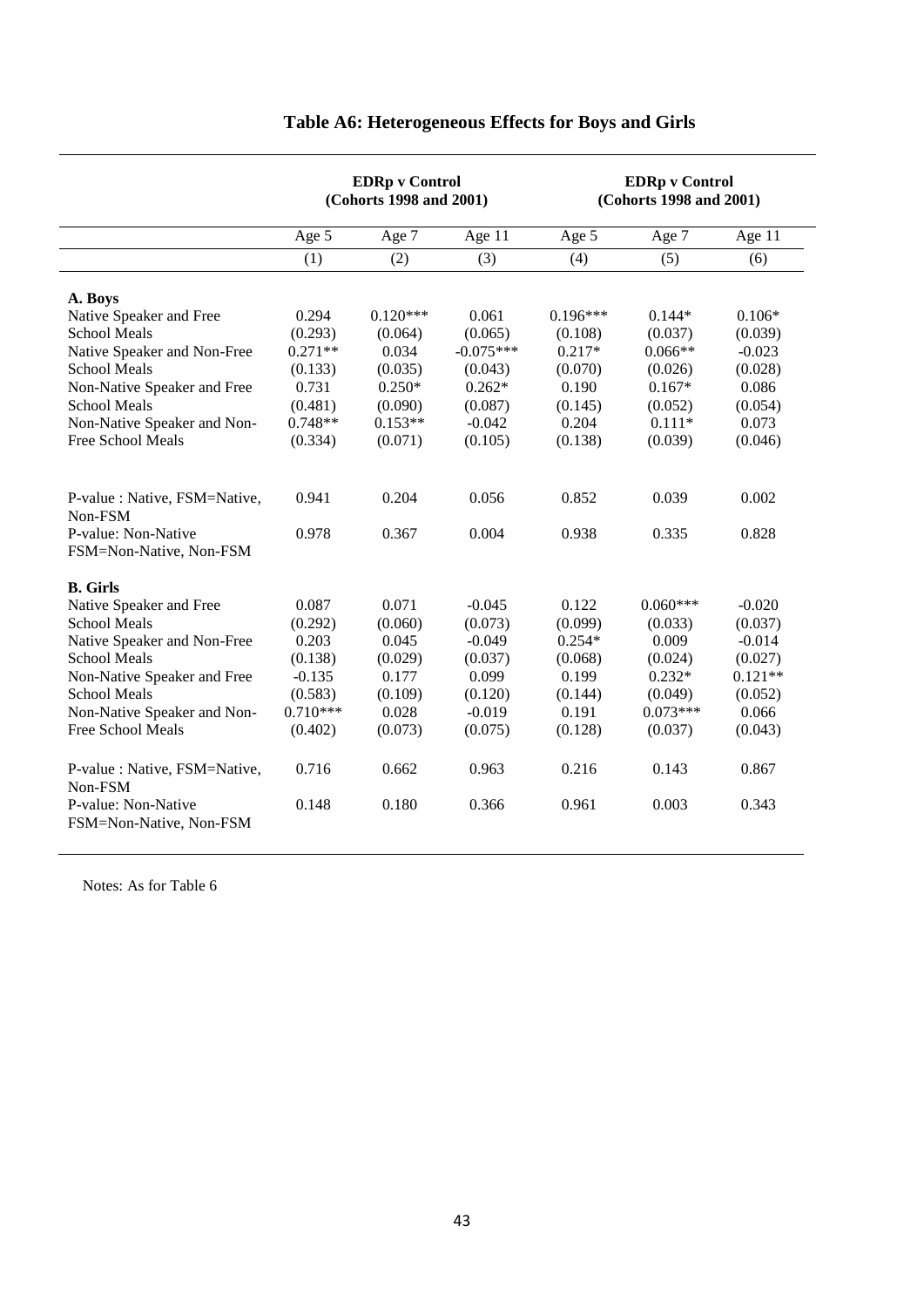## Table A6: Heterogeneous Effects for Boys and Girls

| | EDRp v Control (Cohorts 1998 and 2001) | | | EDRp v Control (Cohorts 1998 and 2001) | | |
|---|---|---|---|---|---|---|
| | Age 5 | Age 7 | Age 11 | Age 5 | Age 7 | Age 11 |
| | (1) | (2) | (3) | (4) | (5) | (6) |
| **A. Boys** | | | | | | |
| Native Speaker and Free School Meals | 0.294 | 0.120*** | 0.061 | 0.196*** | 0.144* | 0.106* |
| | (0.293) | (0.064) | (0.065) | (0.108) | (0.037) | (0.039) |
| Native Speaker and Non-Free School Meals | 0.271** | 0.034 | -0.075*** | 0.217* | 0.066** | -0.023 |
| | (0.133) | (0.035) | (0.043) | (0.070) | (0.026) | (0.028) |
| Non-Native Speaker and Free School Meals | 0.731 | 0.250* | 0.262* | 0.190 | 0.167* | 0.086 |
| | (0.481) | (0.090) | (0.087) | (0.145) | (0.052) | (0.054) |
| Non-Native Speaker and Non-Free School Meals | 0.748** | 0.153** | -0.042 | 0.204 | 0.111* | 0.073 |
| | (0.334) | (0.071) | (0.105) | (0.138) | (0.039) | (0.046) |
| P-value : Native, FSM=Native, Non-FSM | 0.941 | 0.204 | 0.056 | 0.852 | 0.039 | 0.002 |
| P-value: Non-Native FSM=Non-Native, Non-FSM | 0.978 | 0.367 | 0.004 | 0.938 | 0.335 | 0.828 |
| **B. Girls** | | | | | | |
| Native Speaker and Free School Meals | 0.087 | 0.071 | -0.045 | 0.122 | 0.060*** | -0.020 |
| | (0.292) | (0.060) | (0.073) | (0.099) | (0.033) | (0.037) |
| Native Speaker and Non-Free School Meals | 0.203 | 0.045 | -0.049 | 0.254* | 0.009 | -0.014 |
| | (0.138) | (0.029) | (0.037) | (0.068) | (0.024) | (0.027) |
| Non-Native Speaker and Free School Meals | -0.135 | 0.177 | 0.099 | 0.199 | 0.232* | 0.121** |
| | (0.583) | (0.109) | (0.120) | (0.144) | (0.049) | (0.052) |
| Non-Native Speaker and Non-Free School Meals | 0.710*** | 0.028 | -0.019 | 0.191 | 0.073*** | 0.066 |
| | (0.402) | (0.073) | (0.075) | (0.128) | (0.037) | (0.043) |
| P-value : Native, FSM=Native, Non-FSM | 0.716 | 0.662 | 0.963 | 0.216 | 0.143 | 0.867 |
| P-value: Non-Native FSM=Non-Native, Non-FSM | 0.148 | 0.180 | 0.366 | 0.961 | 0.003 | 0.343 |

Notes: As for Table 6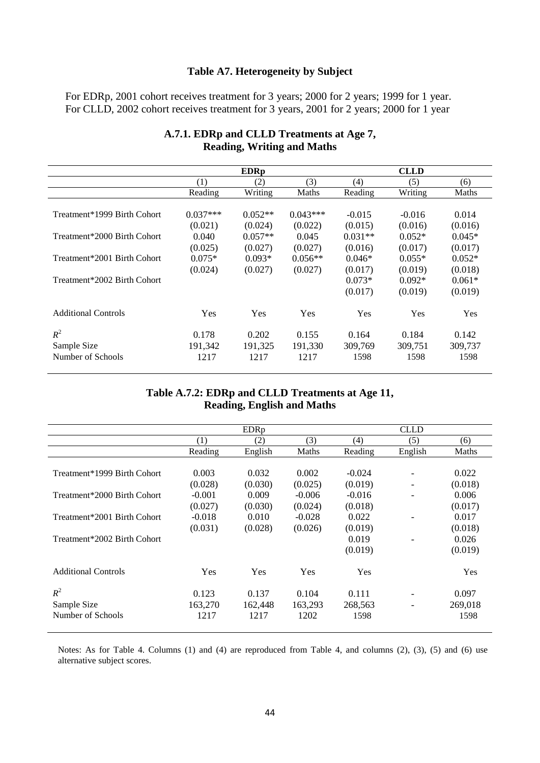## Table A7. Heterogeneity by Subject

For EDRp, 2001 cohort receives treatment for 3 years; 2000 for 2 years; 1999 for 1 year.
For CLLD, 2002 cohort receives treatment for 3 years, 2001 for 2 years; 2000 for 1 year

### A.7.1. EDRp and CLLD Treatments at Age 7, Reading, Writing and Maths

| | **EDRp** | | | **CLLD** | | |
|---|---|---|---|---|---|---|
| | (1) | (2) | (3) | (4) | (5) | (6) |
| | Reading | Writing | Maths | Reading | Writing | Maths |
| Treatment*1999 Birth Cohort | 0.037*** | 0.052** | 0.043*** | -0.015 | -0.016 | 0.014 |
| | (0.021) | (0.024) | (0.022) | (0.015) | (0.016) | (0.016) |
| Treatment*2000 Birth Cohort | 0.040 | 0.057** | 0.045 | 0.031** | 0.052* | 0.045* |
| | (0.025) | (0.027) | (0.027) | (0.016) | (0.017) | (0.017) |
| Treatment*2001 Birth Cohort | 0.075* | 0.093* | 0.056** | 0.046* | 0.055* | 0.052* |
| | (0.024) | (0.027) | (0.027) | (0.017) | (0.019) | (0.018) |
| Treatment*2002 Birth Cohort | | | | 0.073* | 0.092* | 0.061* |
| | | | | (0.017) | (0.019) | (0.019) |
| Additional Controls | Yes | Yes | Yes | Yes | Yes | Yes |
| $R^2$ | 0.178 | 0.202 | 0.155 | 0.164 | 0.184 | 0.142 |
| Sample Size | 191,342 | 191,325 | 191,330 | 309,769 | 309,751 | 309,737 |
| Number of Schools | 1217 | 1217 | 1217 | 1598 | 1598 | 1598 |

### Table A.7.2: EDRp and CLLD Treatments at Age 11, Reading, English and Maths

| | EDRp | | | CLLD | | |
|---|---|---|---|---|---|---|
| | (1) | (2) | (3) | (4) | (5) | (6) |
| | Reading | English | Maths | Reading | English | Maths |
| Treatment*1999 Birth Cohort | 0.003 | 0.032 | 0.002 | -0.024 | - | 0.022 |
| | (0.028) | (0.030) | (0.025) | (0.019) | - | (0.018) |
| Treatment*2000 Birth Cohort | -0.001 | 0.009 | -0.006 | -0.016 | - | 0.006 |
| | (0.027) | (0.030) | (0.024) | (0.018) | | (0.017) |
| Treatment*2001 Birth Cohort | -0.018 | 0.010 | -0.028 | 0.022 | - | 0.017 |
| | (0.031) | (0.028) | (0.026) | (0.019) | | (0.018) |
| Treatment*2002 Birth Cohort | | | | 0.019 | - | 0.026 |
| | | | | (0.019) | | (0.019) |
| Additional Controls | Yes | Yes | Yes | Yes | | Yes |
| $R^2$ | 0.123 | 0.137 | 0.104 | 0.111 | - | 0.097 |
| Sample Size | 163,270 | 162,448 | 163,293 | 268,563 | - | 269,018 |
| Number of Schools | 1217 | 1217 | 1202 | 1598 | | 1598 |

Notes: As for Table 4. Columns (1) and (4) are reproduced from Table 4, and columns (2), (3), (5) and (6) use alternative subject scores.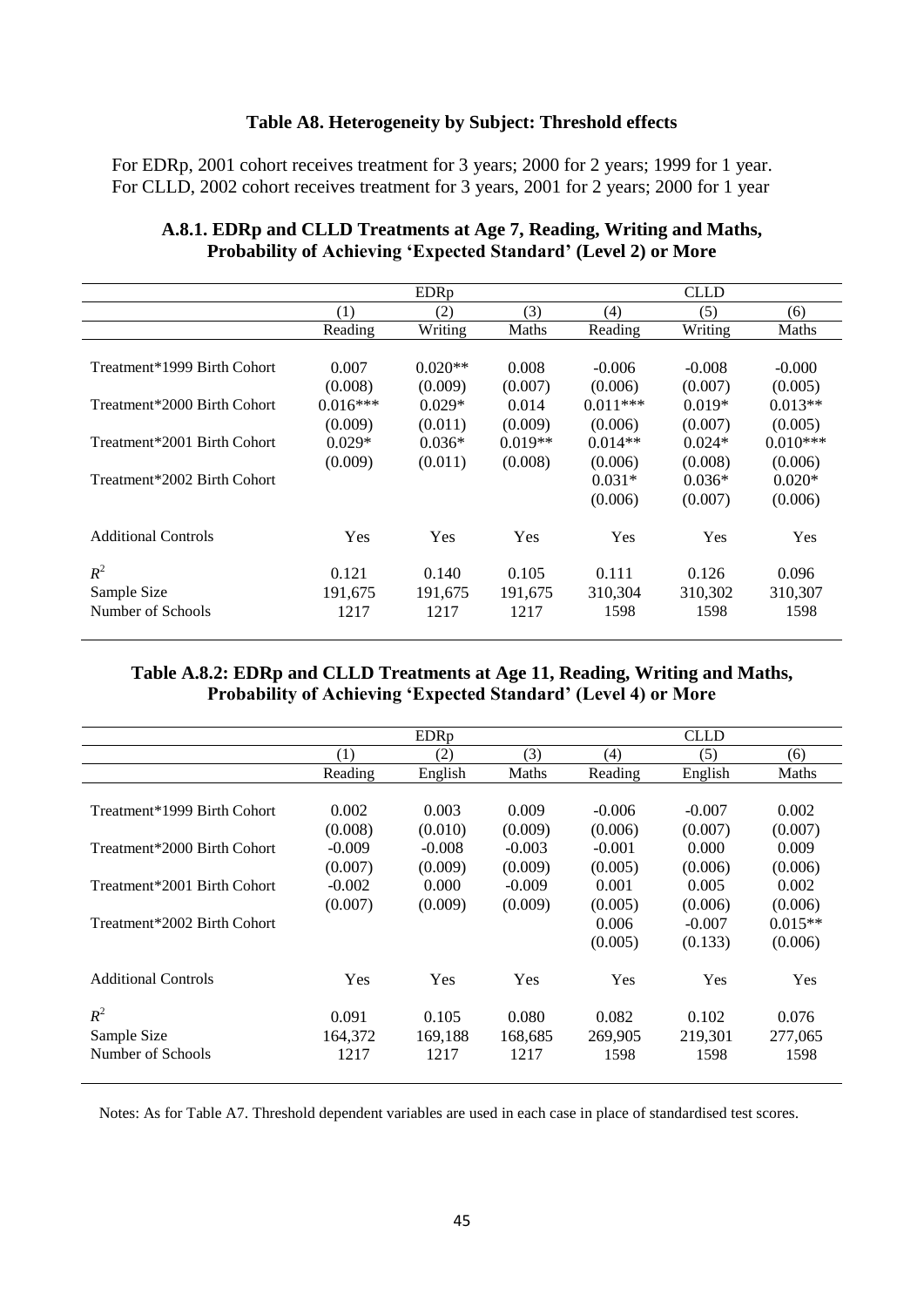## Table A8. Heterogeneity by Subject: Threshold effects

For EDRp, 2001 cohort receives treatment for 3 years; 2000 for 2 years; 1999 for 1 year.
For CLLD, 2002 cohort receives treatment for 3 years, 2001 for 2 years; 2000 for 1 year

### A.8.1. EDRp and CLLD Treatments at Age 7, Reading, Writing and Maths, Probability of Achieving 'Expected Standard' (Level 2) or More

| | EDRp | | | CLLD | | |
|---|---|---|---|---|---|---|
| | (1) | (2) | (3) | (4) | (5) | (6) |
| | Reading | Writing | Maths | Reading | Writing | Maths |
| Treatment*1999 Birth Cohort | 0.007 | 0.020** | 0.008 | -0.006 | -0.008 | -0.000 |
| | (0.008) | (0.009) | (0.007) | (0.006) | (0.007) | (0.005) |
| Treatment*2000 Birth Cohort | 0.016*** | 0.029* | 0.014 | 0.011*** | 0.019* | 0.013** |
| | (0.009) | (0.011) | (0.009) | (0.006) | (0.007) | (0.005) |
| Treatment*2001 Birth Cohort | 0.029* | 0.036* | 0.019** | 0.014** | 0.024* | 0.010*** |
| | (0.009) | (0.011) | (0.008) | (0.006) | (0.008) | (0.006) |
| Treatment*2002 Birth Cohort | | | | 0.031* | 0.036* | 0.020* |
| | | | | (0.006) | (0.007) | (0.006) |
| Additional Controls | Yes | Yes | Yes | Yes | Yes | Yes |
| $R^2$ | 0.121 | 0.140 | 0.105 | 0.111 | 0.126 | 0.096 |
| Sample Size | 191,675 | 191,675 | 191,675 | 310,304 | 310,302 | 310,307 |
| Number of Schools | 1217 | 1217 | 1217 | 1598 | 1598 | 1598 |

### Table A.8.2: EDRp and CLLD Treatments at Age 11, Reading, Writing and Maths, Probability of Achieving 'Expected Standard' (Level 4) or More

| | EDRp | | | CLLD | | |
|---|---|---|---|---|---|---|
| | (1) | (2) | (3) | (4) | (5) | (6) |
| | Reading | English | Maths | Reading | English | Maths |
| Treatment*1999 Birth Cohort | 0.002 | 0.003 | 0.009 | -0.006 | -0.007 | 0.002 |
| | (0.008) | (0.010) | (0.009) | (0.006) | (0.007) | (0.007) |
| Treatment*2000 Birth Cohort | -0.009 | -0.008 | -0.003 | -0.001 | 0.000 | 0.009 |
| | (0.007) | (0.009) | (0.009) | (0.005) | (0.006) | (0.006) |
| Treatment*2001 Birth Cohort | -0.002 | 0.000 | -0.009 | 0.001 | 0.005 | 0.002 |
| | (0.007) | (0.009) | (0.009) | (0.005) | (0.006) | (0.006) |
| Treatment*2002 Birth Cohort | | | | 0.006 | -0.007 | 0.015** |
| | | | | (0.005) | (0.133) | (0.006) |
| Additional Controls | Yes | Yes | Yes | Yes | Yes | Yes |
| $R^2$ | 0.091 | 0.105 | 0.080 | 0.082 | 0.102 | 0.076 |
| Sample Size | 164,372 | 169,188 | 168,685 | 269,905 | 219,301 | 277,065 |
| Number of Schools | 1217 | 1217 | 1217 | 1598 | 1598 | 1598 |

Notes: As for Table A7. Threshold dependent variables are used in each case in place of standardised test scores.